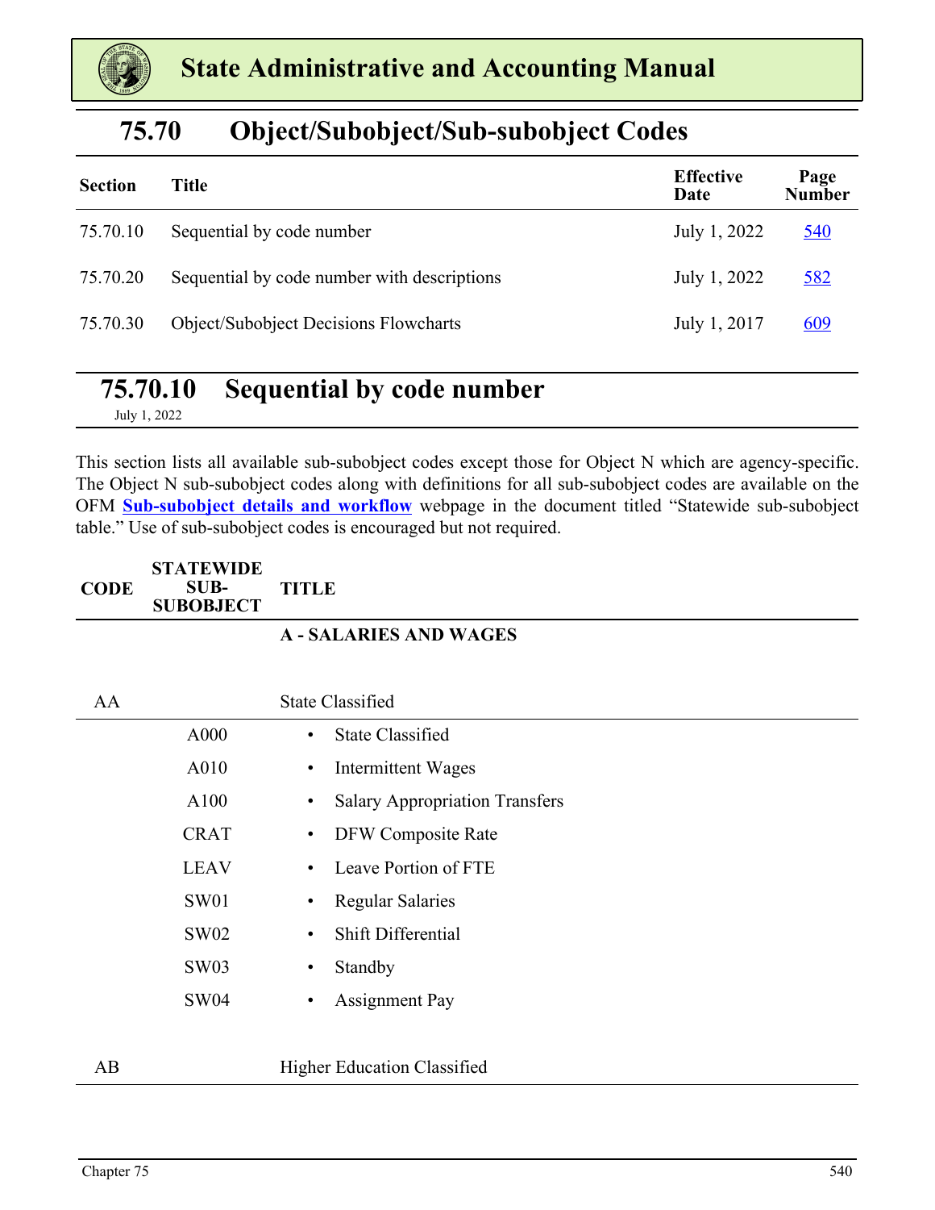# State Administrative and Accounting Manual

## 75.70 Object/Subobject/Sub-subobject Codes

| Section | Title | Effective Date | Page Number |
|---|---|---|---|
| 75.70.10 | Sequential by code number | July 1, 2022 | 540 |
| 75.70.20 | Sequential by code number with descriptions | July 1, 2022 | 582 |
| 75.70.30 | Object/Subobject Decisions Flowcharts | July 1, 2017 | 609 |

## 75.70.10 Sequential by code number

July 1, 2022

This section lists all available sub-subobject codes except those for Object N which are agency-specific. The Object N sub-subobject codes along with definitions for all sub-subobject codes are available on the OFM **Sub-subobject details and workflow** webpage in the document titled "Statewide sub-subobject table." Use of sub-subobject codes is encouraged but not required.

| CODE | STATEWIDE SUB-SUBOBJECT | TITLE |
|---|---|---|
| | | **A - SALARIES AND WAGES** |
| AA | | State Classified |
| | A000 | • State Classified |
| | A010 | • Intermittent Wages |
| | A100 | • Salary Appropriation Transfers |
| | CRAT | • DFW Composite Rate |
| | LEAV | • Leave Portion of FTE |
| | SW01 | • Regular Salaries |
| | SW02 | • Shift Differential |
| | SW03 | • Standby |
| | SW04 | • Assignment Pay |
| AB | | Higher Education Classified |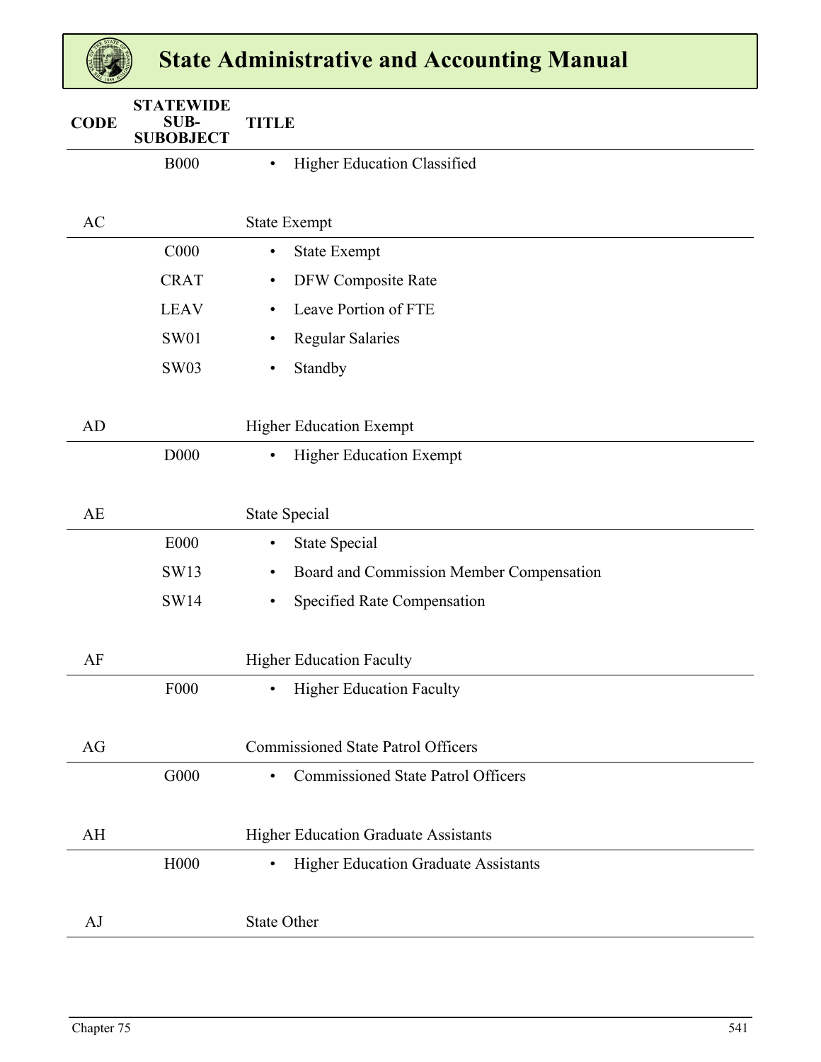| CODE | STATEWIDE SUB-SUBOBJECT | TITLE |
|---|---|---|
| | B000 | • Higher Education Classified |
| AC | | State Exempt |
| | C000 | • State Exempt |
| | CRAT | • DFW Composite Rate |
| | LEAV | • Leave Portion of FTE |
| | SW01 | • Regular Salaries |
| | SW03 | • Standby |
| AD | | Higher Education Exempt |
| | D000 | • Higher Education Exempt |
| AE | | State Special |
| | E000 | • State Special |
| | SW13 | • Board and Commission Member Compensation |
| | SW14 | • Specified Rate Compensation |
| AF | | Higher Education Faculty |
| | F000 | • Higher Education Faculty |
| AG | | Commissioned State Patrol Officers |
| | G000 | • Commissioned State Patrol Officers |
| AH | | Higher Education Graduate Assistants |
| | H000 | • Higher Education Graduate Assistants |
| AJ | | State Other |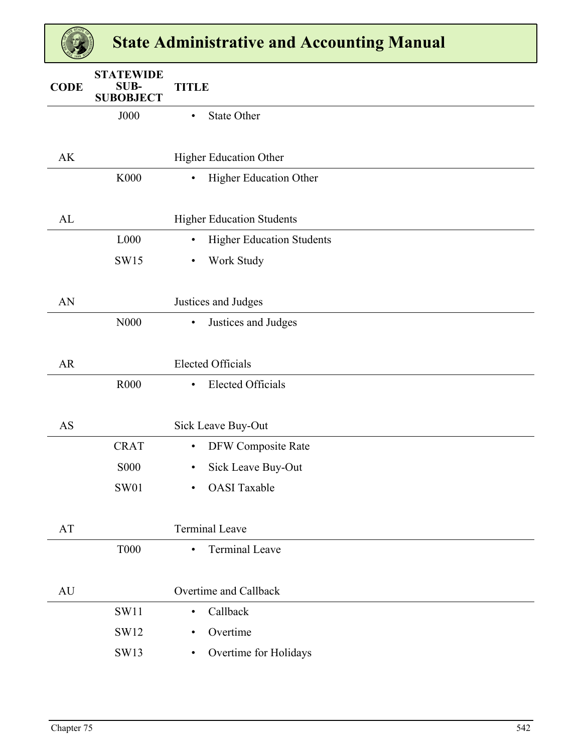| CODE | STATEWIDE SUB-SUBOBJECT | TITLE |
|---|---|---|
| | J000 | • State Other |
| AK | | Higher Education Other |
| | K000 | • Higher Education Other |
| AL | | Higher Education Students |
| | L000 | • Higher Education Students |
| | SW15 | • Work Study |
| AN | | Justices and Judges |
| | N000 | • Justices and Judges |
| AR | | Elected Officials |
| | R000 | • Elected Officials |
| AS | | Sick Leave Buy-Out |
| | CRAT | • DFW Composite Rate |
| | S000 | • Sick Leave Buy-Out |
| | SW01 | • OASI Taxable |
| AT | | Terminal Leave |
| | T000 | • Terminal Leave |
| AU | | Overtime and Callback |
| | SW11 | • Callback |
| | SW12 | • Overtime |
| | SW13 | • Overtime for Holidays |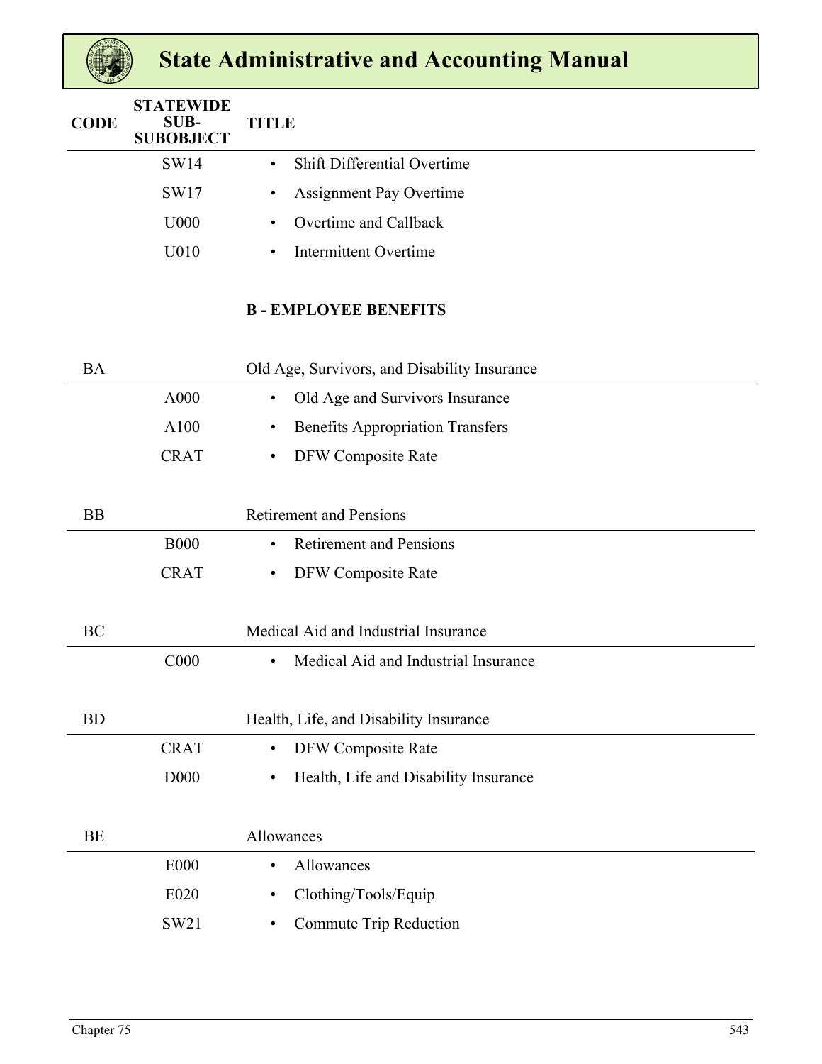| CODE | STATEWIDE SUB-SUBOBJECT | TITLE |
|---|---|---|
| | SW14 | • Shift Differential Overtime |
| | SW17 | • Assignment Pay Overtime |
| | U000 | • Overtime and Callback |
| | U010 | • Intermittent Overtime |

**B - EMPLOYEE BENEFITS**

| CODE | STATEWIDE SUB-SUBOBJECT | TITLE |
|---|---|---|
| BA | | Old Age, Survivors, and Disability Insurance |
| | A000 | • Old Age and Survivors Insurance |
| | A100 | • Benefits Appropriation Transfers |
| | CRAT | • DFW Composite Rate |
| BB | | Retirement and Pensions |
| | B000 | • Retirement and Pensions |
| | CRAT | • DFW Composite Rate |
| BC | | Medical Aid and Industrial Insurance |
| | C000 | • Medical Aid and Industrial Insurance |
| BD | | Health, Life, and Disability Insurance |
| | CRAT | • DFW Composite Rate |
| | D000 | • Health, Life and Disability Insurance |
| BE | | Allowances |
| | E000 | • Allowances |
| | E020 | • Clothing/Tools/Equip |
| | SW21 | • Commute Trip Reduction |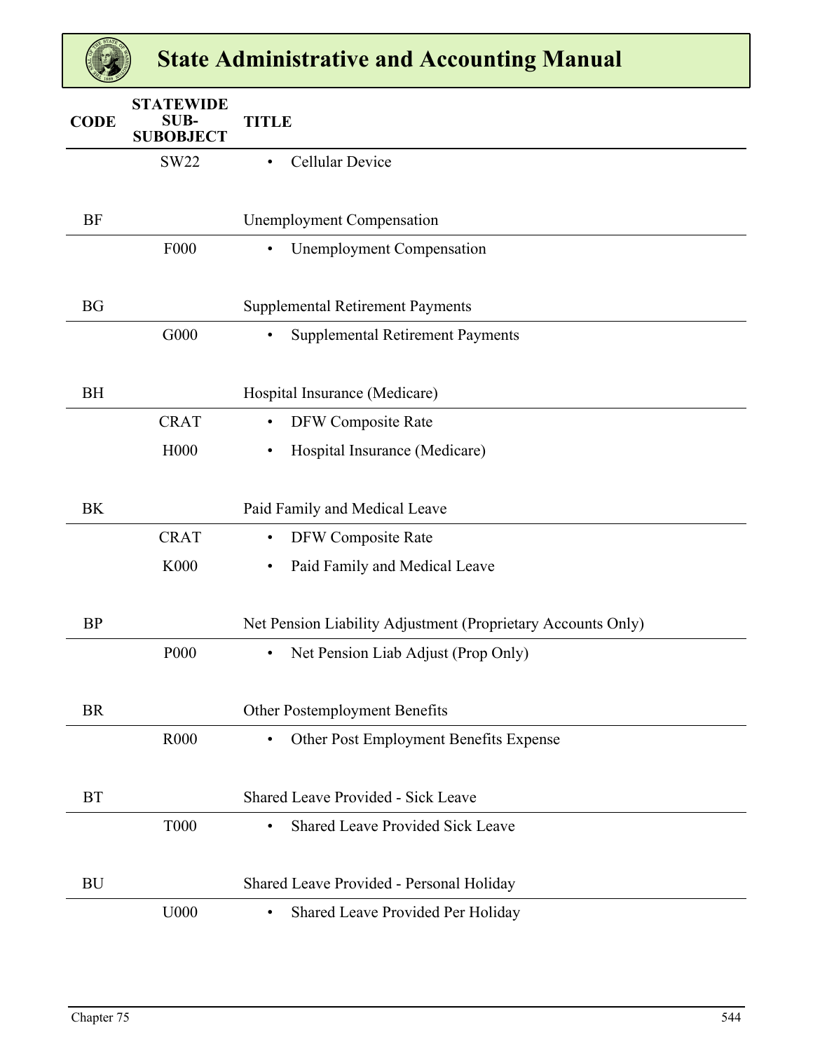| CODE | STATEWIDE SUB-SUBOBJECT | TITLE |
|---|---|---|
| | SW22 | • Cellular Device |
| BF | | Unemployment Compensation |
| | F000 | • Unemployment Compensation |
| BG | | Supplemental Retirement Payments |
| | G000 | • Supplemental Retirement Payments |
| BH | | Hospital Insurance (Medicare) |
| | CRAT | • DFW Composite Rate |
| | H000 | • Hospital Insurance (Medicare) |
| BK | | Paid Family and Medical Leave |
| | CRAT | • DFW Composite Rate |
| | K000 | • Paid Family and Medical Leave |
| BP | | Net Pension Liability Adjustment (Proprietary Accounts Only) |
| | P000 | • Net Pension Liab Adjust (Prop Only) |
| BR | | Other Postemployment Benefits |
| | R000 | • Other Post Employment Benefits Expense |
| BT | | Shared Leave Provided - Sick Leave |
| | T000 | • Shared Leave Provided Sick Leave |
| BU | | Shared Leave Provided - Personal Holiday |
| | U000 | • Shared Leave Provided Per Holiday |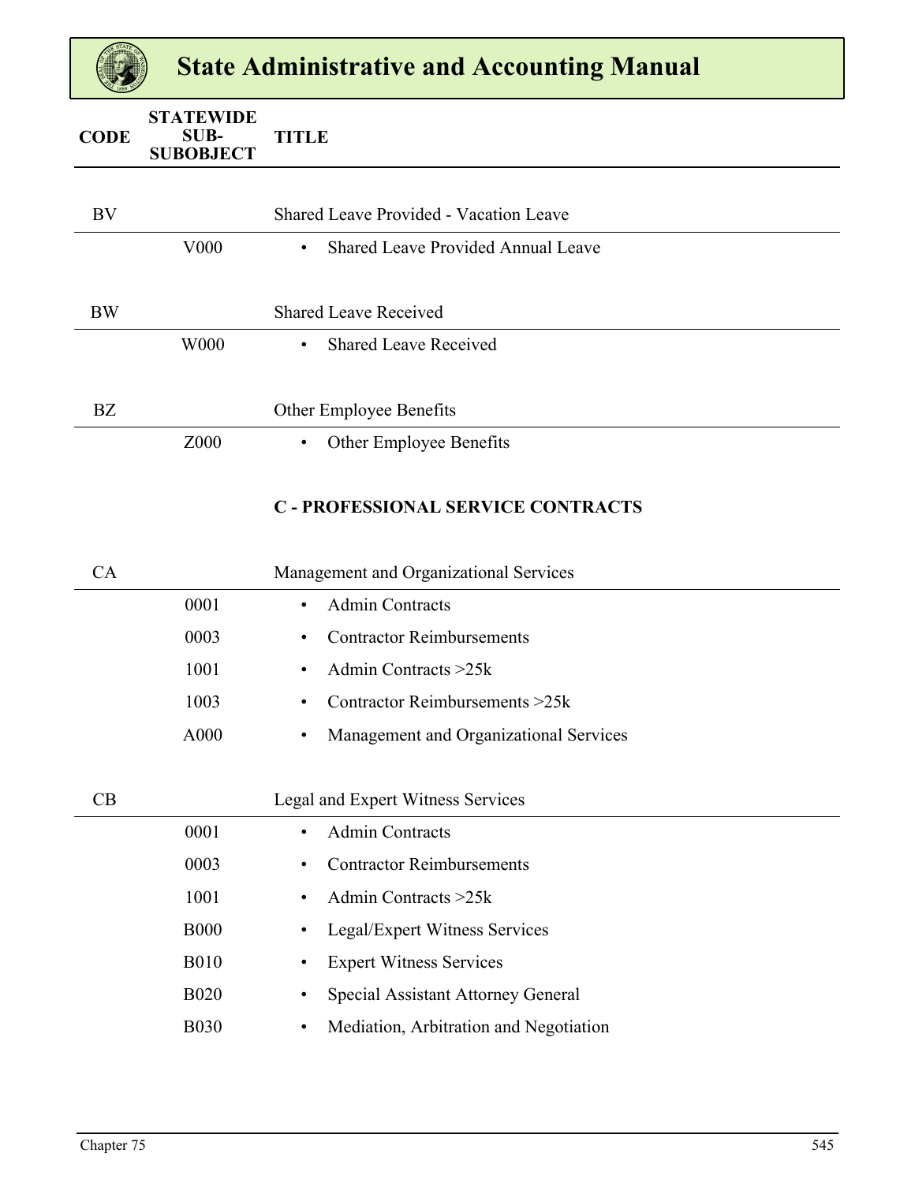| CODE | STATEWIDE SUB-SUBOBJECT | TITLE |
|---|---|---|
| BV | | Shared Leave Provided - Vacation Leave |
| | V000 | • Shared Leave Provided Annual Leave |
| BW | | Shared Leave Received |
| | W000 | • Shared Leave Received |
| BZ | | Other Employee Benefits |
| | Z000 | • Other Employee Benefits |
| | | **C - PROFESSIONAL SERVICE CONTRACTS** |
| CA | | Management and Organizational Services |
| | 0001 | • Admin Contracts |
| | 0003 | • Contractor Reimbursements |
| | 1001 | • Admin Contracts >25k |
| | 1003 | • Contractor Reimbursements >25k |
| | A000 | • Management and Organizational Services |
| CB | | Legal and Expert Witness Services |
| | 0001 | • Admin Contracts |
| | 0003 | • Contractor Reimbursements |
| | 1001 | • Admin Contracts >25k |
| | B000 | • Legal/Expert Witness Services |
| | B010 | • Expert Witness Services |
| | B020 | • Special Assistant Attorney General |
| | B030 | • Mediation, Arbitration and Negotiation |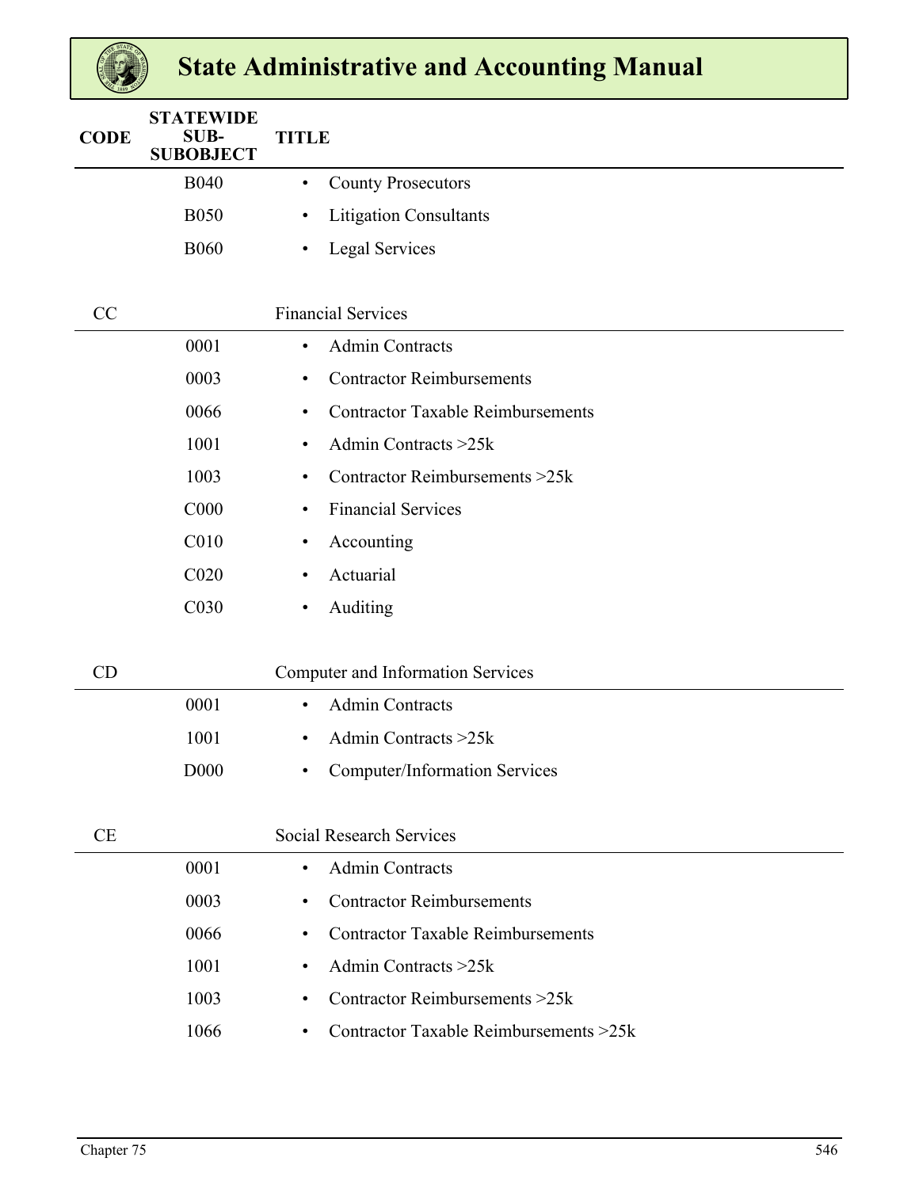| CODE | STATEWIDE SUB-SUBOBJECT | TITLE |
|---|---|---|
| | B040 | • County Prosecutors |
| | B050 | • Litigation Consultants |
| | B060 | • Legal Services |
| CC | | Financial Services |
| | 0001 | • Admin Contracts |
| | 0003 | • Contractor Reimbursements |
| | 0066 | • Contractor Taxable Reimbursements |
| | 1001 | • Admin Contracts >25k |
| | 1003 | • Contractor Reimbursements >25k |
| | C000 | • Financial Services |
| | C010 | • Accounting |
| | C020 | • Actuarial |
| | C030 | • Auditing |
| CD | | Computer and Information Services |
| | 0001 | • Admin Contracts |
| | 1001 | • Admin Contracts >25k |
| | D000 | • Computer/Information Services |
| CE | | Social Research Services |
| | 0001 | • Admin Contracts |
| | 0003 | • Contractor Reimbursements |
| | 0066 | • Contractor Taxable Reimbursements |
| | 1001 | • Admin Contracts >25k |
| | 1003 | • Contractor Reimbursements >25k |
| | 1066 | • Contractor Taxable Reimbursements >25k |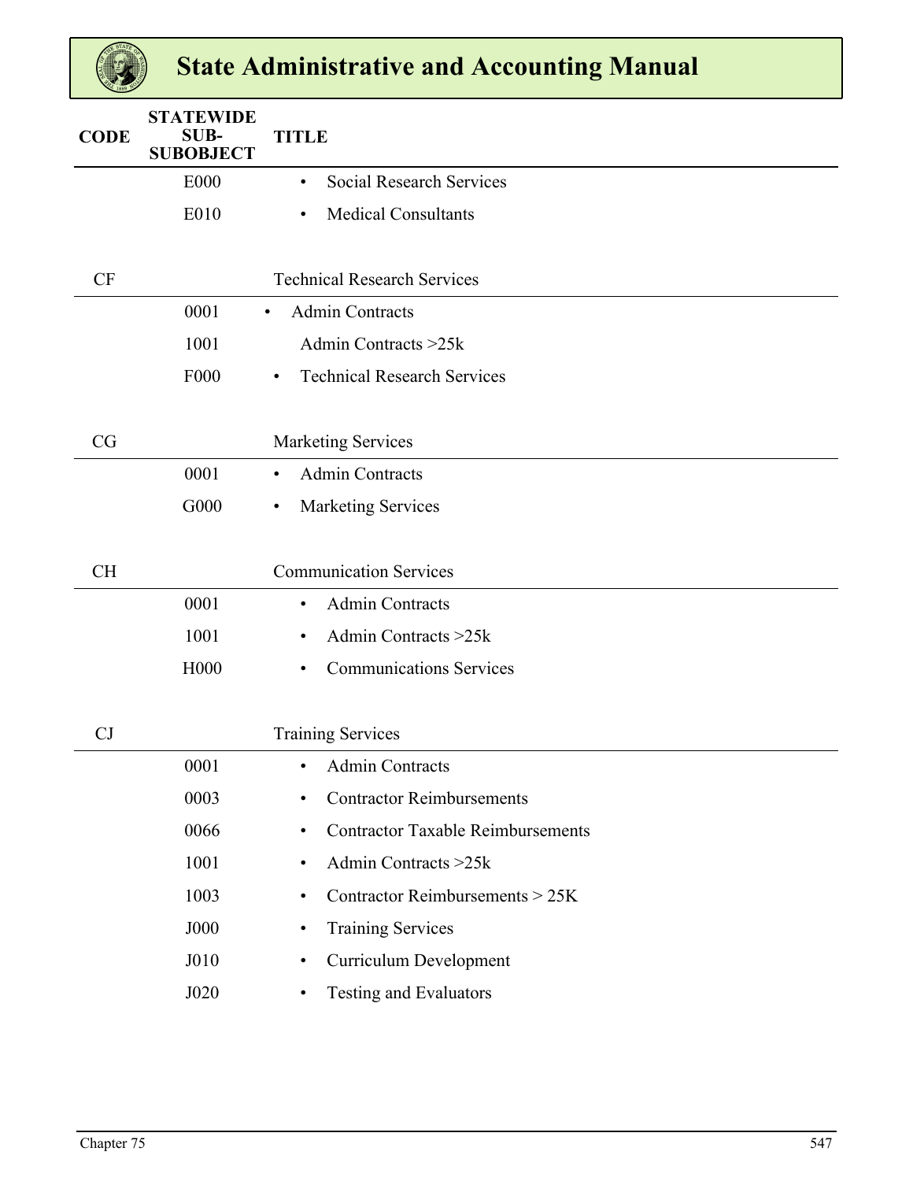| CODE | STATEWIDE SUB-SUBOBJECT | TITLE |
|---|---|---|
| | E000 | • Social Research Services |
| | E010 | • Medical Consultants |
| CF | | Technical Research Services |
| | 0001 | • Admin Contracts |
| | 1001 | Admin Contracts >25k |
| | F000 | • Technical Research Services |
| CG | | Marketing Services |
| | 0001 | • Admin Contracts |
| | G000 | • Marketing Services |
| CH | | Communication Services |
| | 0001 | • Admin Contracts |
| | 1001 | • Admin Contracts >25k |
| | H000 | • Communications Services |
| CJ | | Training Services |
| | 0001 | • Admin Contracts |
| | 0003 | • Contractor Reimbursements |
| | 0066 | • Contractor Taxable Reimbursements |
| | 1001 | • Admin Contracts >25k |
| | 1003 | • Contractor Reimbursements > 25K |
| | J000 | • Training Services |
| | J010 | • Curriculum Development |
| | J020 | • Testing and Evaluators |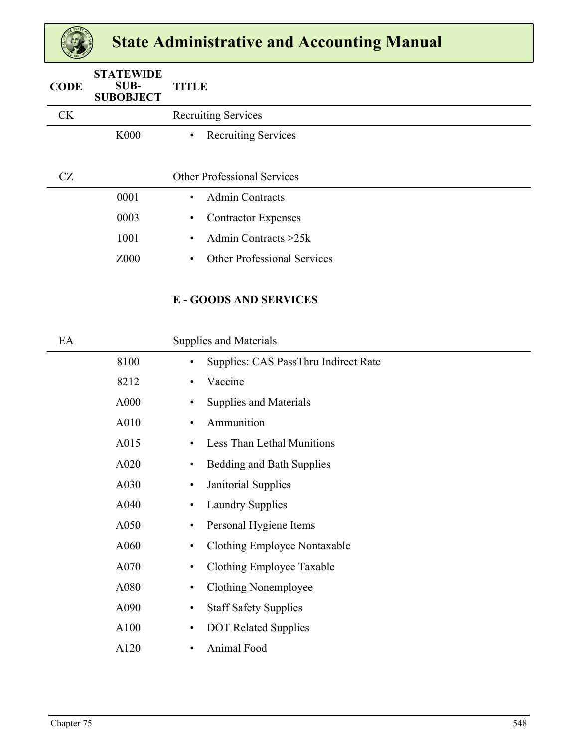| CODE | STATEWIDE SUB-SUBOBJECT | TITLE |
|---|---|---|
| CK | | Recruiting Services |
| | K000 | • Recruiting Services |
| CZ | | Other Professional Services |
| | 0001 | • Admin Contracts |
| | 0003 | • Contractor Expenses |
| | 1001 | • Admin Contracts >25k |
| | Z000 | • Other Professional Services |
| | | **E - GOODS AND SERVICES** |
| EA | | Supplies and Materials |
| | 8100 | • Supplies: CAS PassThru Indirect Rate |
| | 8212 | • Vaccine |
| | A000 | • Supplies and Materials |
| | A010 | • Ammunition |
| | A015 | • Less Than Lethal Munitions |
| | A020 | • Bedding and Bath Supplies |
| | A030 | • Janitorial Supplies |
| | A040 | • Laundry Supplies |
| | A050 | • Personal Hygiene Items |
| | A060 | • Clothing Employee Nontaxable |
| | A070 | • Clothing Employee Taxable |
| | A080 | • Clothing Nonemployee |
| | A090 | • Staff Safety Supplies |
| | A100 | • DOT Related Supplies |
| | A120 | • Animal Food |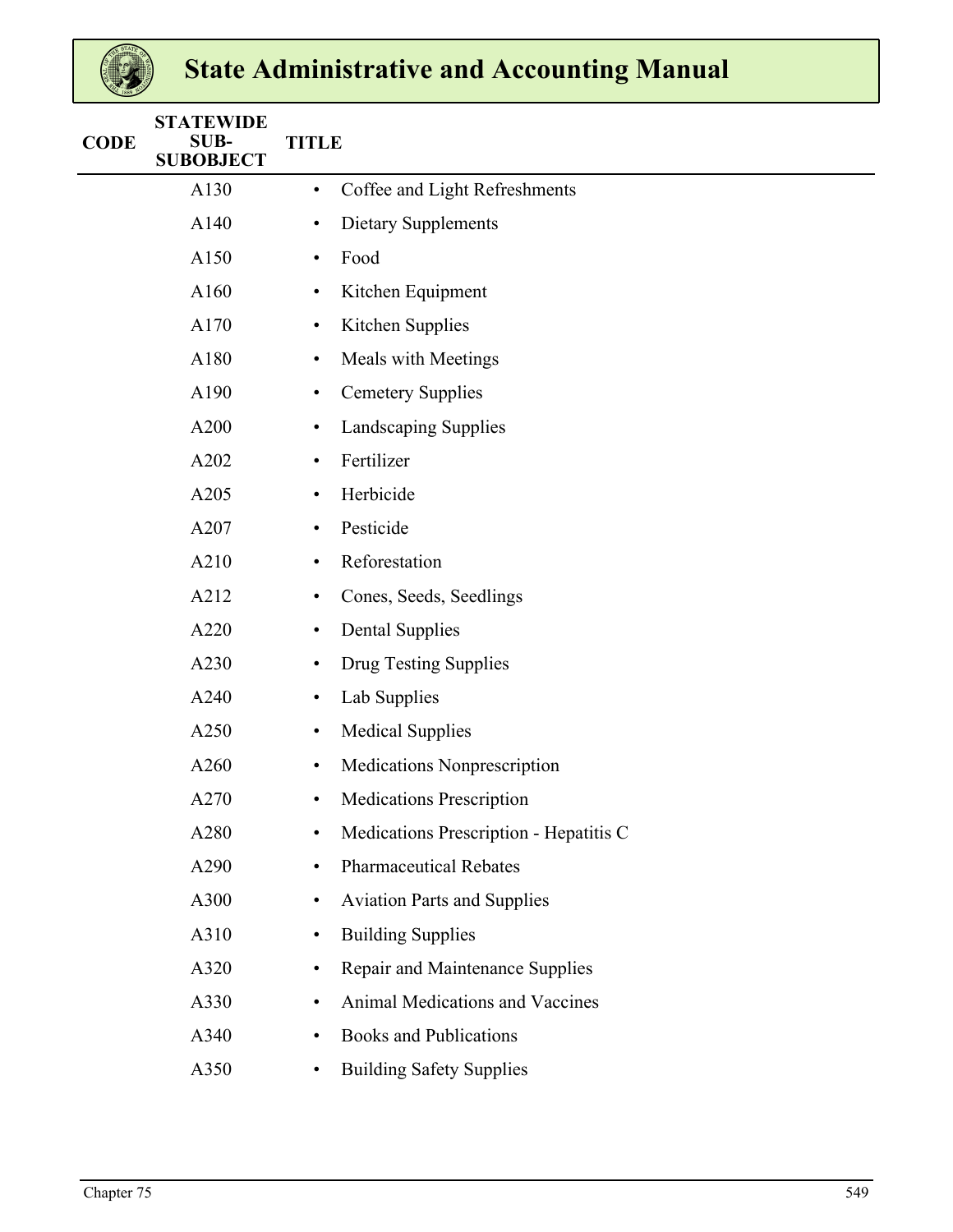| CODE | STATEWIDE SUB-SUBOBJECT | TITLE |
|---|---|---|
| | A130 | • Coffee and Light Refreshments |
| | A140 | • Dietary Supplements |
| | A150 | • Food |
| | A160 | • Kitchen Equipment |
| | A170 | • Kitchen Supplies |
| | A180 | • Meals with Meetings |
| | A190 | • Cemetery Supplies |
| | A200 | • Landscaping Supplies |
| | A202 | • Fertilizer |
| | A205 | • Herbicide |
| | A207 | • Pesticide |
| | A210 | • Reforestation |
| | A212 | • Cones, Seeds, Seedlings |
| | A220 | • Dental Supplies |
| | A230 | • Drug Testing Supplies |
| | A240 | • Lab Supplies |
| | A250 | • Medical Supplies |
| | A260 | • Medications Nonprescription |
| | A270 | • Medications Prescription |
| | A280 | • Medications Prescription - Hepatitis C |
| | A290 | • Pharmaceutical Rebates |
| | A300 | • Aviation Parts and Supplies |
| | A310 | • Building Supplies |
| | A320 | • Repair and Maintenance Supplies |
| | A330 | • Animal Medications and Vaccines |
| | A340 | • Books and Publications |
| | A350 | • Building Safety Supplies |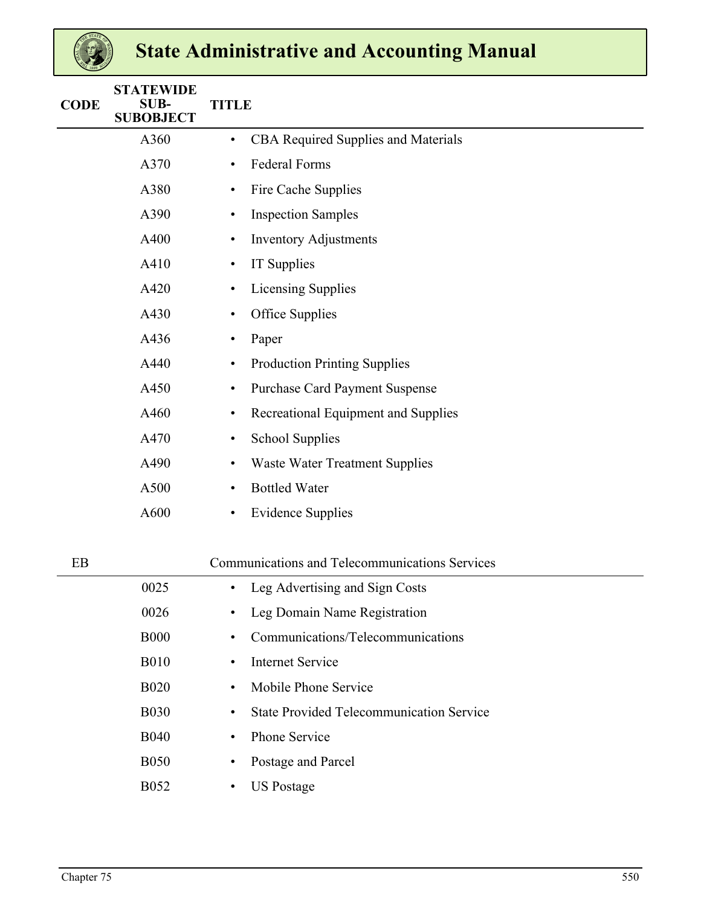| CODE | STATEWIDE SUB-SUBOBJECT | TITLE |
|---|---|---|
| | A360 | • CBA Required Supplies and Materials |
| | A370 | • Federal Forms |
| | A380 | • Fire Cache Supplies |
| | A390 | • Inspection Samples |
| | A400 | • Inventory Adjustments |
| | A410 | • IT Supplies |
| | A420 | • Licensing Supplies |
| | A430 | • Office Supplies |
| | A436 | • Paper |
| | A440 | • Production Printing Supplies |
| | A450 | • Purchase Card Payment Suspense |
| | A460 | • Recreational Equipment and Supplies |
| | A470 | • School Supplies |
| | A490 | • Waste Water Treatment Supplies |
| | A500 | • Bottled Water |
| | A600 | • Evidence Supplies |
| EB | | Communications and Telecommunications Services |
| | 0025 | • Leg Advertising and Sign Costs |
| | 0026 | • Leg Domain Name Registration |
| | B000 | • Communications/Telecommunications |
| | B010 | • Internet Service |
| | B020 | • Mobile Phone Service |
| | B030 | • State Provided Telecommunication Service |
| | B040 | • Phone Service |
| | B050 | • Postage and Parcel |
| | B052 | • US Postage |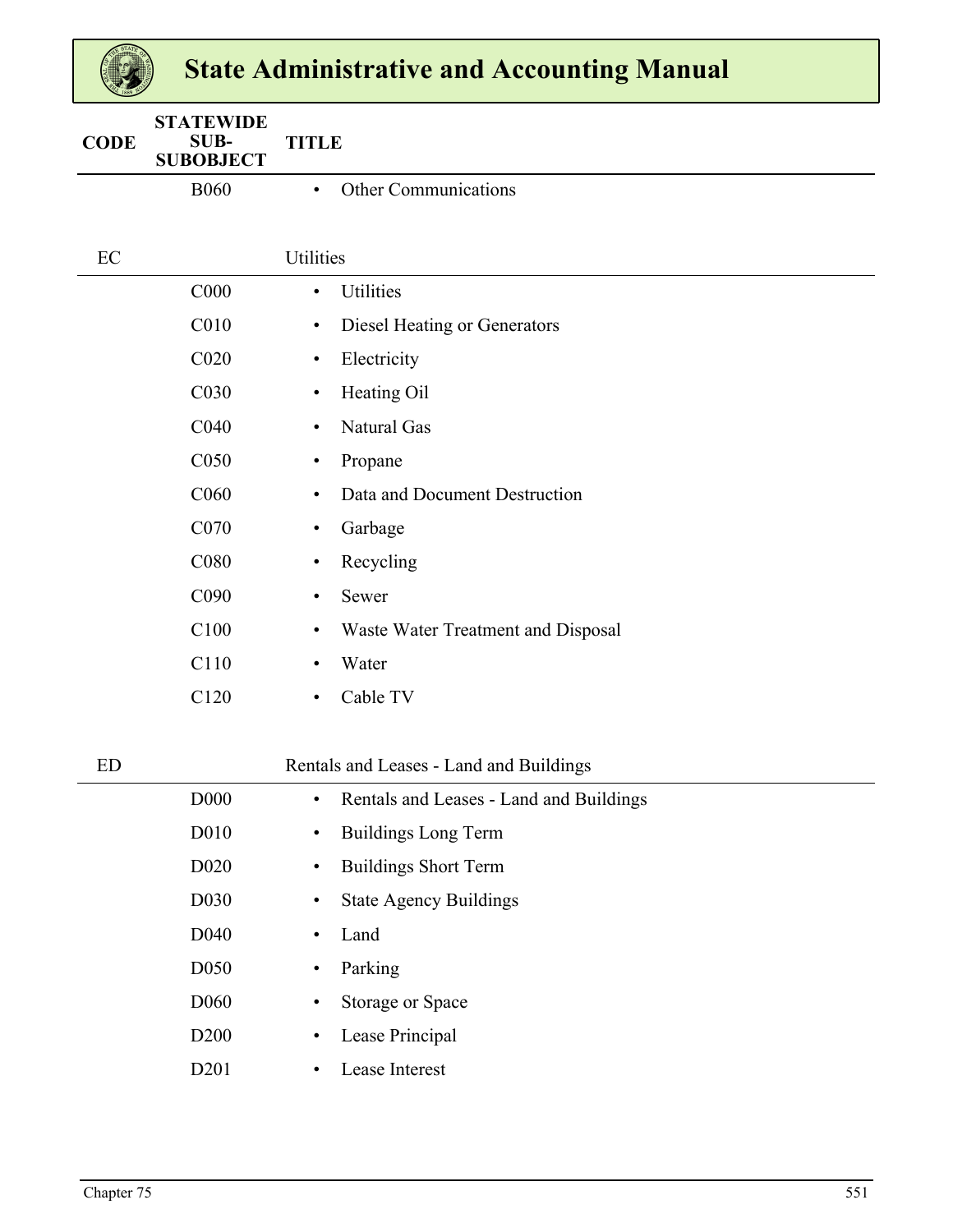| CODE | STATEWIDE SUB-SUBOBJECT | TITLE |
|---|---|---|
| | B060 | • Other Communications |
| EC | | Utilities |
| | C000 | • Utilities |
| | C010 | • Diesel Heating or Generators |
| | C020 | • Electricity |
| | C030 | • Heating Oil |
| | C040 | • Natural Gas |
| | C050 | • Propane |
| | C060 | • Data and Document Destruction |
| | C070 | • Garbage |
| | C080 | • Recycling |
| | C090 | • Sewer |
| | C100 | • Waste Water Treatment and Disposal |
| | C110 | • Water |
| | C120 | • Cable TV |
| ED | | Rentals and Leases - Land and Buildings |
| | D000 | • Rentals and Leases - Land and Buildings |
| | D010 | • Buildings Long Term |
| | D020 | • Buildings Short Term |
| | D030 | • State Agency Buildings |
| | D040 | • Land |
| | D050 | • Parking |
| | D060 | • Storage or Space |
| | D200 | • Lease Principal |
| | D201 | • Lease Interest |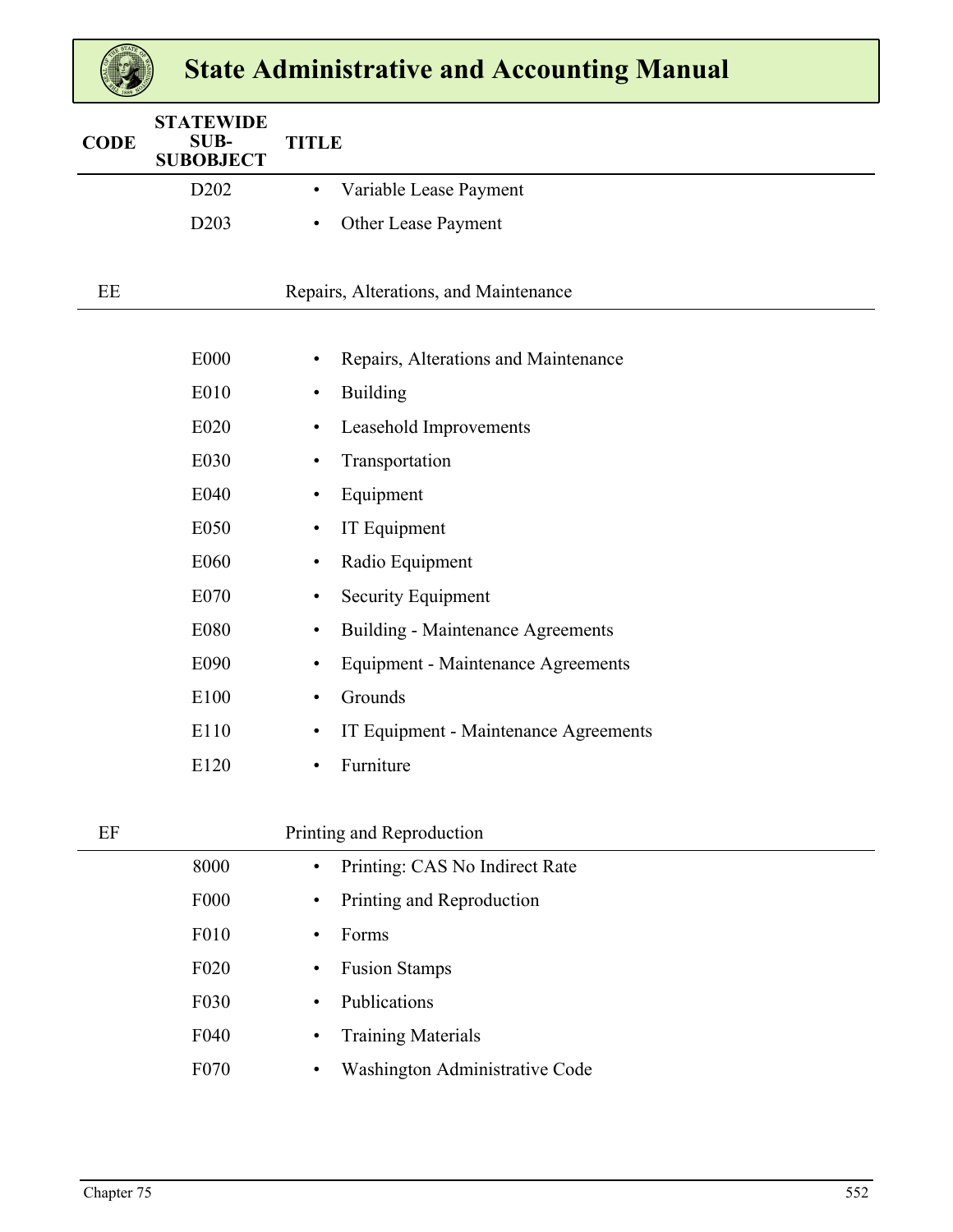| CODE | STATEWIDE SUB-SUBOBJECT | TITLE |
|---|---|---|
| | D202 | • Variable Lease Payment |
| | D203 | • Other Lease Payment |
| EE | | Repairs, Alterations, and Maintenance |
| | E000 | • Repairs, Alterations and Maintenance |
| | E010 | • Building |
| | E020 | • Leasehold Improvements |
| | E030 | • Transportation |
| | E040 | • Equipment |
| | E050 | • IT Equipment |
| | E060 | • Radio Equipment |
| | E070 | • Security Equipment |
| | E080 | • Building - Maintenance Agreements |
| | E090 | • Equipment - Maintenance Agreements |
| | E100 | • Grounds |
| | E110 | • IT Equipment - Maintenance Agreements |
| | E120 | • Furniture |
| EF | | Printing and Reproduction |
| | 8000 | • Printing: CAS No Indirect Rate |
| | F000 | • Printing and Reproduction |
| | F010 | • Forms |
| | F020 | • Fusion Stamps |
| | F030 | • Publications |
| | F040 | • Training Materials |
| | F070 | • Washington Administrative Code |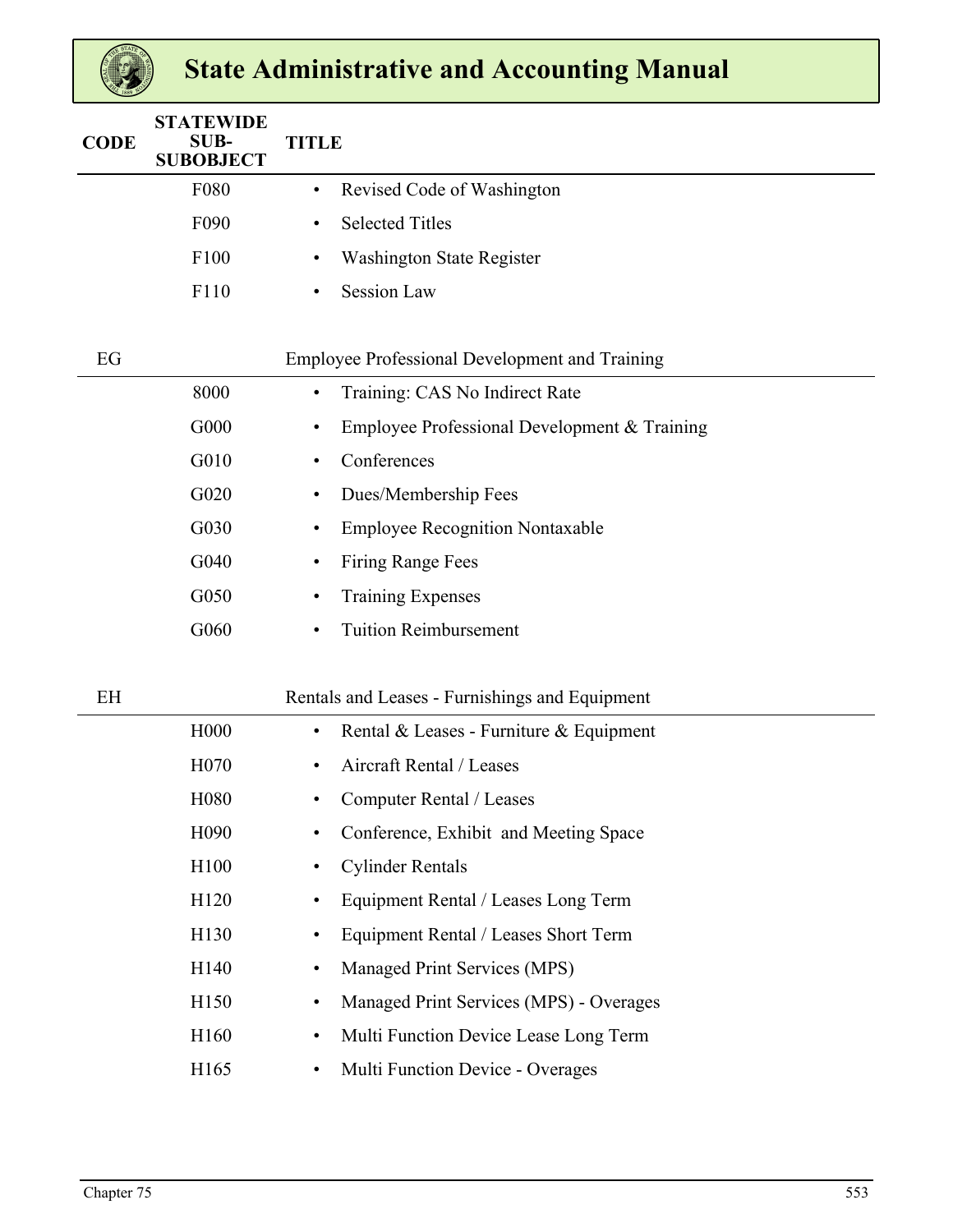| CODE | STATEWIDE SUB-SUBOBJECT | TITLE |
|---|---|---|
| | F080 | • Revised Code of Washington |
| | F090 | • Selected Titles |
| | F100 | • Washington State Register |
| | F110 | • Session Law |
| EG | | Employee Professional Development and Training |
| | 8000 | • Training: CAS No Indirect Rate |
| | G000 | • Employee Professional Development & Training |
| | G010 | • Conferences |
| | G020 | • Dues/Membership Fees |
| | G030 | • Employee Recognition Nontaxable |
| | G040 | • Firing Range Fees |
| | G050 | • Training Expenses |
| | G060 | • Tuition Reimbursement |
| EH | | Rentals and Leases - Furnishings and Equipment |
| | H000 | • Rental & Leases - Furniture & Equipment |
| | H070 | • Aircraft Rental / Leases |
| | H080 | • Computer Rental / Leases |
| | H090 | • Conference, Exhibit and Meeting Space |
| | H100 | • Cylinder Rentals |
| | H120 | • Equipment Rental / Leases Long Term |
| | H130 | • Equipment Rental / Leases Short Term |
| | H140 | • Managed Print Services (MPS) |
| | H150 | • Managed Print Services (MPS) - Overages |
| | H160 | • Multi Function Device Lease Long Term |
| | H165 | • Multi Function Device - Overages |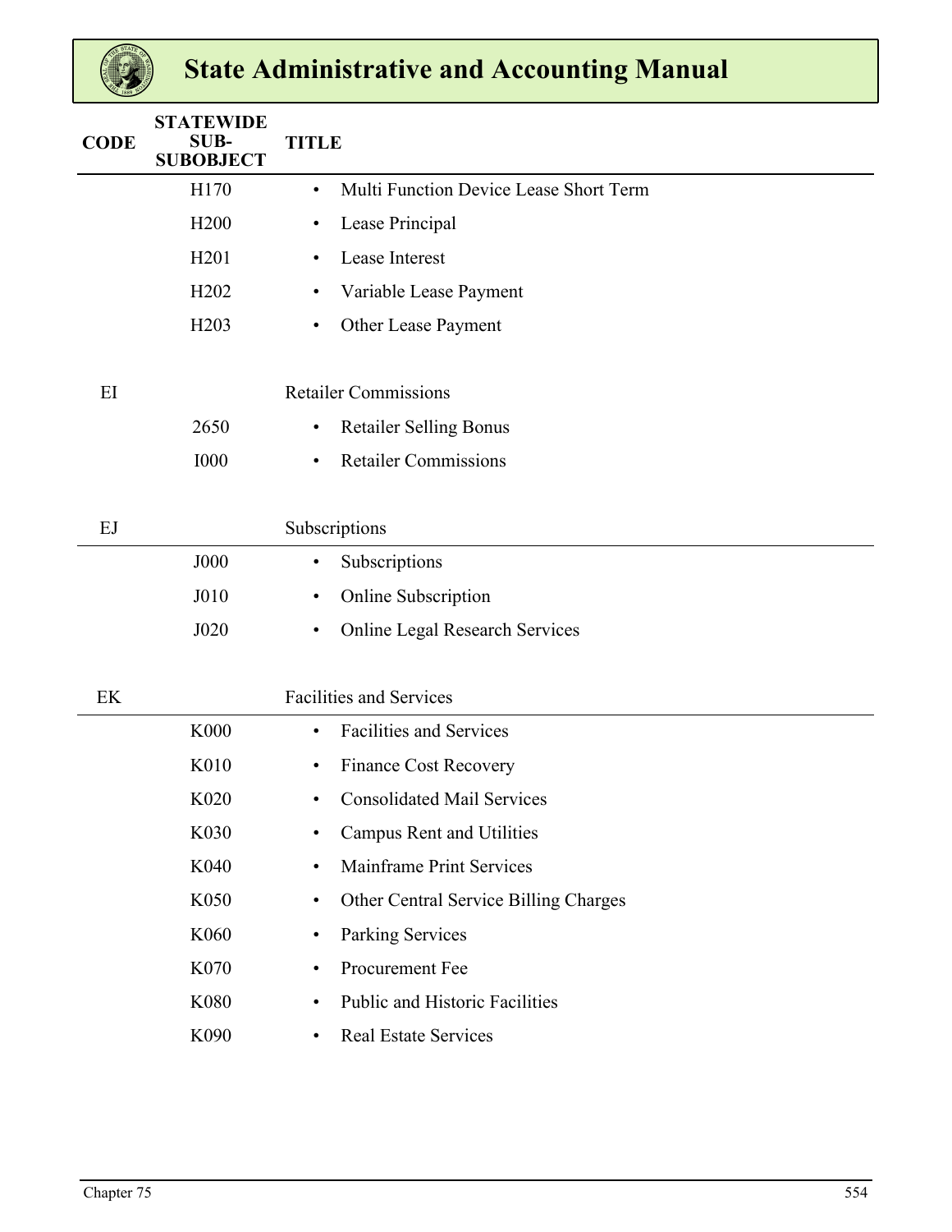| CODE | STATEWIDE SUB-SUBOBJECT | TITLE |
|---|---|---|
| | H170 | • Multi Function Device Lease Short Term |
| | H200 | • Lease Principal |
| | H201 | • Lease Interest |
| | H202 | • Variable Lease Payment |
| | H203 | • Other Lease Payment |
| EI | | Retailer Commissions |
| | 2650 | • Retailer Selling Bonus |
| | I000 | • Retailer Commissions |
| EJ | | Subscriptions |
| | J000 | • Subscriptions |
| | J010 | • Online Subscription |
| | J020 | • Online Legal Research Services |
| EK | | Facilities and Services |
| | K000 | • Facilities and Services |
| | K010 | • Finance Cost Recovery |
| | K020 | • Consolidated Mail Services |
| | K030 | • Campus Rent and Utilities |
| | K040 | • Mainframe Print Services |
| | K050 | • Other Central Service Billing Charges |
| | K060 | • Parking Services |
| | K070 | • Procurement Fee |
| | K080 | • Public and Historic Facilities |
| | K090 | • Real Estate Services |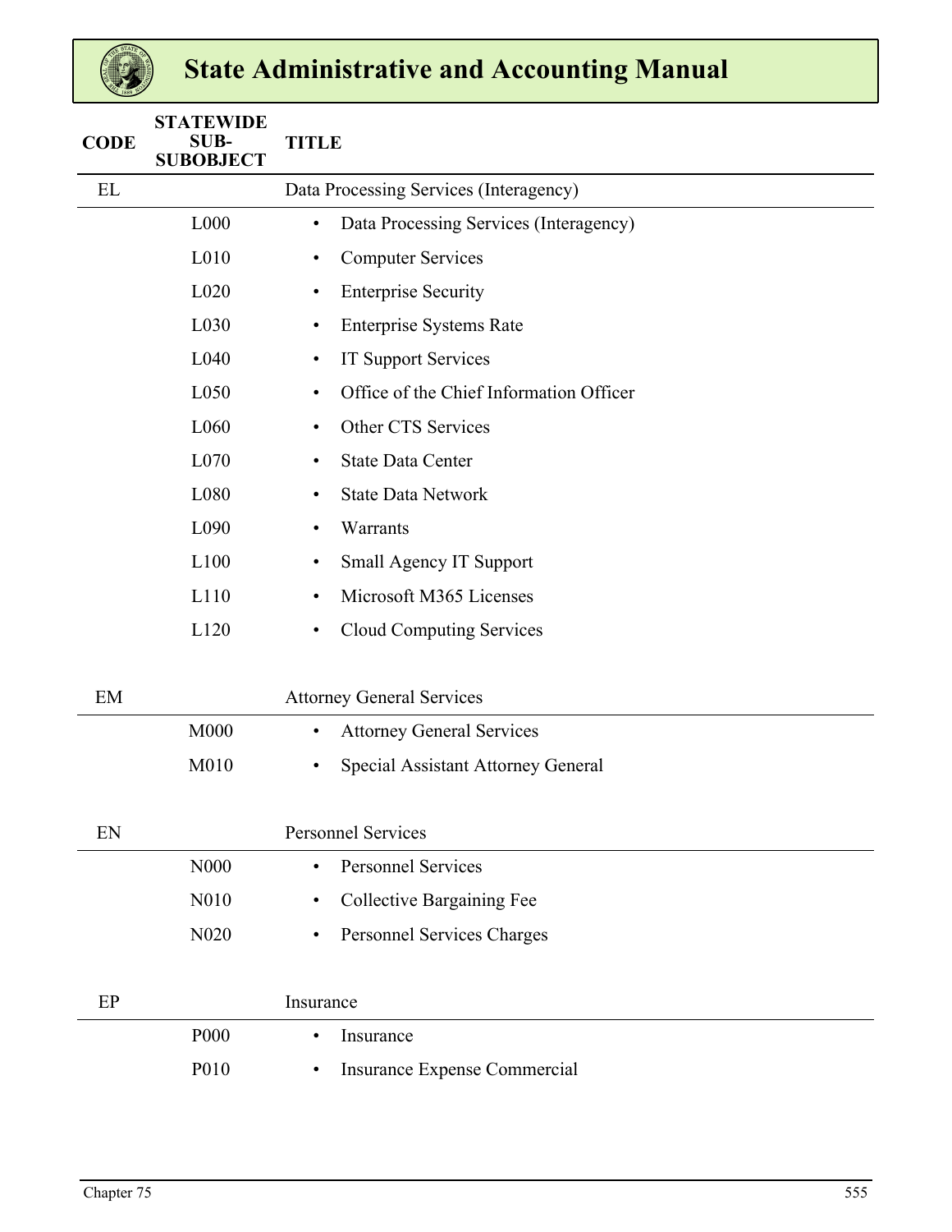| CODE | STATEWIDE SUB-SUBOBJECT | TITLE |
|---|---|---|
| EL | | Data Processing Services (Interagency) |
| | L000 | • Data Processing Services (Interagency) |
| | L010 | • Computer Services |
| | L020 | • Enterprise Security |
| | L030 | • Enterprise Systems Rate |
| | L040 | • IT Support Services |
| | L050 | • Office of the Chief Information Officer |
| | L060 | • Other CTS Services |
| | L070 | • State Data Center |
| | L080 | • State Data Network |
| | L090 | • Warrants |
| | L100 | • Small Agency IT Support |
| | L110 | • Microsoft M365 Licenses |
| | L120 | • Cloud Computing Services |
| EM | | Attorney General Services |
| | M000 | • Attorney General Services |
| | M010 | • Special Assistant Attorney General |
| EN | | Personnel Services |
| | N000 | • Personnel Services |
| | N010 | • Collective Bargaining Fee |
| | N020 | • Personnel Services Charges |
| EP | | Insurance |
| | P000 | • Insurance |
| | P010 | • Insurance Expense Commercial |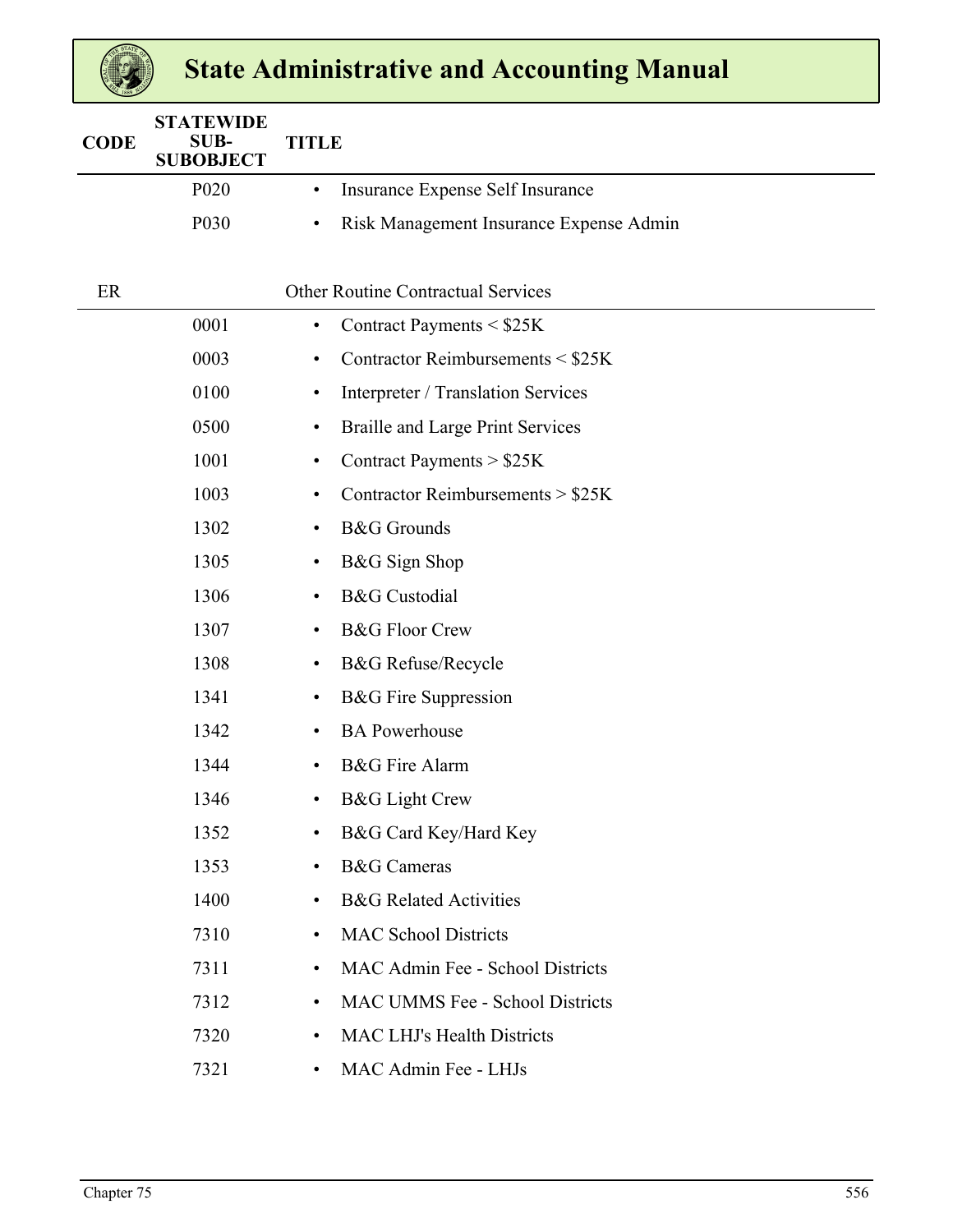| CODE | STATEWIDE SUB-SUBOBJECT | TITLE |
| --- | --- | --- |
| | P020 | • Insurance Expense Self Insurance |
| | P030 | • Risk Management Insurance Expense Admin |
| ER | | Other Routine Contractual Services |
| | 0001 | • Contract Payments < $25K |
| | 0003 | • Contractor Reimbursements < $25K |
| | 0100 | • Interpreter / Translation Services |
| | 0500 | • Braille and Large Print Services |
| | 1001 | • Contract Payments > $25K |
| | 1003 | • Contractor Reimbursements > $25K |
| | 1302 | • B&G Grounds |
| | 1305 | • B&G Sign Shop |
| | 1306 | • B&G Custodial |
| | 1307 | • B&G Floor Crew |
| | 1308 | • B&G Refuse/Recycle |
| | 1341 | • B&G Fire Suppression |
| | 1342 | • BA Powerhouse |
| | 1344 | • B&G Fire Alarm |
| | 1346 | • B&G Light Crew |
| | 1352 | • B&G Card Key/Hard Key |
| | 1353 | • B&G Cameras |
| | 1400 | • B&G Related Activities |
| | 7310 | • MAC School Districts |
| | 7311 | • MAC Admin Fee - School Districts |
| | 7312 | • MAC UMMS Fee - School Districts |
| | 7320 | • MAC LHJ's Health Districts |
| | 7321 | • MAC Admin Fee - LHJs |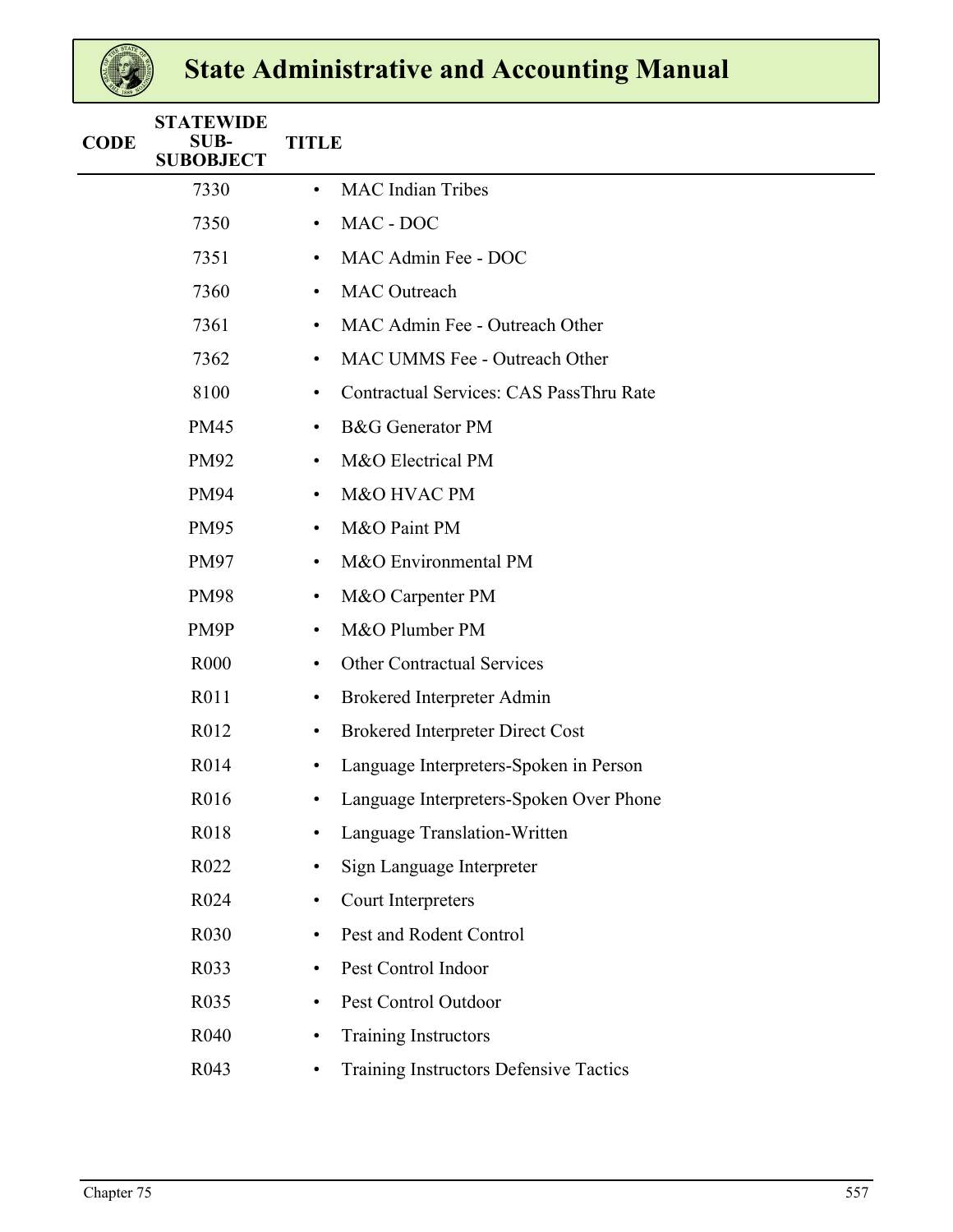# State Administrative and Accounting Manual

| CODE | STATEWIDE SUB-SUBOBJECT | TITLE |
|---|---|---|
| | 7330 | • MAC Indian Tribes |
| | 7350 | • MAC - DOC |
| | 7351 | • MAC Admin Fee - DOC |
| | 7360 | • MAC Outreach |
| | 7361 | • MAC Admin Fee - Outreach Other |
| | 7362 | • MAC UMMS Fee - Outreach Other |
| | 8100 | • Contractual Services: CAS PassThru Rate |
| | PM45 | • B&G Generator PM |
| | PM92 | • M&O Electrical PM |
| | PM94 | • M&O HVAC PM |
| | PM95 | • M&O Paint PM |
| | PM97 | • M&O Environmental PM |
| | PM98 | • M&O Carpenter PM |
| | PM9P | • M&O Plumber PM |
| | R000 | • Other Contractual Services |
| | R011 | • Brokered Interpreter Admin |
| | R012 | • Brokered Interpreter Direct Cost |
| | R014 | • Language Interpreters-Spoken in Person |
| | R016 | • Language Interpreters-Spoken Over Phone |
| | R018 | • Language Translation-Written |
| | R022 | • Sign Language Interpreter |
| | R024 | • Court Interpreters |
| | R030 | • Pest and Rodent Control |
| | R033 | • Pest Control Indoor |
| | R035 | • Pest Control Outdoor |
| | R040 | • Training Instructors |
| | R043 | • Training Instructors Defensive Tactics |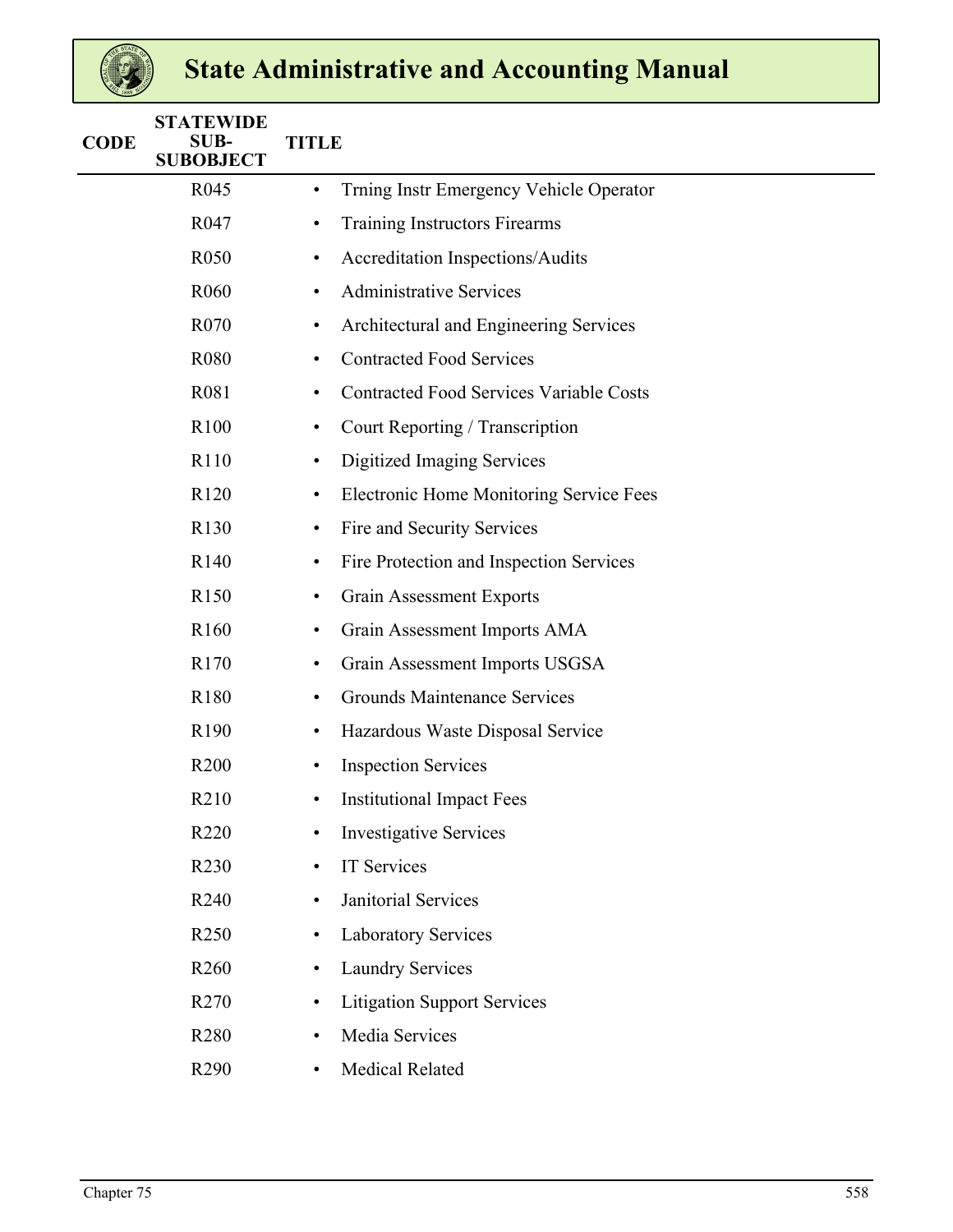| CODE | STATEWIDE SUB-SUBOBJECT | TITLE |
|---|---|---|
| | R045 | • Trning Instr Emergency Vehicle Operator |
| | R047 | • Training Instructors Firearms |
| | R050 | • Accreditation Inspections/Audits |
| | R060 | • Administrative Services |
| | R070 | • Architectural and Engineering Services |
| | R080 | • Contracted Food Services |
| | R081 | • Contracted Food Services Variable Costs |
| | R100 | • Court Reporting / Transcription |
| | R110 | • Digitized Imaging Services |
| | R120 | • Electronic Home Monitoring Service Fees |
| | R130 | • Fire and Security Services |
| | R140 | • Fire Protection and Inspection Services |
| | R150 | • Grain Assessment Exports |
| | R160 | • Grain Assessment Imports AMA |
| | R170 | • Grain Assessment Imports USGSA |
| | R180 | • Grounds Maintenance Services |
| | R190 | • Hazardous Waste Disposal Service |
| | R200 | • Inspection Services |
| | R210 | • Institutional Impact Fees |
| | R220 | • Investigative Services |
| | R230 | • IT Services |
| | R240 | • Janitorial Services |
| | R250 | • Laboratory Services |
| | R260 | • Laundry Services |
| | R270 | • Litigation Support Services |
| | R280 | • Media Services |
| | R290 | • Medical Related |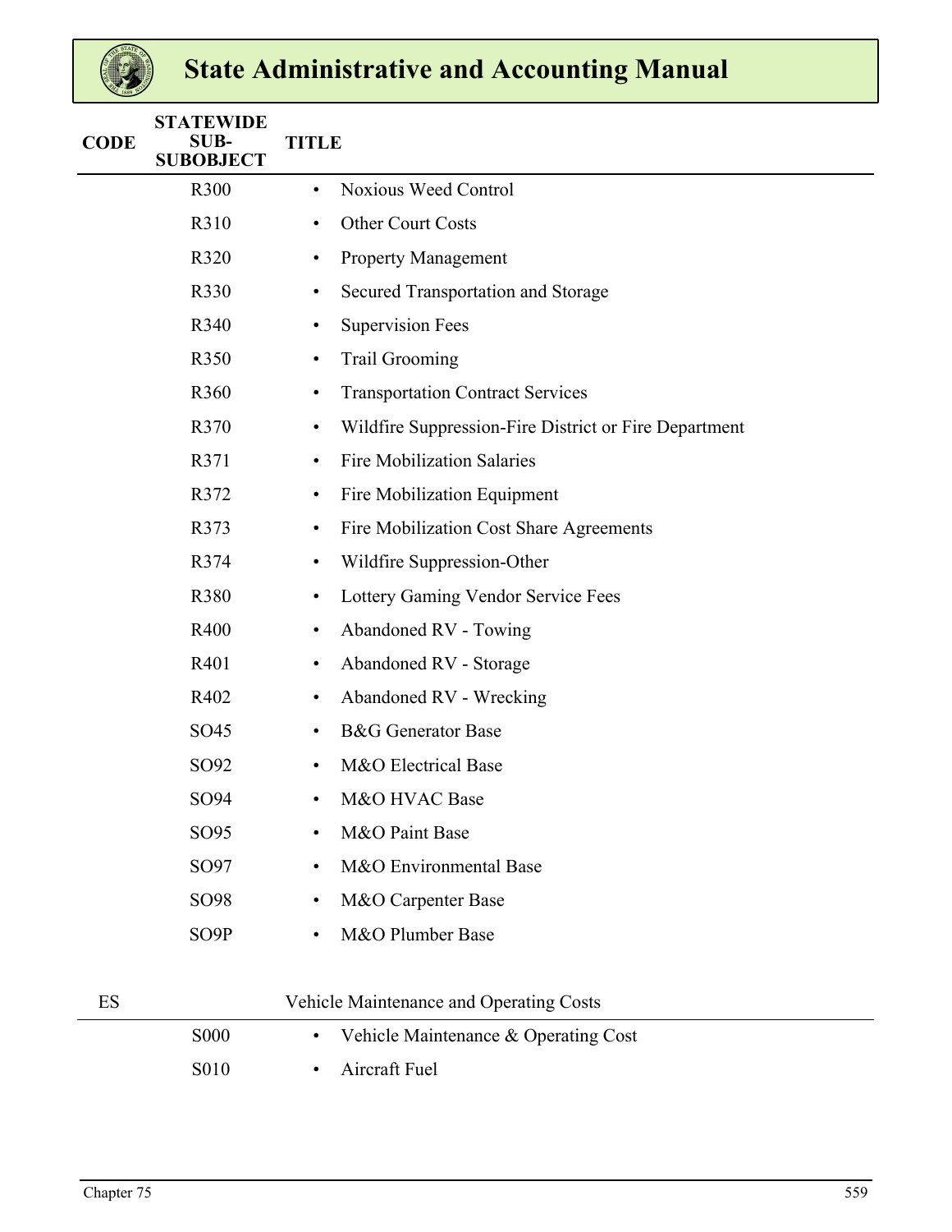| CODE | STATEWIDE SUB-SUBOBJECT | TITLE |
|---|---|---|
| | R300 | • Noxious Weed Control |
| | R310 | • Other Court Costs |
| | R320 | • Property Management |
| | R330 | • Secured Transportation and Storage |
| | R340 | • Supervision Fees |
| | R350 | • Trail Grooming |
| | R360 | • Transportation Contract Services |
| | R370 | • Wildfire Suppression-Fire District or Fire Department |
| | R371 | • Fire Mobilization Salaries |
| | R372 | • Fire Mobilization Equipment |
| | R373 | • Fire Mobilization Cost Share Agreements |
| | R374 | • Wildfire Suppression-Other |
| | R380 | • Lottery Gaming Vendor Service Fees |
| | R400 | • Abandoned RV - Towing |
| | R401 | • Abandoned RV - Storage |
| | R402 | • Abandoned RV - Wrecking |
| | SO45 | • B&G Generator Base |
| | SO92 | • M&O Electrical Base |
| | SO94 | • M&O HVAC Base |
| | SO95 | • M&O Paint Base |
| | SO97 | • M&O Environmental Base |
| | SO98 | • M&O Carpenter Base |
| | SO9P | • M&O Plumber Base |
| ES | | Vehicle Maintenance and Operating Costs |
| | S000 | • Vehicle Maintenance & Operating Cost |
| | S010 | • Aircraft Fuel |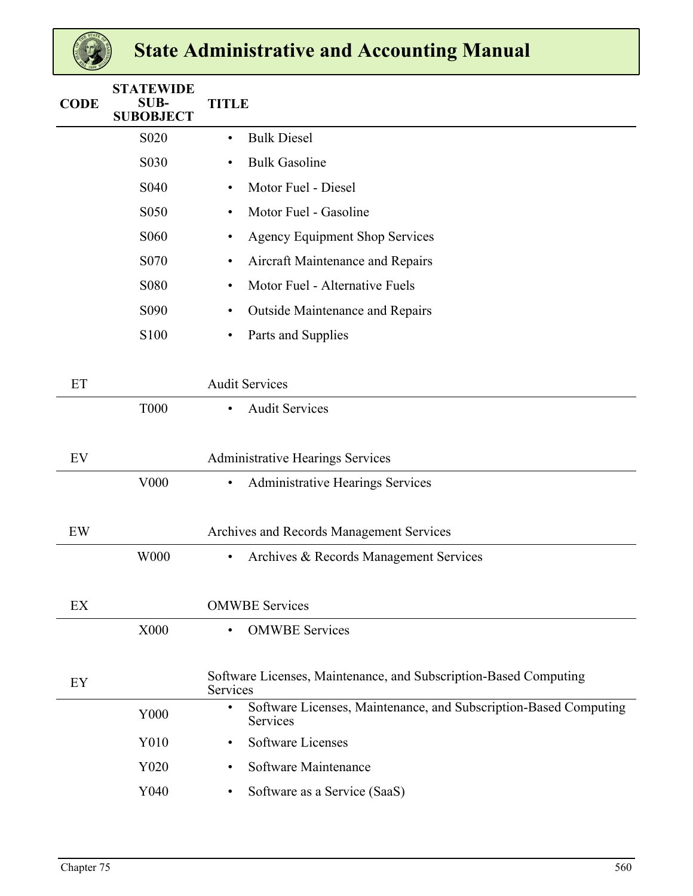| CODE | STATEWIDE SUB-SUBOBJECT | TITLE |
|---|---|---|
| | S020 | • Bulk Diesel |
| | S030 | • Bulk Gasoline |
| | S040 | • Motor Fuel - Diesel |
| | S050 | • Motor Fuel - Gasoline |
| | S060 | • Agency Equipment Shop Services |
| | S070 | • Aircraft Maintenance and Repairs |
| | S080 | • Motor Fuel - Alternative Fuels |
| | S090 | • Outside Maintenance and Repairs |
| | S100 | • Parts and Supplies |
| ET | | Audit Services |
| | T000 | • Audit Services |
| EV | | Administrative Hearings Services |
| | V000 | • Administrative Hearings Services |
| EW | | Archives and Records Management Services |
| | W000 | • Archives & Records Management Services |
| EX | | OMWBE Services |
| | X000 | • OMWBE Services |
| EY | | Software Licenses, Maintenance, and Subscription-Based Computing Services |
| | Y000 | • Software Licenses, Maintenance, and Subscription-Based Computing Services |
| | Y010 | • Software Licenses |
| | Y020 | • Software Maintenance |
| | Y040 | • Software as a Service (SaaS) |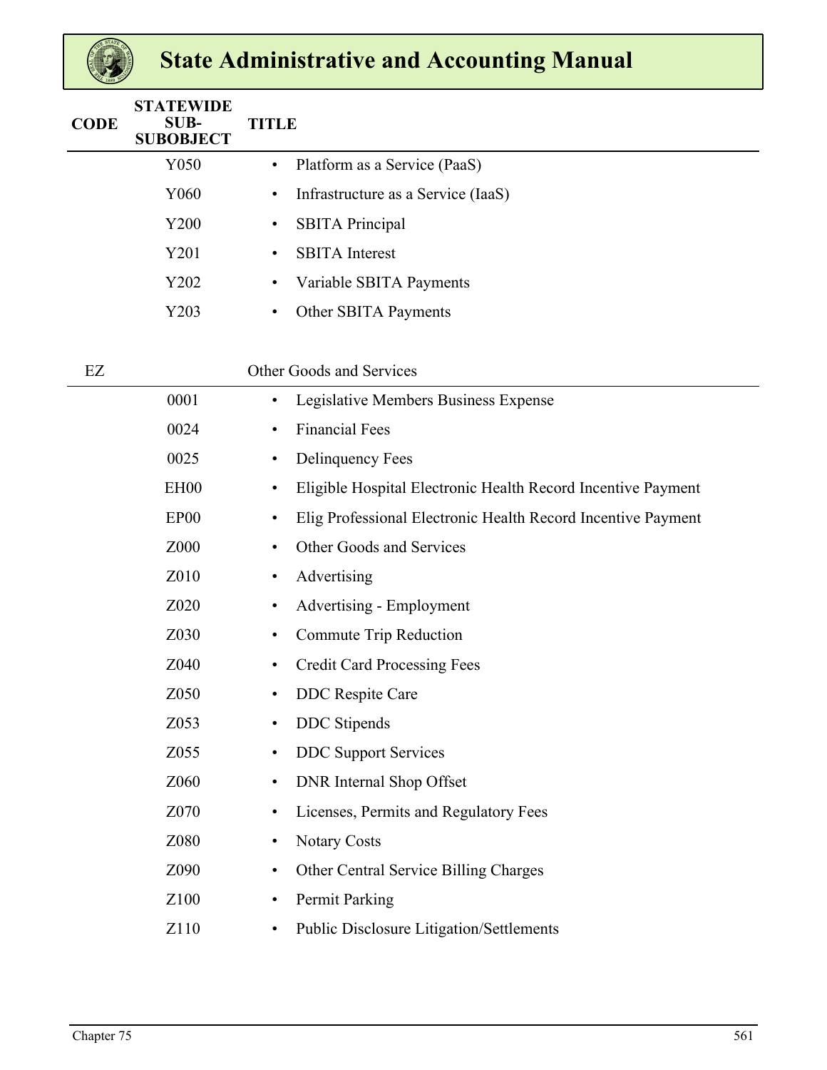| CODE | STATEWIDE SUB-SUBOBJECT | TITLE |
|---|---|---|
| | Y050 | • Platform as a Service (PaaS) |
| | Y060 | • Infrastructure as a Service (IaaS) |
| | Y200 | • SBITA Principal |
| | Y201 | • SBITA Interest |
| | Y202 | • Variable SBITA Payments |
| | Y203 | • Other SBITA Payments |
| EZ | | Other Goods and Services |
| | 0001 | • Legislative Members Business Expense |
| | 0024 | • Financial Fees |
| | 0025 | • Delinquency Fees |
| | EH00 | • Eligible Hospital Electronic Health Record Incentive Payment |
| | EP00 | • Elig Professional Electronic Health Record Incentive Payment |
| | Z000 | • Other Goods and Services |
| | Z010 | • Advertising |
| | Z020 | • Advertising - Employment |
| | Z030 | • Commute Trip Reduction |
| | Z040 | • Credit Card Processing Fees |
| | Z050 | • DDC Respite Care |
| | Z053 | • DDC Stipends |
| | Z055 | • DDC Support Services |
| | Z060 | • DNR Internal Shop Offset |
| | Z070 | • Licenses, Permits and Regulatory Fees |
| | Z080 | • Notary Costs |
| | Z090 | • Other Central Service Billing Charges |
| | Z100 | • Permit Parking |
| | Z110 | • Public Disclosure Litigation/Settlements |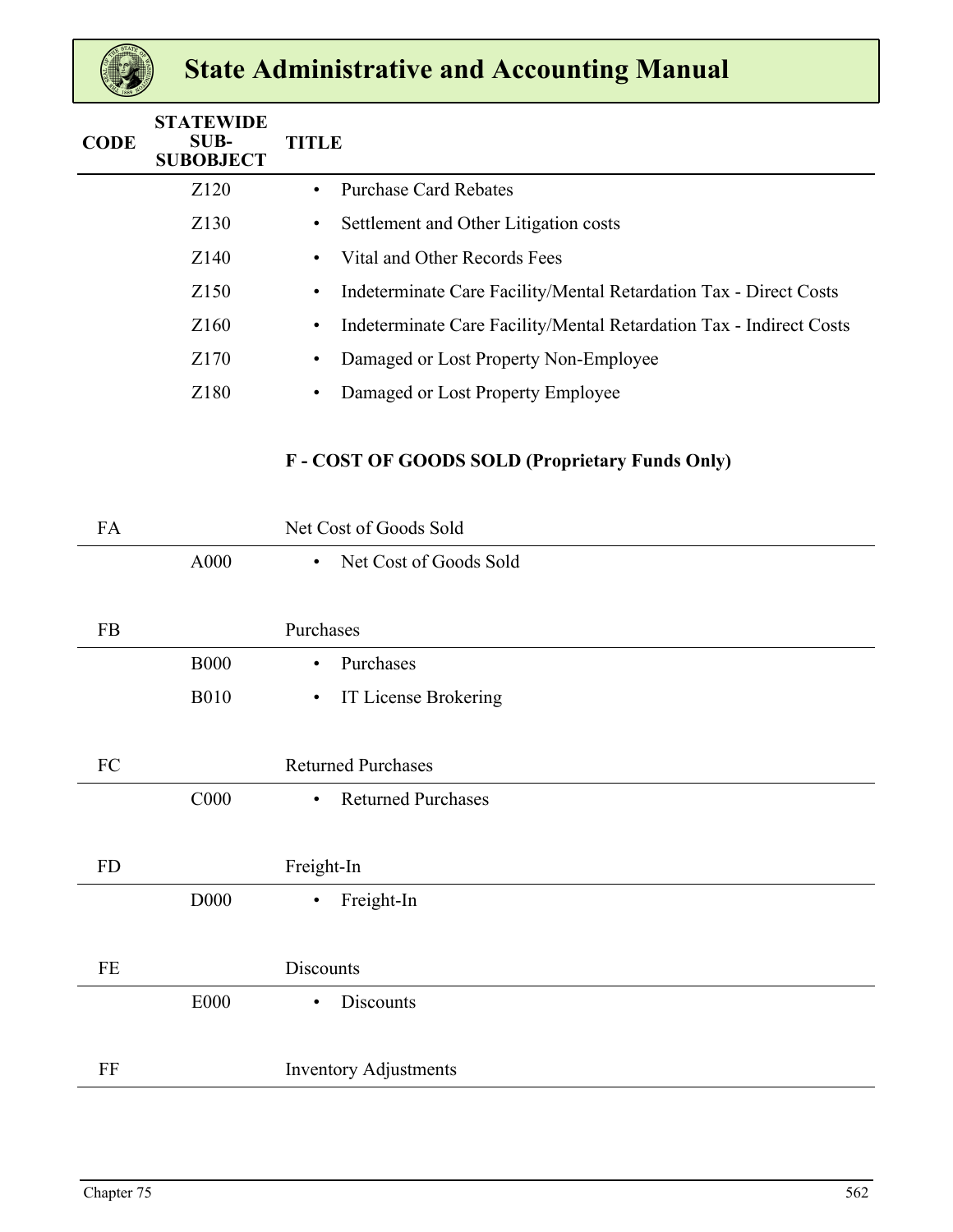| CODE | STATEWIDE SUB-SUBOBJECT | TITLE |
|---|---|---|
| | Z120 | • Purchase Card Rebates |
| | Z130 | • Settlement and Other Litigation costs |
| | Z140 | • Vital and Other Records Fees |
| | Z150 | • Indeterminate Care Facility/Mental Retardation Tax - Direct Costs |
| | Z160 | • Indeterminate Care Facility/Mental Retardation Tax - Indirect Costs |
| | Z170 | • Damaged or Lost Property Non-Employee |
| | Z180 | • Damaged or Lost Property Employee |

**F - COST OF GOODS SOLD (Proprietary Funds Only)**

| CODE | STATEWIDE SUB-SUBOBJECT | TITLE |
|---|---|---|
| FA | | Net Cost of Goods Sold |
| | A000 | • Net Cost of Goods Sold |
| FB | | Purchases |
| | B000 | • Purchases |
| | B010 | • IT License Brokering |
| FC | | Returned Purchases |
| | C000 | • Returned Purchases |
| FD | | Freight-In |
| | D000 | • Freight-In |
| FE | | Discounts |
| | E000 | • Discounts |
| FF | | Inventory Adjustments |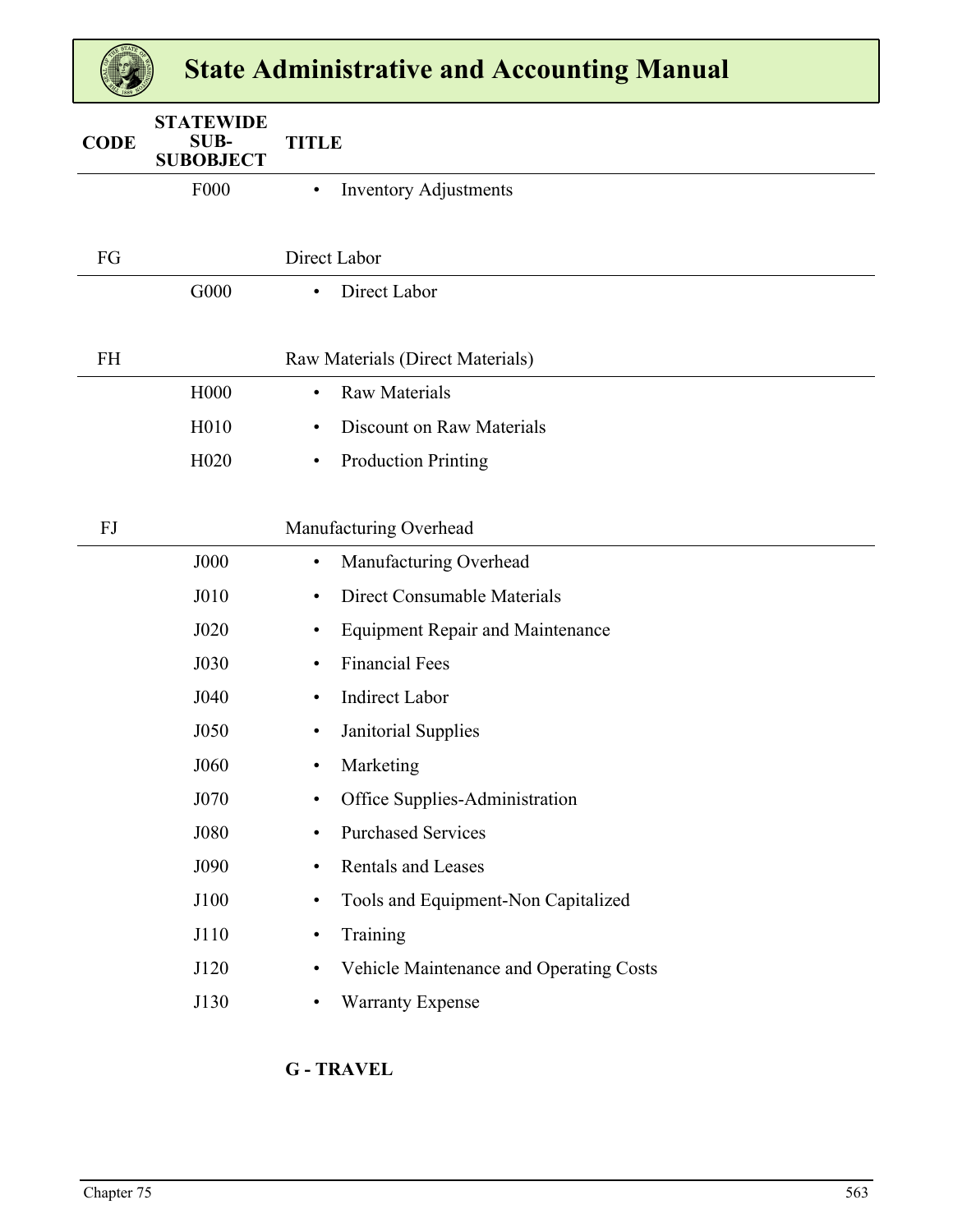| CODE | STATEWIDE SUB-SUBOBJECT | TITLE |
|---|---|---|
| | F000 | • Inventory Adjustments |
| FG | | Direct Labor |
| | G000 | • Direct Labor |
| FH | | Raw Materials (Direct Materials) |
| | H000 | • Raw Materials |
| | H010 | • Discount on Raw Materials |
| | H020 | • Production Printing |
| FJ | | Manufacturing Overhead |
| | J000 | • Manufacturing Overhead |
| | J010 | • Direct Consumable Materials |
| | J020 | • Equipment Repair and Maintenance |
| | J030 | • Financial Fees |
| | J040 | • Indirect Labor |
| | J050 | • Janitorial Supplies |
| | J060 | • Marketing |
| | J070 | • Office Supplies-Administration |
| | J080 | • Purchased Services |
| | J090 | • Rentals and Leases |
| | J100 | • Tools and Equipment-Non Capitalized |
| | J110 | • Training |
| | J120 | • Vehicle Maintenance and Operating Costs |
| | J130 | • Warranty Expense |

**G - TRAVEL**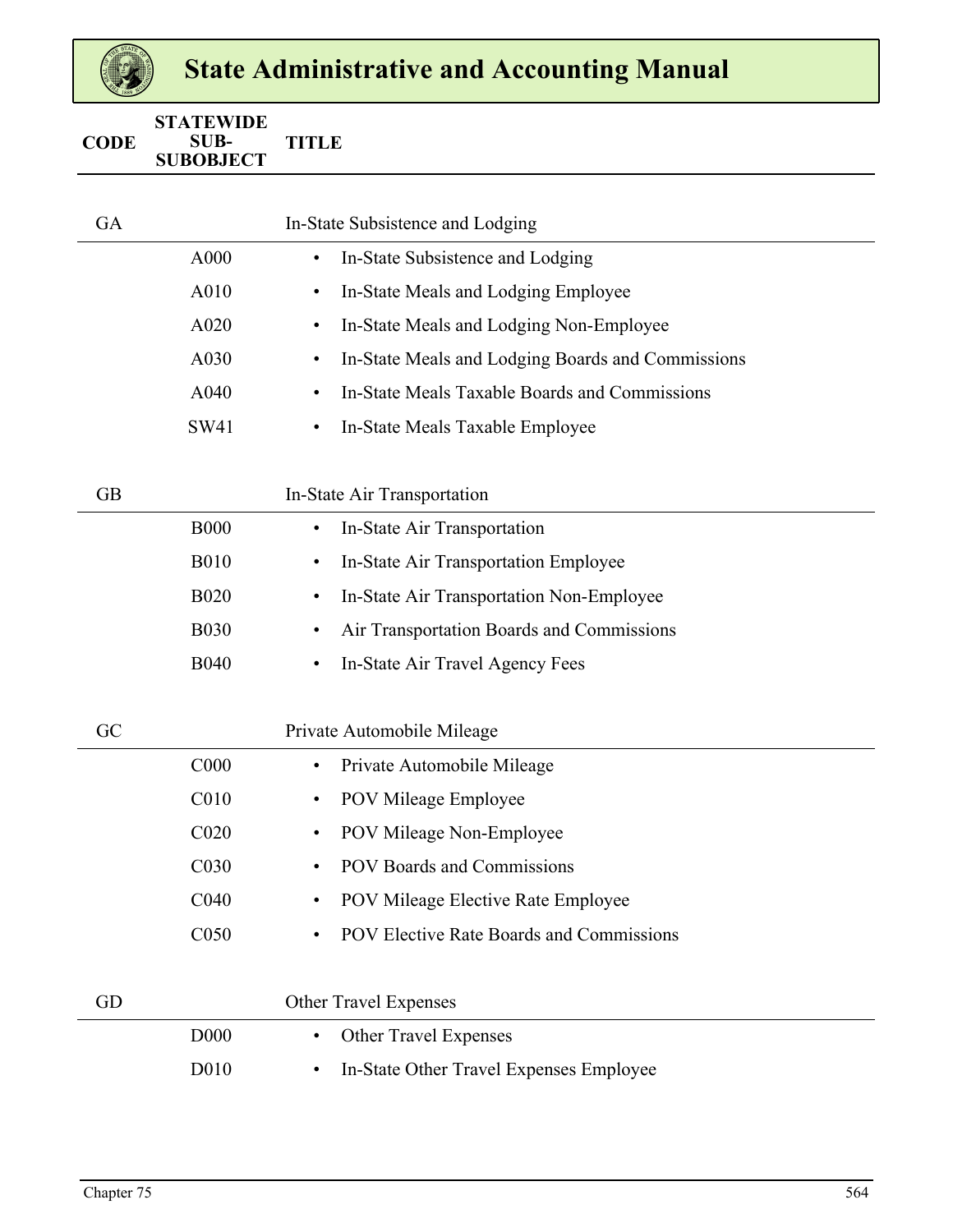| CODE | STATEWIDE SUB-SUBOBJECT | TITLE |
|---|---|---|
| GA | | In-State Subsistence and Lodging |
| | A000 | • In-State Subsistence and Lodging |
| | A010 | • In-State Meals and Lodging Employee |
| | A020 | • In-State Meals and Lodging Non-Employee |
| | A030 | • In-State Meals and Lodging Boards and Commissions |
| | A040 | • In-State Meals Taxable Boards and Commissions |
| | SW41 | • In-State Meals Taxable Employee |
| GB | | In-State Air Transportation |
| | B000 | • In-State Air Transportation |
| | B010 | • In-State Air Transportation Employee |
| | B020 | • In-State Air Transportation Non-Employee |
| | B030 | • Air Transportation Boards and Commissions |
| | B040 | • In-State Air Travel Agency Fees |
| GC | | Private Automobile Mileage |
| | C000 | • Private Automobile Mileage |
| | C010 | • POV Mileage Employee |
| | C020 | • POV Mileage Non-Employee |
| | C030 | • POV Boards and Commissions |
| | C040 | • POV Mileage Elective Rate Employee |
| | C050 | • POV Elective Rate Boards and Commissions |
| GD | | Other Travel Expenses |
| | D000 | • Other Travel Expenses |
| | D010 | • In-State Other Travel Expenses Employee |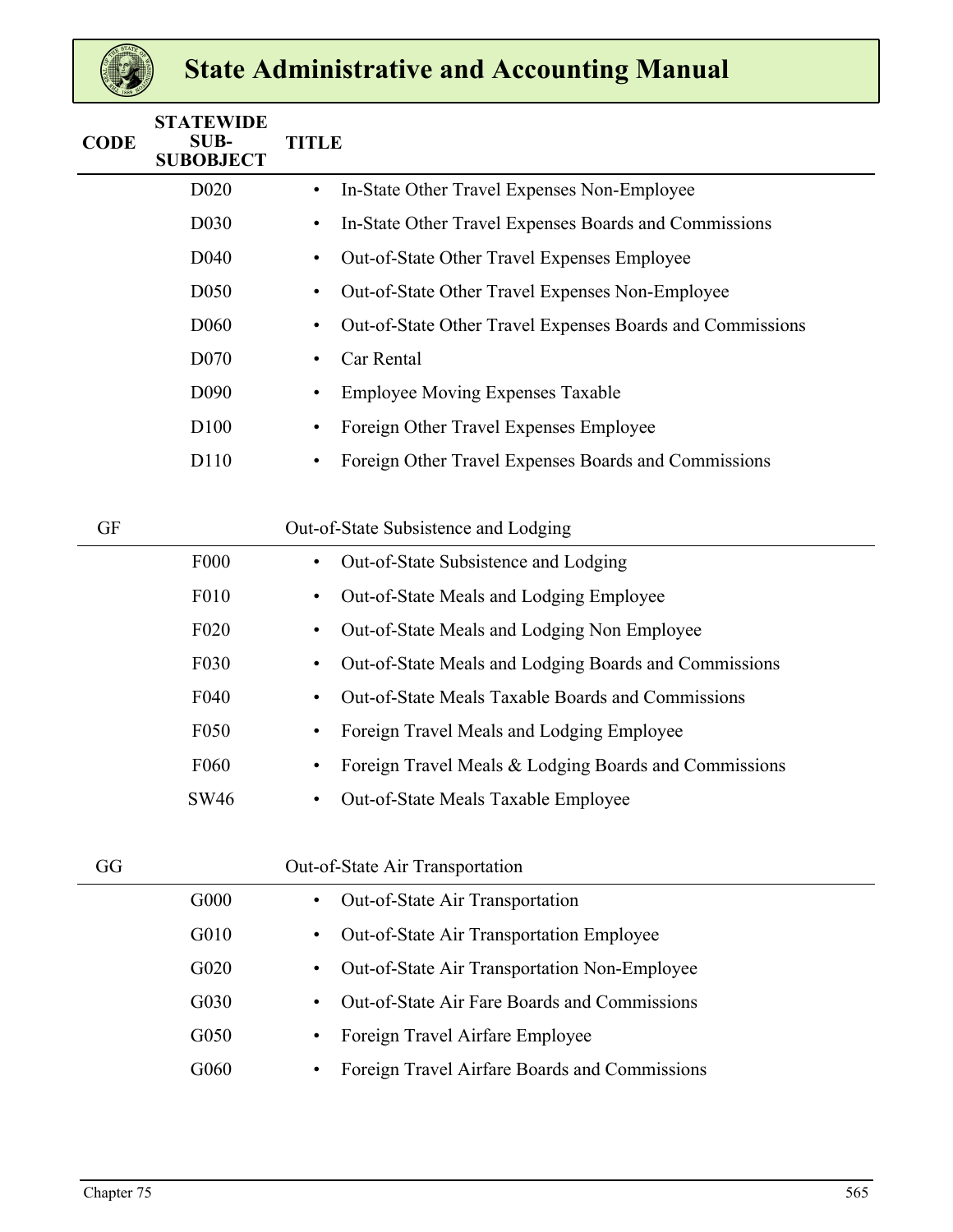| CODE | STATEWIDE SUB-SUBOBJECT | TITLE |
|---|---|---|
| | D020 | • In-State Other Travel Expenses Non-Employee |
| | D030 | • In-State Other Travel Expenses Boards and Commissions |
| | D040 | • Out-of-State Other Travel Expenses Employee |
| | D050 | • Out-of-State Other Travel Expenses Non-Employee |
| | D060 | • Out-of-State Other Travel Expenses Boards and Commissions |
| | D070 | • Car Rental |
| | D090 | • Employee Moving Expenses Taxable |
| | D100 | • Foreign Other Travel Expenses Employee |
| | D110 | • Foreign Other Travel Expenses Boards and Commissions |
| GF | | Out-of-State Subsistence and Lodging |
| | F000 | • Out-of-State Subsistence and Lodging |
| | F010 | • Out-of-State Meals and Lodging Employee |
| | F020 | • Out-of-State Meals and Lodging Non Employee |
| | F030 | • Out-of-State Meals and Lodging Boards and Commissions |
| | F040 | • Out-of-State Meals Taxable Boards and Commissions |
| | F050 | • Foreign Travel Meals and Lodging Employee |
| | F060 | • Foreign Travel Meals & Lodging Boards and Commissions |
| | SW46 | • Out-of-State Meals Taxable Employee |
| GG | | Out-of-State Air Transportation |
| | G000 | • Out-of-State Air Transportation |
| | G010 | • Out-of-State Air Transportation Employee |
| | G020 | • Out-of-State Air Transportation Non-Employee |
| | G030 | • Out-of-State Air Fare Boards and Commissions |
| | G050 | • Foreign Travel Airfare Employee |
| | G060 | • Foreign Travel Airfare Boards and Commissions |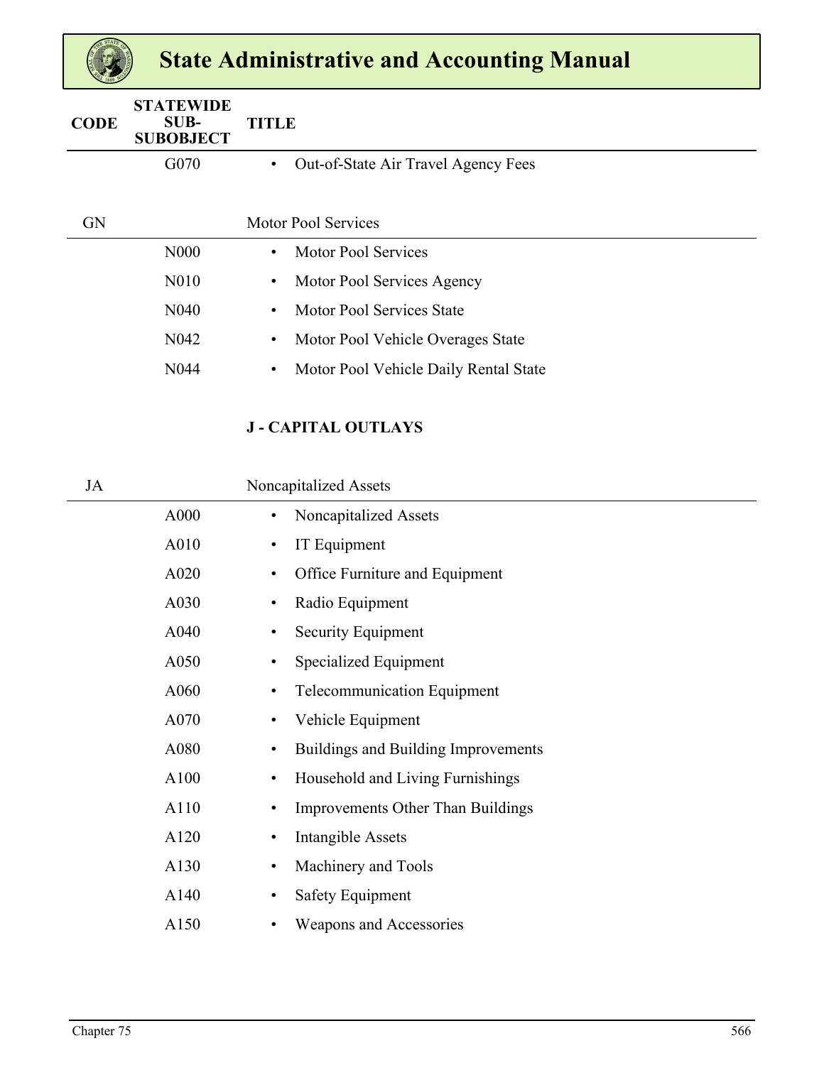| CODE | STATEWIDE SUB-SUBOBJECT | TITLE |
|---|---|---|
| | G070 | • Out-of-State Air Travel Agency Fees |
| GN | | Motor Pool Services |
| | N000 | • Motor Pool Services |
| | N010 | • Motor Pool Services Agency |
| | N040 | • Motor Pool Services State |
| | N042 | • Motor Pool Vehicle Overages State |
| | N044 | • Motor Pool Vehicle Daily Rental State |
| | | **J - CAPITAL OUTLAYS** |
| JA | | Noncapitalized Assets |
| | A000 | • Noncapitalized Assets |
| | A010 | • IT Equipment |
| | A020 | • Office Furniture and Equipment |
| | A030 | • Radio Equipment |
| | A040 | • Security Equipment |
| | A050 | • Specialized Equipment |
| | A060 | • Telecommunication Equipment |
| | A070 | • Vehicle Equipment |
| | A080 | • Buildings and Building Improvements |
| | A100 | • Household and Living Furnishings |
| | A110 | • Improvements Other Than Buildings |
| | A120 | • Intangible Assets |
| | A130 | • Machinery and Tools |
| | A140 | • Safety Equipment |
| | A150 | • Weapons and Accessories |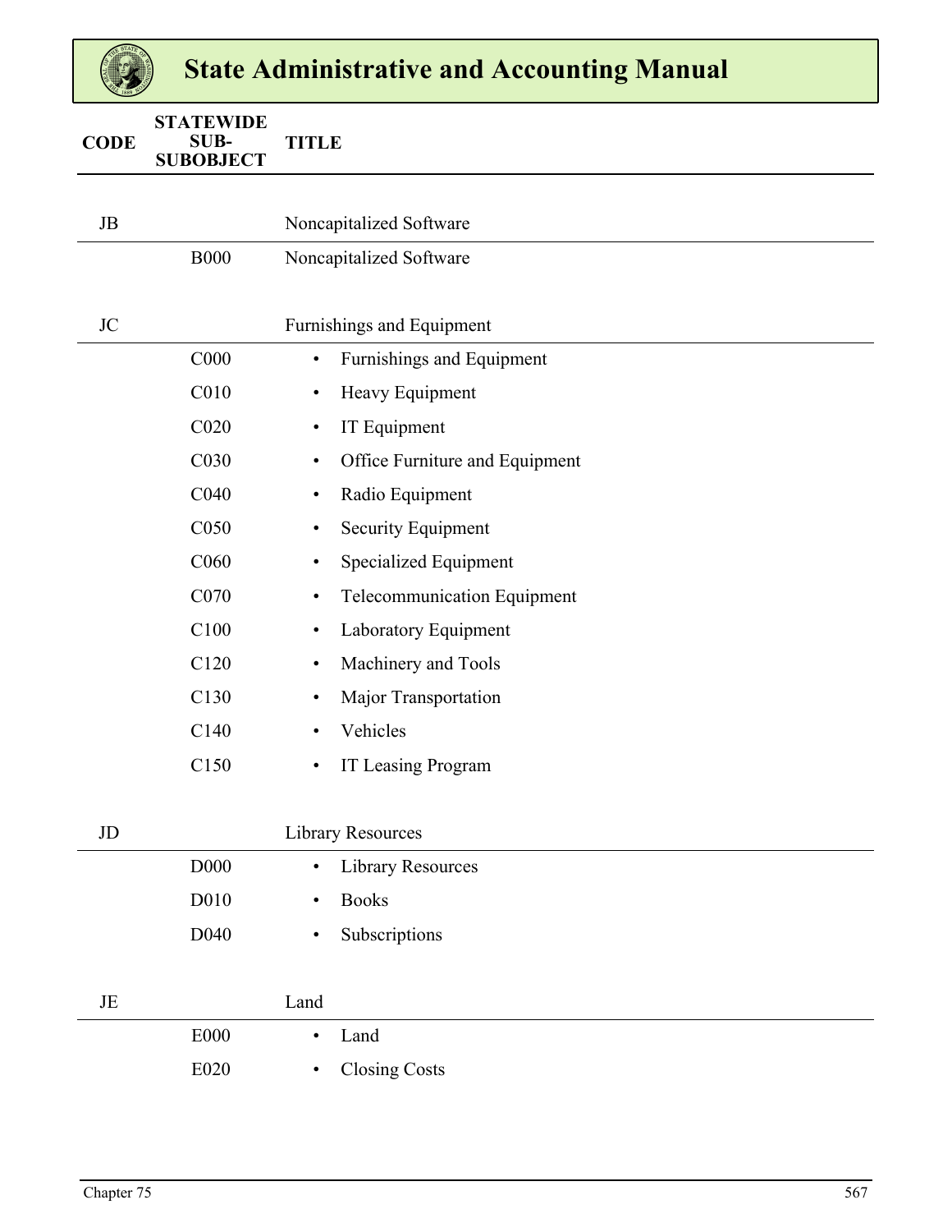| CODE | STATEWIDE SUB-SUBOBJECT | TITLE |
|---|---|---|
| JB | | Noncapitalized Software |
| | B000 | Noncapitalized Software |
| JC | | Furnishings and Equipment |
| | C000 | • Furnishings and Equipment |
| | C010 | • Heavy Equipment |
| | C020 | • IT Equipment |
| | C030 | • Office Furniture and Equipment |
| | C040 | • Radio Equipment |
| | C050 | • Security Equipment |
| | C060 | • Specialized Equipment |
| | C070 | • Telecommunication Equipment |
| | C100 | • Laboratory Equipment |
| | C120 | • Machinery and Tools |
| | C130 | • Major Transportation |
| | C140 | • Vehicles |
| | C150 | • IT Leasing Program |
| JD | | Library Resources |
| | D000 | • Library Resources |
| | D010 | • Books |
| | D040 | • Subscriptions |
| JE | | Land |
| | E000 | • Land |
| | E020 | • Closing Costs |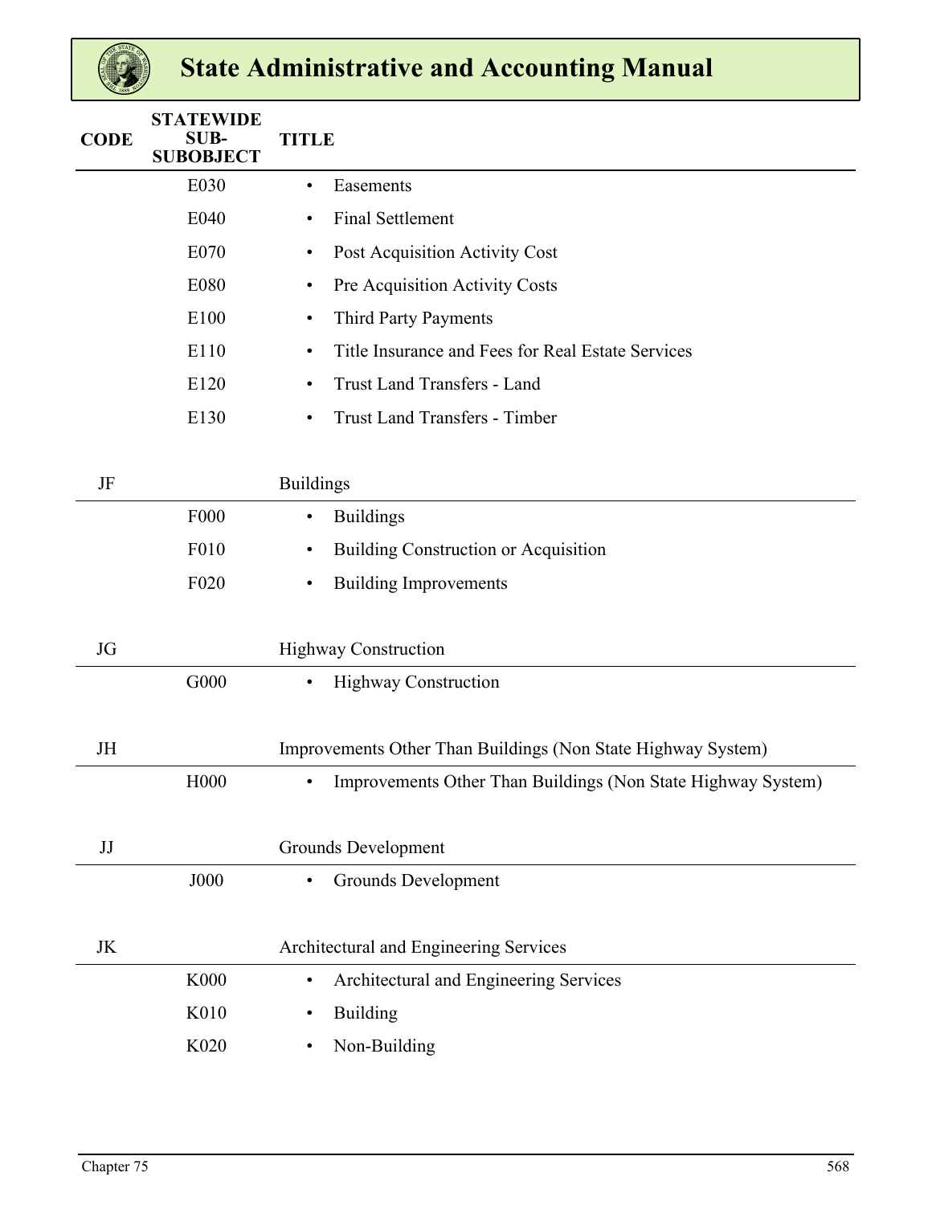| CODE | STATEWIDE SUB-SUBOBJECT | TITLE |
|---|---|---|
| | E030 | • Easements |
| | E040 | • Final Settlement |
| | E070 | • Post Acquisition Activity Cost |
| | E080 | • Pre Acquisition Activity Costs |
| | E100 | • Third Party Payments |
| | E110 | • Title Insurance and Fees for Real Estate Services |
| | E120 | • Trust Land Transfers - Land |
| | E130 | • Trust Land Transfers - Timber |
| JF | | Buildings |
| | F000 | • Buildings |
| | F010 | • Building Construction or Acquisition |
| | F020 | • Building Improvements |
| JG | | Highway Construction |
| | G000 | • Highway Construction |
| JH | | Improvements Other Than Buildings (Non State Highway System) |
| | H000 | • Improvements Other Than Buildings (Non State Highway System) |
| JJ | | Grounds Development |
| | J000 | • Grounds Development |
| JK | | Architectural and Engineering Services |
| | K000 | • Architectural and Engineering Services |
| | K010 | • Building |
| | K020 | • Non-Building |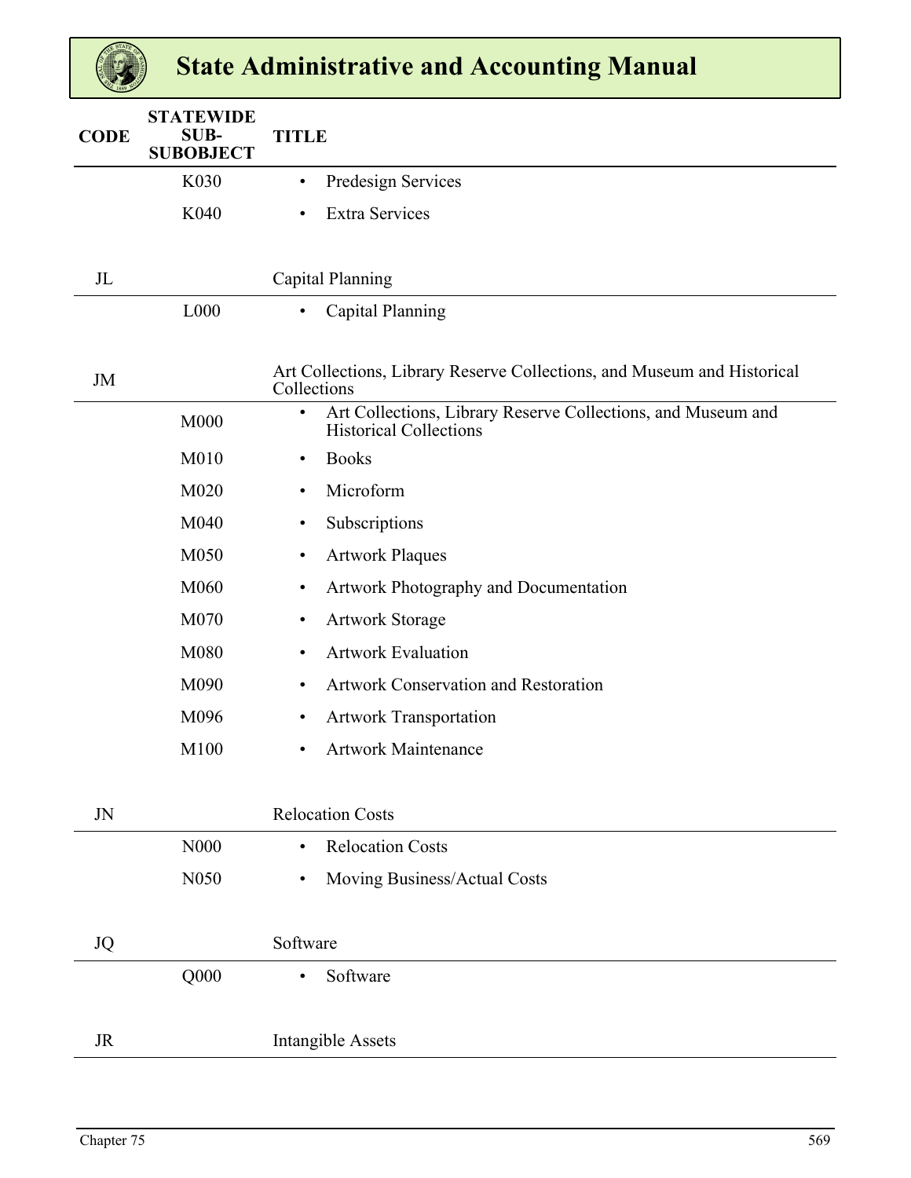| CODE | STATEWIDE SUB-SUBOBJECT | TITLE |
|---|---|---|
| | K030 | • Predesign Services |
| | K040 | • Extra Services |
| JL | | Capital Planning |
| | L000 | • Capital Planning |
| JM | | Art Collections, Library Reserve Collections, and Museum and Historical Collections |
| | M000 | • Art Collections, Library Reserve Collections, and Museum and Historical Collections |
| | M010 | • Books |
| | M020 | • Microform |
| | M040 | • Subscriptions |
| | M050 | • Artwork Plaques |
| | M060 | • Artwork Photography and Documentation |
| | M070 | • Artwork Storage |
| | M080 | • Artwork Evaluation |
| | M090 | • Artwork Conservation and Restoration |
| | M096 | • Artwork Transportation |
| | M100 | • Artwork Maintenance |
| JN | | Relocation Costs |
| | N000 | • Relocation Costs |
| | N050 | • Moving Business/Actual Costs |
| JQ | | Software |
| | Q000 | • Software |
| JR | | Intangible Assets |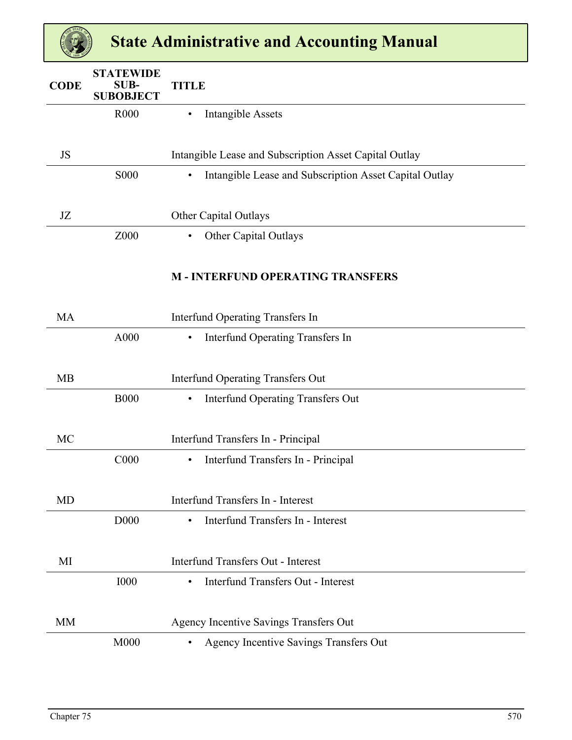| CODE | STATEWIDE SUB-SUBOBJECT | TITLE |
|---|---|---|
| | R000 | • Intangible Assets |
| JS | | Intangible Lease and Subscription Asset Capital Outlay |
| | S000 | • Intangible Lease and Subscription Asset Capital Outlay |
| JZ | | Other Capital Outlays |
| | Z000 | • Other Capital Outlays |
| | | **M - INTERFUND OPERATING TRANSFERS** |
| MA | | Interfund Operating Transfers In |
| | A000 | • Interfund Operating Transfers In |
| MB | | Interfund Operating Transfers Out |
| | B000 | • Interfund Operating Transfers Out |
| MC | | Interfund Transfers In - Principal |
| | C000 | • Interfund Transfers In - Principal |
| MD | | Interfund Transfers In - Interest |
| | D000 | • Interfund Transfers In - Interest |
| MI | | Interfund Transfers Out - Interest |
| | I000 | • Interfund Transfers Out - Interest |
| MM | | Agency Incentive Savings Transfers Out |
| | M000 | • Agency Incentive Savings Transfers Out |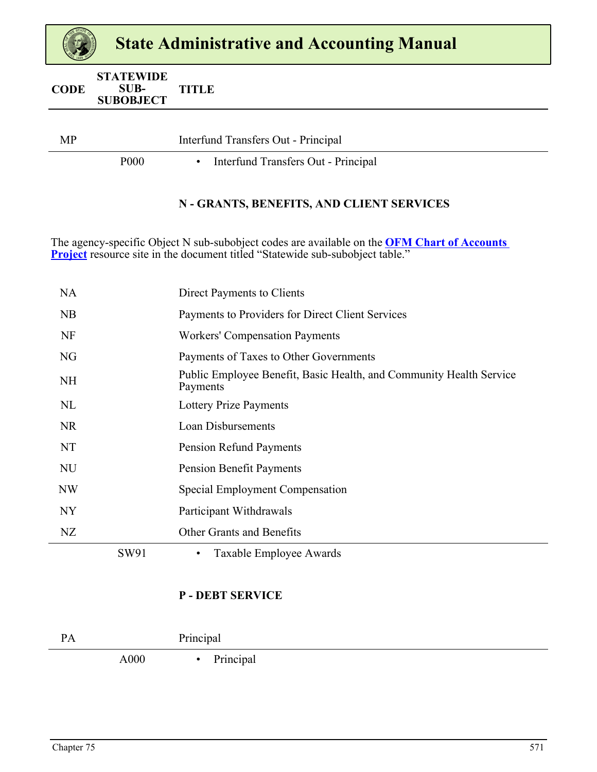| CODE | STATEWIDE SUB-SUBOBJECT | TITLE |
|---|---|---|
| MP | | Interfund Transfers Out - Principal |
| | P000 | • Interfund Transfers Out - Principal |

### N - GRANTS, BENEFITS, AND CLIENT SERVICES

The agency-specific Object N sub-subobject codes are available on the **OFM Chart of Accounts Project** resource site in the document titled "Statewide sub-subobject table."

| CODE | STATEWIDE SUB-SUBOBJECT | TITLE |
|---|---|---|
| NA | | Direct Payments to Clients |
| NB | | Payments to Providers for Direct Client Services |
| NF | | Workers' Compensation Payments |
| NG | | Payments of Taxes to Other Governments |
| NH | | Public Employee Benefit, Basic Health, and Community Health Service Payments |
| NL | | Lottery Prize Payments |
| NR | | Loan Disbursements |
| NT | | Pension Refund Payments |
| NU | | Pension Benefit Payments |
| NW | | Special Employment Compensation |
| NY | | Participant Withdrawals |
| NZ | | Other Grants and Benefits |
| | SW91 | • Taxable Employee Awards |

### P - DEBT SERVICE

| CODE | STATEWIDE SUB-SUBOBJECT | TITLE |
|---|---|---|
| PA | | Principal |
| | A000 | • Principal |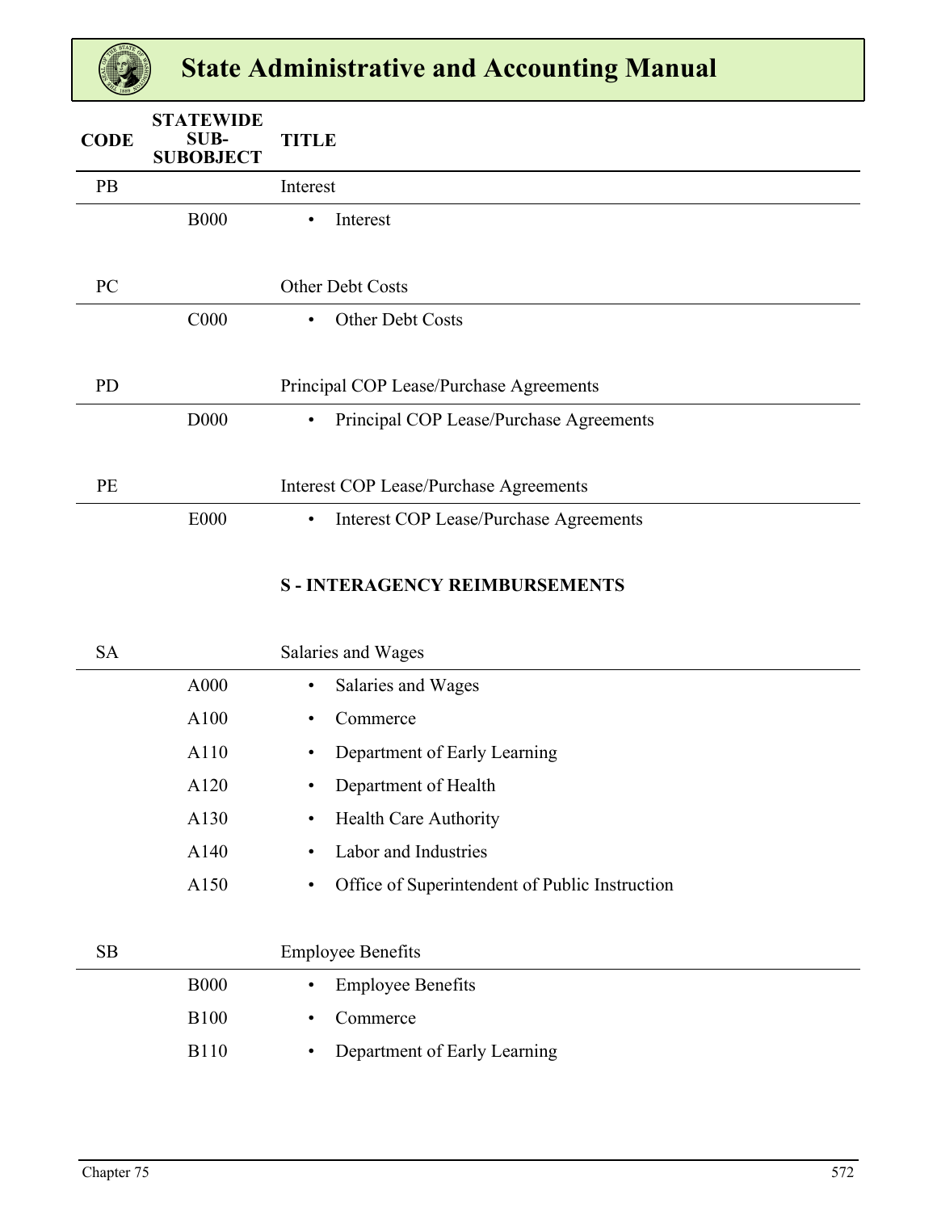| CODE | STATEWIDE SUB-SUBOBJECT | TITLE |
|---|---|---|
| PB | | Interest |
| | B000 | • Interest |
| PC | | Other Debt Costs |
| | C000 | • Other Debt Costs |
| PD | | Principal COP Lease/Purchase Agreements |
| | D000 | • Principal COP Lease/Purchase Agreements |
| PE | | Interest COP Lease/Purchase Agreements |
| | E000 | • Interest COP Lease/Purchase Agreements |
| | | **S - INTERAGENCY REIMBURSEMENTS** |
| SA | | Salaries and Wages |
| | A000 | • Salaries and Wages |
| | A100 | • Commerce |
| | A110 | • Department of Early Learning |
| | A120 | • Department of Health |
| | A130 | • Health Care Authority |
| | A140 | • Labor and Industries |
| | A150 | • Office of Superintendent of Public Instruction |
| SB | | Employee Benefits |
| | B000 | • Employee Benefits |
| | B100 | • Commerce |
| | B110 | • Department of Early Learning |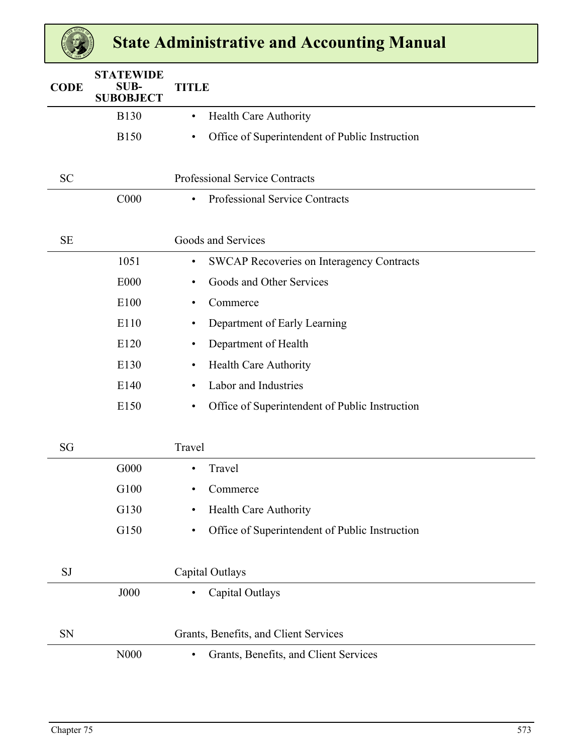| CODE | STATEWIDE SUB-SUBOBJECT | TITLE |
|---|---|---|
| | B130 | • Health Care Authority |
| | B150 | • Office of Superintendent of Public Instruction |
| SC | | Professional Service Contracts |
| | C000 | • Professional Service Contracts |
| SE | | Goods and Services |
| | 1051 | • SWCAP Recoveries on Interagency Contracts |
| | E000 | • Goods and Other Services |
| | E100 | • Commerce |
| | E110 | • Department of Early Learning |
| | E120 | • Department of Health |
| | E130 | • Health Care Authority |
| | E140 | • Labor and Industries |
| | E150 | • Office of Superintendent of Public Instruction |
| SG | | Travel |
| | G000 | • Travel |
| | G100 | • Commerce |
| | G130 | • Health Care Authority |
| | G150 | • Office of Superintendent of Public Instruction |
| SJ | | Capital Outlays |
| | J000 | • Capital Outlays |
| SN | | Grants, Benefits, and Client Services |
| | N000 | • Grants, Benefits, and Client Services |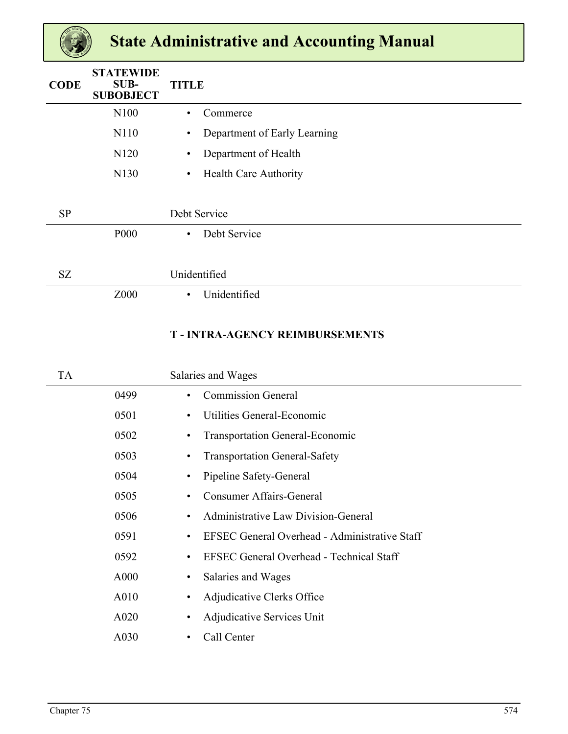| CODE | STATEWIDE SUB-SUBOBJECT | TITLE |
|---|---|---|
| | N100 | • Commerce |
| | N110 | • Department of Early Learning |
| | N120 | • Department of Health |
| | N130 | • Health Care Authority |
| SP | | Debt Service |
| | P000 | • Debt Service |
| SZ | | Unidentified |
| | Z000 | • Unidentified |
| | | **T - INTRA-AGENCY REIMBURSEMENTS** |
| TA | | Salaries and Wages |
| | 0499 | • Commission General |
| | 0501 | • Utilities General-Economic |
| | 0502 | • Transportation General-Economic |
| | 0503 | • Transportation General-Safety |
| | 0504 | • Pipeline Safety-General |
| | 0505 | • Consumer Affairs-General |
| | 0506 | • Administrative Law Division-General |
| | 0591 | • EFSEC General Overhead - Administrative Staff |
| | 0592 | • EFSEC General Overhead - Technical Staff |
| | A000 | • Salaries and Wages |
| | A010 | • Adjudicative Clerks Office |
| | A020 | • Adjudicative Services Unit |
| | A030 | • Call Center |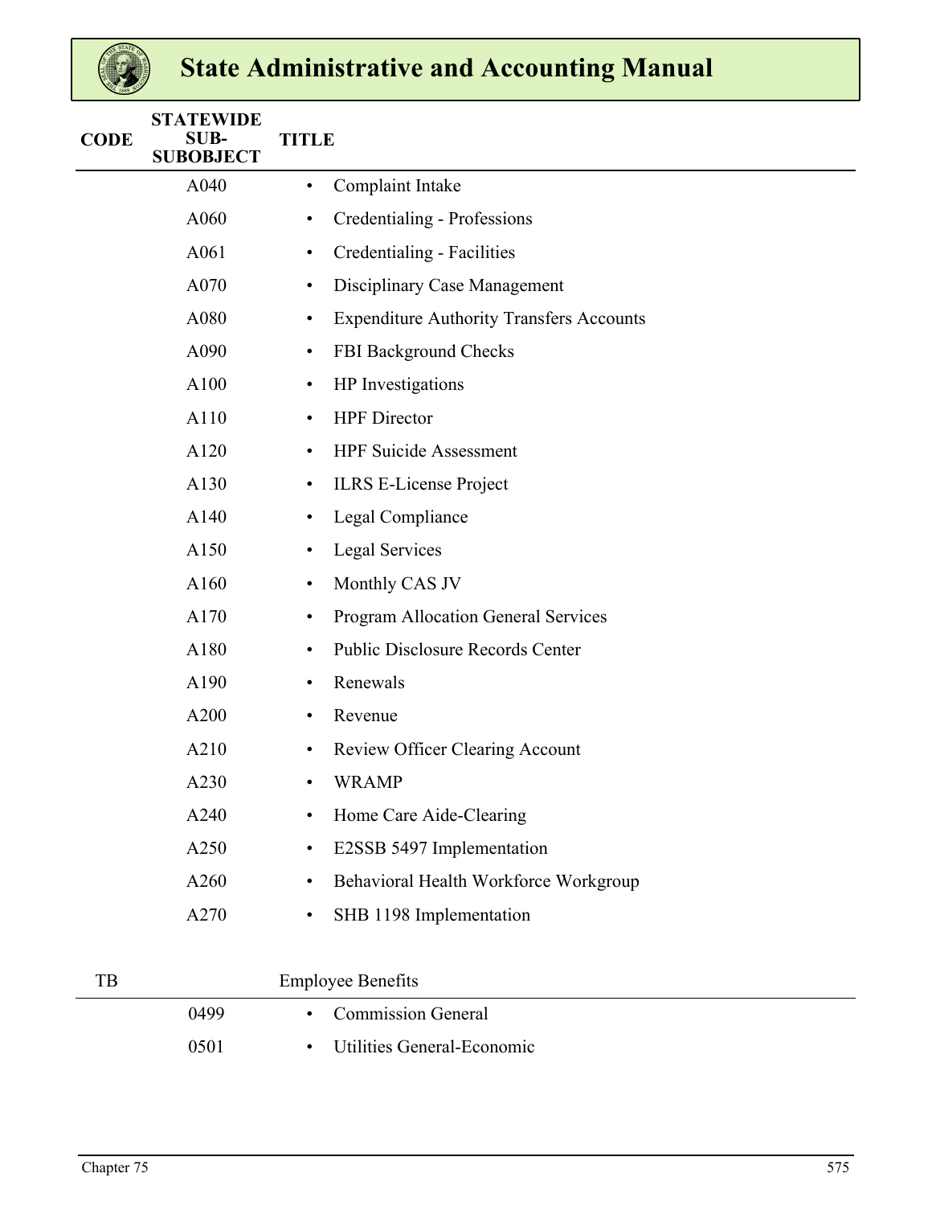| CODE | STATEWIDE SUB-SUBOBJECT | TITLE |
|---|---|---|
| | A040 | • Complaint Intake |
| | A060 | • Credentialing - Professions |
| | A061 | • Credentialing - Facilities |
| | A070 | • Disciplinary Case Management |
| | A080 | • Expenditure Authority Transfers Accounts |
| | A090 | • FBI Background Checks |
| | A100 | • HP Investigations |
| | A110 | • HPF Director |
| | A120 | • HPF Suicide Assessment |
| | A130 | • ILRS E-License Project |
| | A140 | • Legal Compliance |
| | A150 | • Legal Services |
| | A160 | • Monthly CAS JV |
| | A170 | • Program Allocation General Services |
| | A180 | • Public Disclosure Records Center |
| | A190 | • Renewals |
| | A200 | • Revenue |
| | A210 | • Review Officer Clearing Account |
| | A230 | • WRAMP |
| | A240 | • Home Care Aide-Clearing |
| | A250 | • E2SSB 5497 Implementation |
| | A260 | • Behavioral Health Workforce Workgroup |
| | A270 | • SHB 1198 Implementation |
| TB | | Employee Benefits |
| | 0499 | • Commission General |
| | 0501 | • Utilities General-Economic |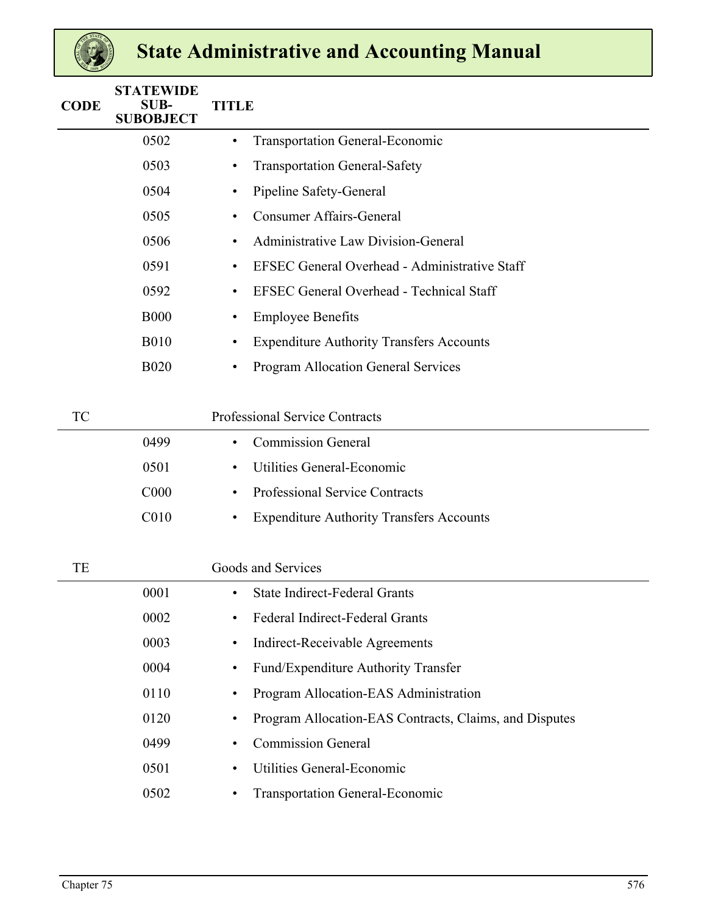| CODE | STATEWIDE SUB-SUBOBJECT | TITLE |
|---|---|---|
| | 0502 | • Transportation General-Economic |
| | 0503 | • Transportation General-Safety |
| | 0504 | • Pipeline Safety-General |
| | 0505 | • Consumer Affairs-General |
| | 0506 | • Administrative Law Division-General |
| | 0591 | • EFSEC General Overhead - Administrative Staff |
| | 0592 | • EFSEC General Overhead - Technical Staff |
| | B000 | • Employee Benefits |
| | B010 | • Expenditure Authority Transfers Accounts |
| | B020 | • Program Allocation General Services |
| TC | | Professional Service Contracts |
| | 0499 | • Commission General |
| | 0501 | • Utilities General-Economic |
| | C000 | • Professional Service Contracts |
| | C010 | • Expenditure Authority Transfers Accounts |
| TE | | Goods and Services |
| | 0001 | • State Indirect-Federal Grants |
| | 0002 | • Federal Indirect-Federal Grants |
| | 0003 | • Indirect-Receivable Agreements |
| | 0004 | • Fund/Expenditure Authority Transfer |
| | 0110 | • Program Allocation-EAS Administration |
| | 0120 | • Program Allocation-EAS Contracts, Claims, and Disputes |
| | 0499 | • Commission General |
| | 0501 | • Utilities General-Economic |
| | 0502 | • Transportation General-Economic |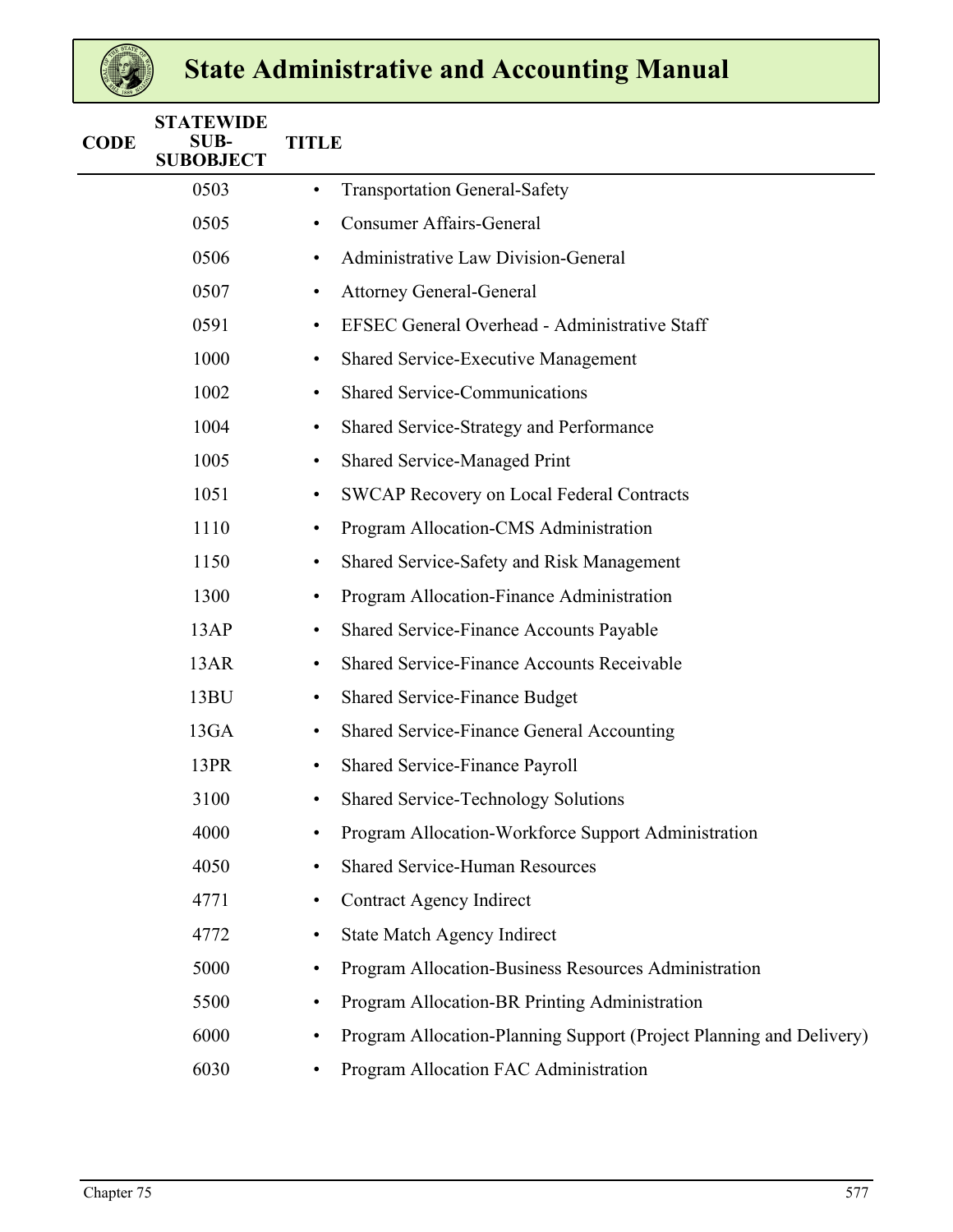| CODE | STATEWIDE SUB-SUBOBJECT | TITLE |
|---|---|---|
| | 0503 | • Transportation General-Safety |
| | 0505 | • Consumer Affairs-General |
| | 0506 | • Administrative Law Division-General |
| | 0507 | • Attorney General-General |
| | 0591 | • EFSEC General Overhead - Administrative Staff |
| | 1000 | • Shared Service-Executive Management |
| | 1002 | • Shared Service-Communications |
| | 1004 | • Shared Service-Strategy and Performance |
| | 1005 | • Shared Service-Managed Print |
| | 1051 | • SWCAP Recovery on Local Federal Contracts |
| | 1110 | • Program Allocation-CMS Administration |
| | 1150 | • Shared Service-Safety and Risk Management |
| | 1300 | • Program Allocation-Finance Administration |
| | 13AP | • Shared Service-Finance Accounts Payable |
| | 13AR | • Shared Service-Finance Accounts Receivable |
| | 13BU | • Shared Service-Finance Budget |
| | 13GA | • Shared Service-Finance General Accounting |
| | 13PR | • Shared Service-Finance Payroll |
| | 3100 | • Shared Service-Technology Solutions |
| | 4000 | • Program Allocation-Workforce Support Administration |
| | 4050 | • Shared Service-Human Resources |
| | 4771 | • Contract Agency Indirect |
| | 4772 | • State Match Agency Indirect |
| | 5000 | • Program Allocation-Business Resources Administration |
| | 5500 | • Program Allocation-BR Printing Administration |
| | 6000 | • Program Allocation-Planning Support (Project Planning and Delivery) |
| | 6030 | • Program Allocation FAC Administration |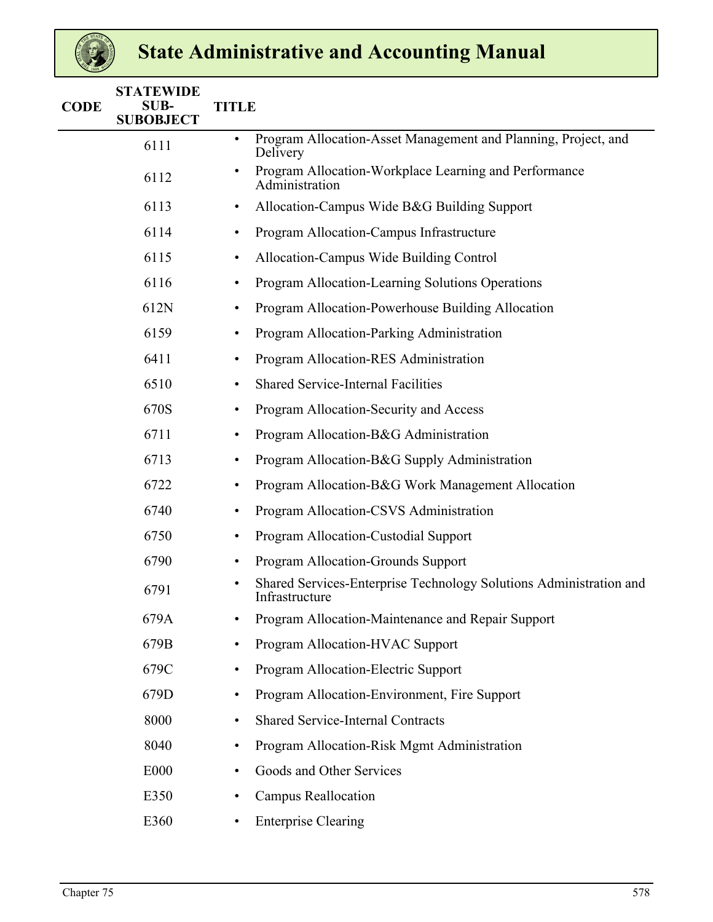| CODE | STATEWIDE SUB-SUBOBJECT | TITLE |
|---|---|---|
| | 6111 | • Program Allocation-Asset Management and Planning, Project, and Delivery |
| | 6112 | • Program Allocation-Workplace Learning and Performance Administration |
| | 6113 | • Allocation-Campus Wide B&G Building Support |
| | 6114 | • Program Allocation-Campus Infrastructure |
| | 6115 | • Allocation-Campus Wide Building Control |
| | 6116 | • Program Allocation-Learning Solutions Operations |
| | 612N | • Program Allocation-Powerhouse Building Allocation |
| | 6159 | • Program Allocation-Parking Administration |
| | 6411 | • Program Allocation-RES Administration |
| | 6510 | • Shared Service-Internal Facilities |
| | 670S | • Program Allocation-Security and Access |
| | 6711 | • Program Allocation-B&G Administration |
| | 6713 | • Program Allocation-B&G Supply Administration |
| | 6722 | • Program Allocation-B&G Work Management Allocation |
| | 6740 | • Program Allocation-CSVS Administration |
| | 6750 | • Program Allocation-Custodial Support |
| | 6790 | • Program Allocation-Grounds Support |
| | 6791 | • Shared Services-Enterprise Technology Solutions Administration and Infrastructure |
| | 679A | • Program Allocation-Maintenance and Repair Support |
| | 679B | • Program Allocation-HVAC Support |
| | 679C | • Program Allocation-Electric Support |
| | 679D | • Program Allocation-Environment, Fire Support |
| | 8000 | • Shared Service-Internal Contracts |
| | 8040 | • Program Allocation-Risk Mgmt Administration |
| | E000 | • Goods and Other Services |
| | E350 | • Campus Reallocation |
| | E360 | • Enterprise Clearing |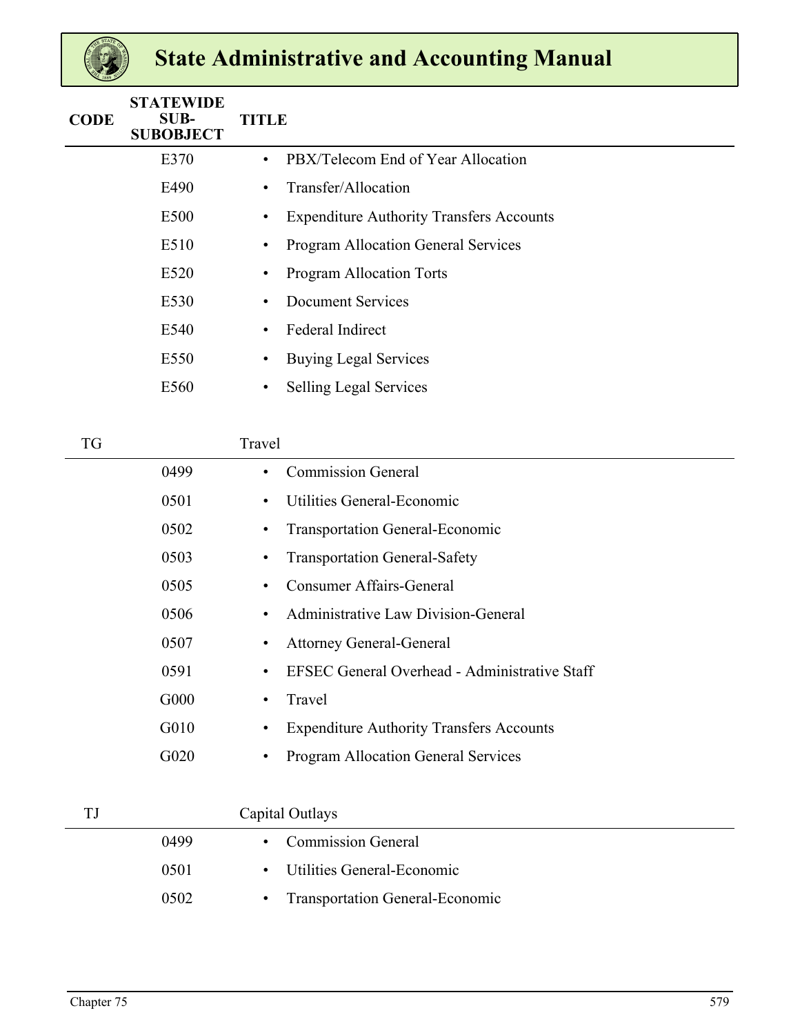| CODE | STATEWIDE SUB-SUBOBJECT | TITLE |
|---|---|---|
| | E370 | • PBX/Telecom End of Year Allocation |
| | E490 | • Transfer/Allocation |
| | E500 | • Expenditure Authority Transfers Accounts |
| | E510 | • Program Allocation General Services |
| | E520 | • Program Allocation Torts |
| | E530 | • Document Services |
| | E540 | • Federal Indirect |
| | E550 | • Buying Legal Services |
| | E560 | • Selling Legal Services |
| TG | | Travel |
| | 0499 | • Commission General |
| | 0501 | • Utilities General-Economic |
| | 0502 | • Transportation General-Economic |
| | 0503 | • Transportation General-Safety |
| | 0505 | • Consumer Affairs-General |
| | 0506 | • Administrative Law Division-General |
| | 0507 | • Attorney General-General |
| | 0591 | • EFSEC General Overhead - Administrative Staff |
| | G000 | • Travel |
| | G010 | • Expenditure Authority Transfers Accounts |
| | G020 | • Program Allocation General Services |
| TJ | | Capital Outlays |
| | 0499 | • Commission General |
| | 0501 | • Utilities General-Economic |
| | 0502 | • Transportation General-Economic |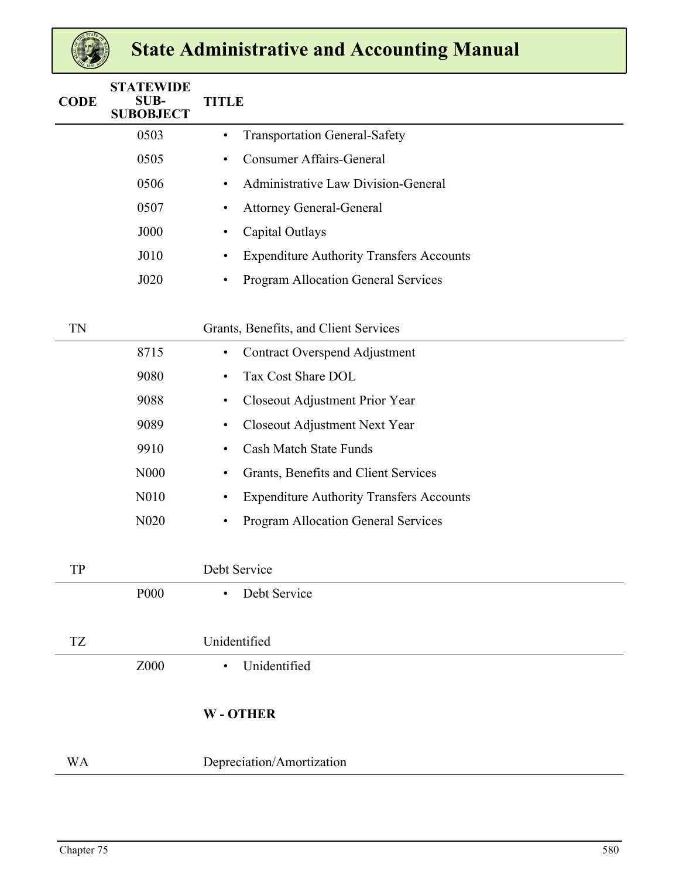| CODE | STATEWIDE SUB-SUBOBJECT | TITLE |
|---|---|---|
| | 0503 | • Transportation General-Safety |
| | 0505 | • Consumer Affairs-General |
| | 0506 | • Administrative Law Division-General |
| | 0507 | • Attorney General-General |
| | J000 | • Capital Outlays |
| | J010 | • Expenditure Authority Transfers Accounts |
| | J020 | • Program Allocation General Services |
| TN | | Grants, Benefits, and Client Services |
| | 8715 | • Contract Overspend Adjustment |
| | 9080 | • Tax Cost Share DOL |
| | 9088 | • Closeout Adjustment Prior Year |
| | 9089 | • Closeout Adjustment Next Year |
| | 9910 | • Cash Match State Funds |
| | N000 | • Grants, Benefits and Client Services |
| | N010 | • Expenditure Authority Transfers Accounts |
| | N020 | • Program Allocation General Services |
| TP | | Debt Service |
| | P000 | • Debt Service |
| TZ | | Unidentified |
| | Z000 | • Unidentified |
| | | **W - OTHER** |
| WA | | Depreciation/Amortization |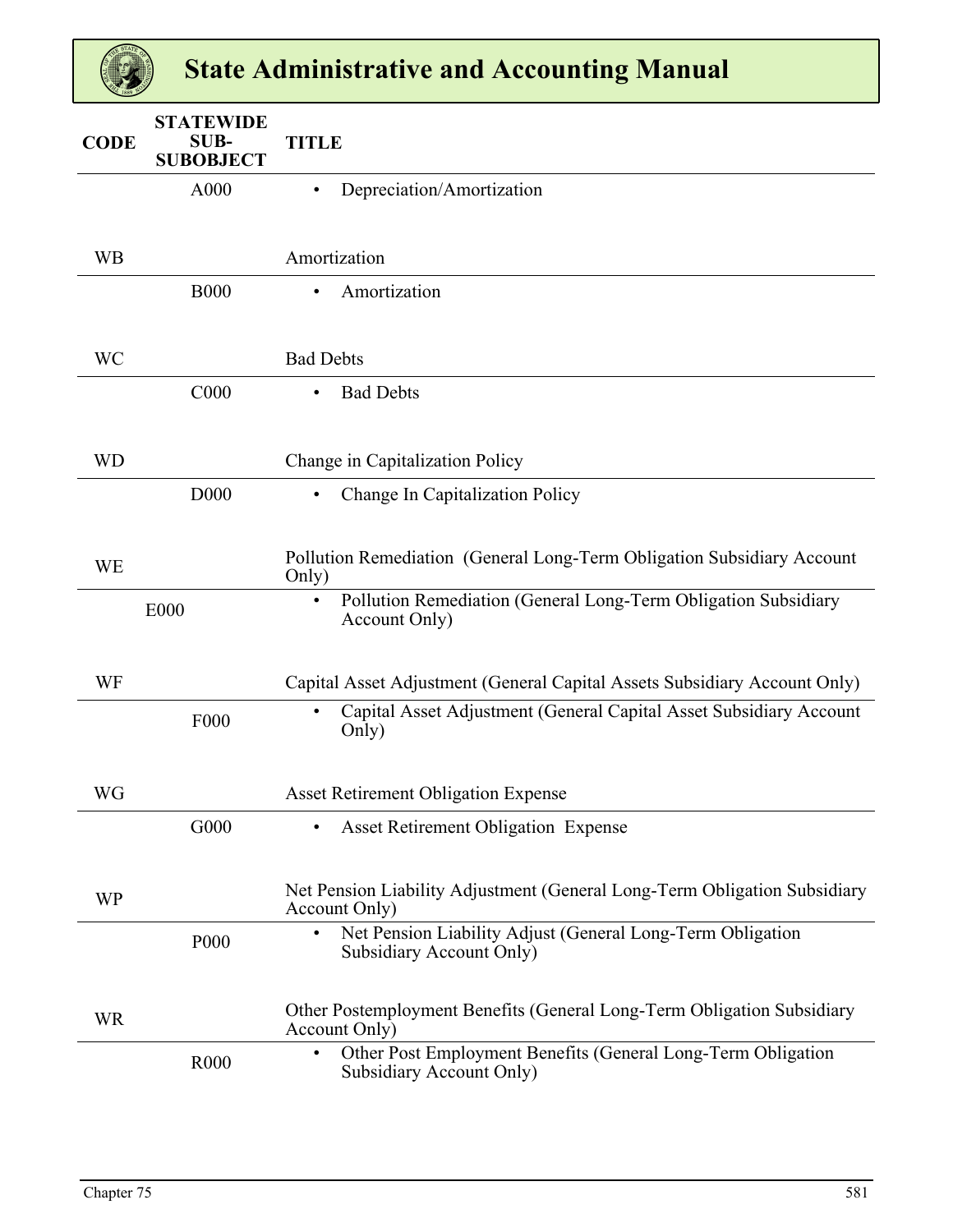| CODE | STATEWIDE SUB-SUBOBJECT | TITLE |
|---|---|---|
| | A000 | • Depreciation/Amortization |
| WB | | Amortization |
| | B000 | • Amortization |
| WC | | Bad Debts |
| | C000 | • Bad Debts |
| WD | | Change in Capitalization Policy |
| | D000 | • Change In Capitalization Policy |
| WE | | Pollution Remediation (General Long-Term Obligation Subsidiary Account Only) |
| | E000 | • Pollution Remediation (General Long-Term Obligation Subsidiary Account Only) |
| WF | | Capital Asset Adjustment (General Capital Assets Subsidiary Account Only) |
| | F000 | • Capital Asset Adjustment (General Capital Asset Subsidiary Account Only) |
| WG | | Asset Retirement Obligation Expense |
| | G000 | • Asset Retirement Obligation Expense |
| WP | | Net Pension Liability Adjustment (General Long-Term Obligation Subsidiary Account Only) |
| | P000 | • Net Pension Liability Adjust (General Long-Term Obligation Subsidiary Account Only) |
| WR | | Other Postemployment Benefits (General Long-Term Obligation Subsidiary Account Only) |
| | R000 | • Other Post Employment Benefits (General Long-Term Obligation Subsidiary Account Only) |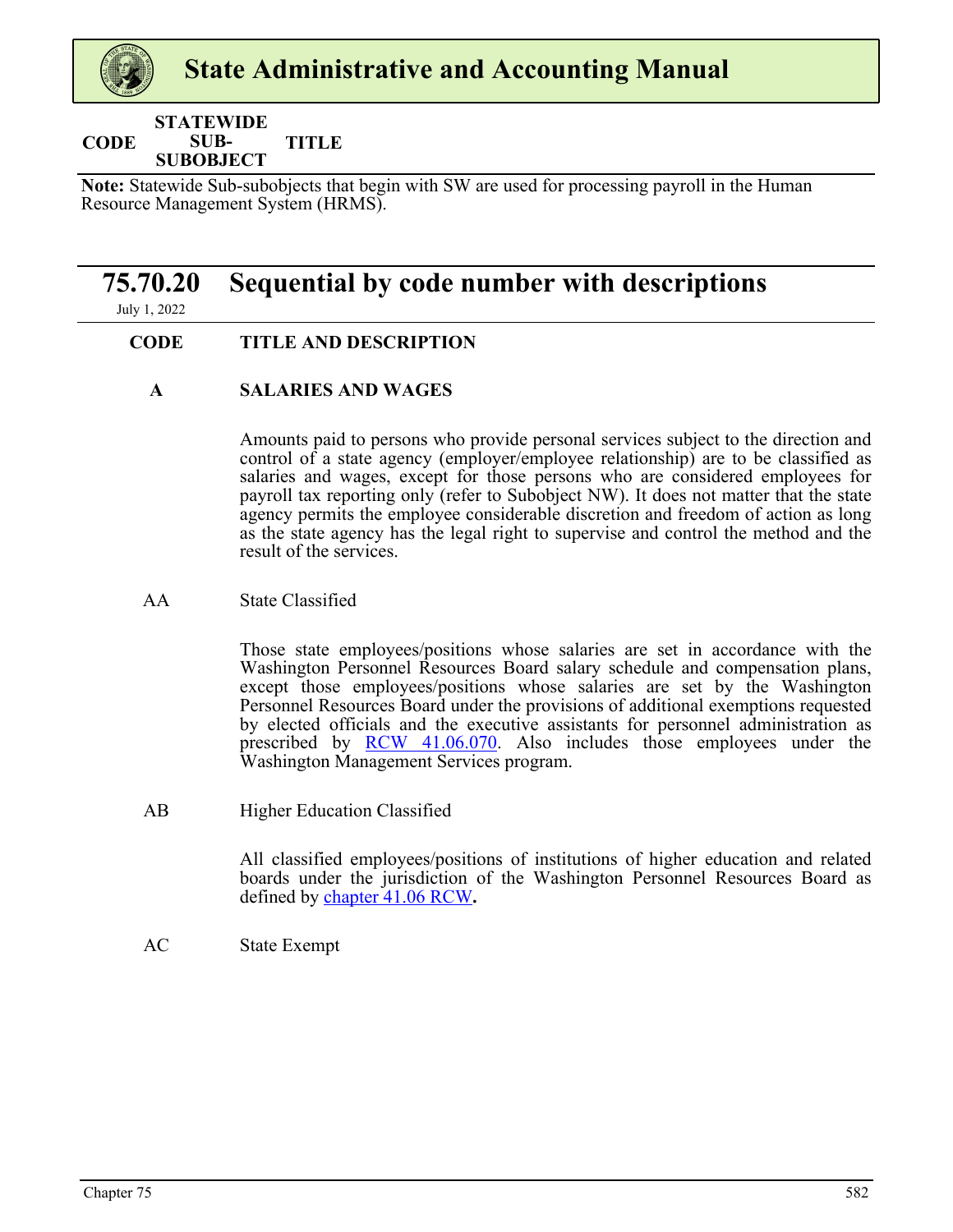| CODE | STATEWIDE SUB-SUBOBJECT | TITLE |
|---|---|---|

**Note:** Statewide Sub-subobjects that begin with SW are used for processing payroll in the Human Resource Management System (HRMS).

## 75.70.20 Sequential by code number with descriptions

July 1, 2022

**CODE** **TITLE AND DESCRIPTION**

**A** **SALARIES AND WAGES**

Amounts paid to persons who provide personal services subject to the direction and control of a state agency (employer/employee relationship) are to be classified as salaries and wages, except for those persons who are considered employees for payroll tax reporting only (refer to Subobject NW). It does not matter that the state agency permits the employee considerable discretion and freedom of action as long as the state agency has the legal right to supervise and control the method and the result of the services.

AA State Classified

Those state employees/positions whose salaries are set in accordance with the Washington Personnel Resources Board salary schedule and compensation plans, except those employees/positions whose salaries are set by the Washington Personnel Resources Board under the provisions of additional exemptions requested by elected officials and the executive assistants for personnel administration as prescribed by RCW 41.06.070. Also includes those employees under the Washington Management Services program.

AB Higher Education Classified

All classified employees/positions of institutions of higher education and related boards under the jurisdiction of the Washington Personnel Resources Board as defined by chapter 41.06 RCW**.**

AC State Exempt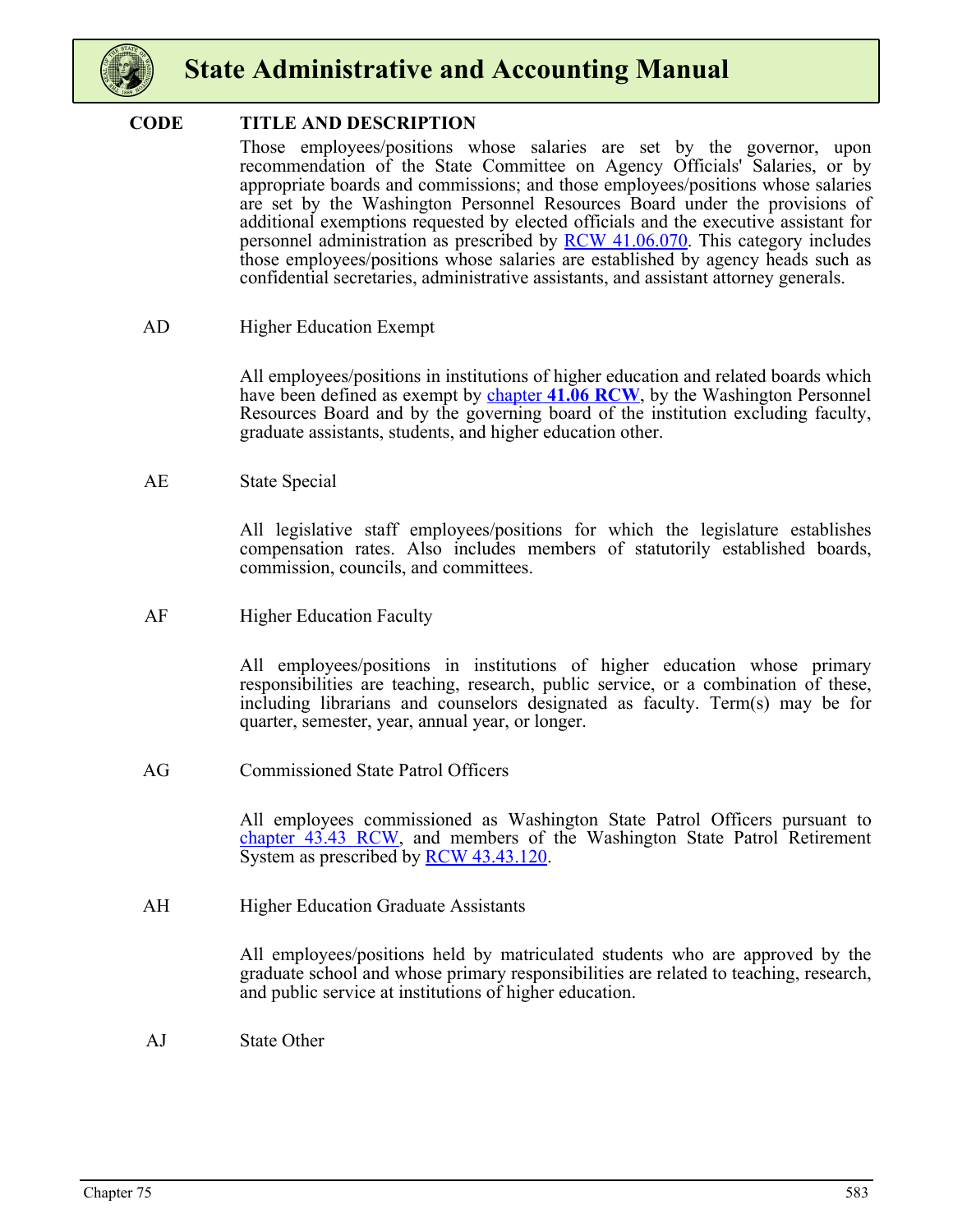| CODE | TITLE AND DESCRIPTION |
|---|---|
| | Those employees/positions whose salaries are set by the governor, upon recommendation of the State Committee on Agency Officials' Salaries, or by appropriate boards and commissions; and those employees/positions whose salaries are set by the Washington Personnel Resources Board under the provisions of additional exemptions requested by elected officials and the executive assistant for personnel administration as prescribed by RCW 41.06.070. This category includes those employees/positions whose salaries are established by agency heads such as confidential secretaries, administrative assistants, and assistant attorney generals. |
| AD | Higher Education Exempt<br><br>All employees/positions in institutions of higher education and related boards which have been defined as exempt by chapter **41.06 RCW**, by the Washington Personnel Resources Board and by the governing board of the institution excluding faculty, graduate assistants, students, and higher education other. |
| AE | State Special<br><br>All legislative staff employees/positions for which the legislature establishes compensation rates. Also includes members of statutorily established boards, commission, councils, and committees. |
| AF | Higher Education Faculty<br><br>All employees/positions in institutions of higher education whose primary responsibilities are teaching, research, public service, or a combination of these, including librarians and counselors designated as faculty. Term(s) may be for quarter, semester, year, annual year, or longer. |
| AG | Commissioned State Patrol Officers<br><br>All employees commissioned as Washington State Patrol Officers pursuant to chapter 43.43 RCW, and members of the Washington State Patrol Retirement System as prescribed by RCW 43.43.120. |
| AH | Higher Education Graduate Assistants<br><br>All employees/positions held by matriculated students who are approved by the graduate school and whose primary responsibilities are related to teaching, research, and public service at institutions of higher education. |
| AJ | State Other |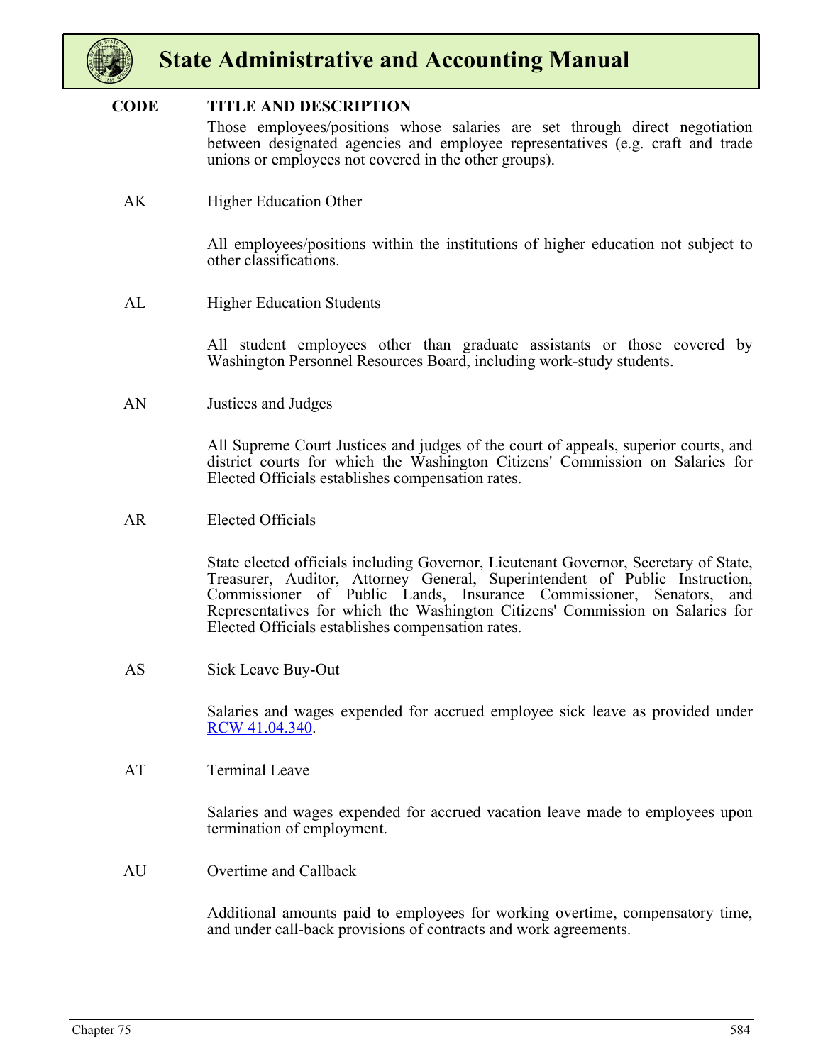| CODE | TITLE AND DESCRIPTION |
|---|---|
| | Those employees/positions whose salaries are set through direct negotiation between designated agencies and employee representatives (e.g. craft and trade unions or employees not covered in the other groups). |
| AK | Higher Education Other |
| | All employees/positions within the institutions of higher education not subject to other classifications. |
| AL | Higher Education Students |
| | All student employees other than graduate assistants or those covered by Washington Personnel Resources Board, including work-study students. |
| AN | Justices and Judges |
| | All Supreme Court Justices and judges of the court of appeals, superior courts, and district courts for which the Washington Citizens' Commission on Salaries for Elected Officials establishes compensation rates. |
| AR | Elected Officials |
| | State elected officials including Governor, Lieutenant Governor, Secretary of State, Treasurer, Auditor, Attorney General, Superintendent of Public Instruction, Commissioner of Public Lands, Insurance Commissioner, Senators, and Representatives for which the Washington Citizens' Commission on Salaries for Elected Officials establishes compensation rates. |
| AS | Sick Leave Buy-Out |
| | Salaries and wages expended for accrued employee sick leave as provided under RCW 41.04.340. |
| AT | Terminal Leave |
| | Salaries and wages expended for accrued vacation leave made to employees upon termination of employment. |
| AU | Overtime and Callback |
| | Additional amounts paid to employees for working overtime, compensatory time, and under call-back provisions of contracts and work agreements. |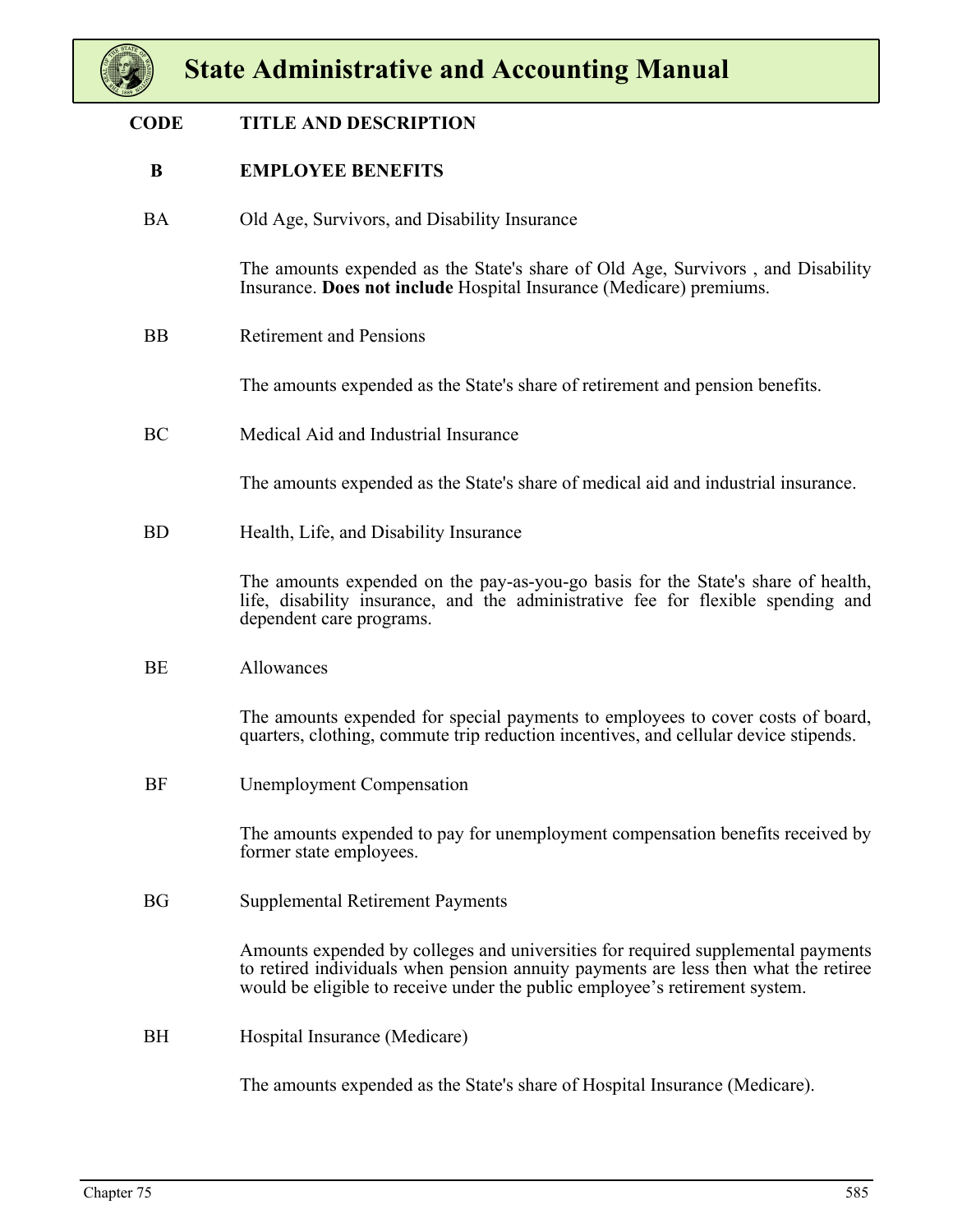| CODE | TITLE AND DESCRIPTION |
|---|---|
| **B** | **EMPLOYEE BENEFITS** |
| BA | Old Age, Survivors, and Disability Insurance |
| | The amounts expended as the State's share of Old Age, Survivors , and Disability Insurance. **Does not include** Hospital Insurance (Medicare) premiums. |
| BB | Retirement and Pensions |
| | The amounts expended as the State's share of retirement and pension benefits. |
| BC | Medical Aid and Industrial Insurance |
| | The amounts expended as the State's share of medical aid and industrial insurance. |
| BD | Health, Life, and Disability Insurance |
| | The amounts expended on the pay-as-you-go basis for the State's share of health, life, disability insurance, and the administrative fee for flexible spending and dependent care programs. |
| BE | Allowances |
| | The amounts expended for special payments to employees to cover costs of board, quarters, clothing, commute trip reduction incentives, and cellular device stipends. |
| BF | Unemployment Compensation |
| | The amounts expended to pay for unemployment compensation benefits received by former state employees. |
| BG | Supplemental Retirement Payments |
| | Amounts expended by colleges and universities for required supplemental payments to retired individuals when pension annuity payments are less then what the retiree would be eligible to receive under the public employee's retirement system. |
| BH | Hospital Insurance (Medicare) |
| | The amounts expended as the State's share of Hospital Insurance (Medicare). |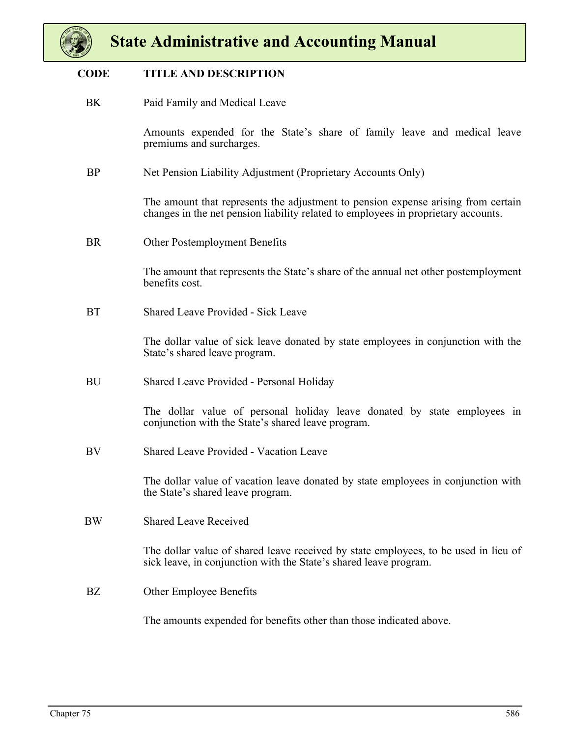| CODE | TITLE AND DESCRIPTION |
|---|---|
| BK | Paid Family and Medical Leave |
| | Amounts expended for the State's share of family leave and medical leave premiums and surcharges. |
| BP | Net Pension Liability Adjustment (Proprietary Accounts Only) |
| | The amount that represents the adjustment to pension expense arising from certain changes in the net pension liability related to employees in proprietary accounts. |
| BR | Other Postemployment Benefits |
| | The amount that represents the State's share of the annual net other postemployment benefits cost. |
| BT | Shared Leave Provided - Sick Leave |
| | The dollar value of sick leave donated by state employees in conjunction with the State's shared leave program. |
| BU | Shared Leave Provided - Personal Holiday |
| | The dollar value of personal holiday leave donated by state employees in conjunction with the State's shared leave program. |
| BV | Shared Leave Provided - Vacation Leave |
| | The dollar value of vacation leave donated by state employees in conjunction with the State's shared leave program. |
| BW | Shared Leave Received |
| | The dollar value of shared leave received by state employees, to be used in lieu of sick leave, in conjunction with the State's shared leave program. |
| BZ | Other Employee Benefits |
| | The amounts expended for benefits other than those indicated above. |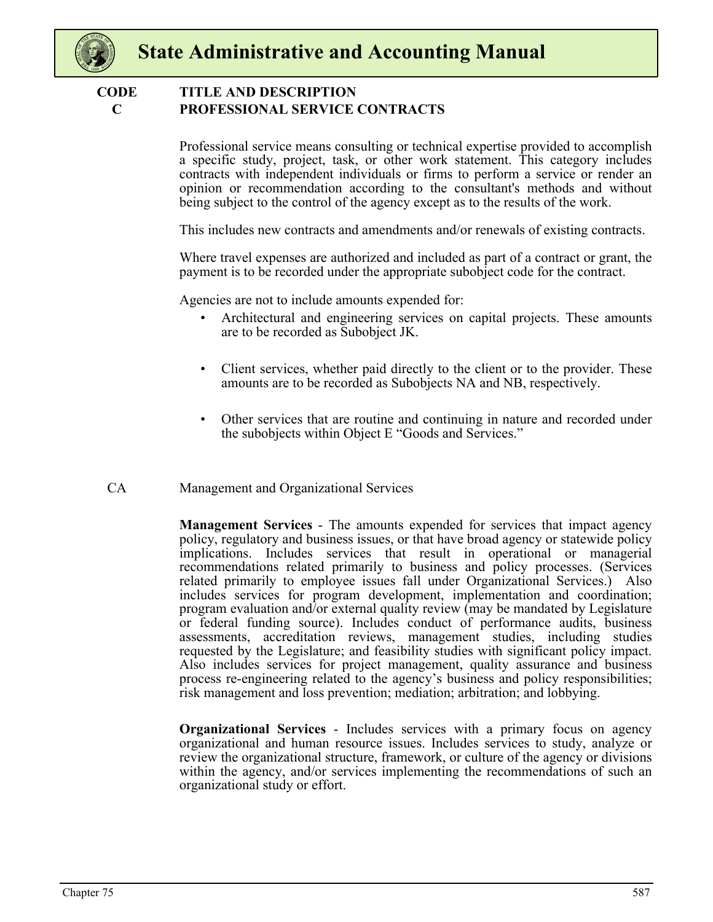| CODE | TITLE AND DESCRIPTION |
|---|---|
| C | PROFESSIONAL SERVICE CONTRACTS |

Professional service means consulting or technical expertise provided to accomplish a specific study, project, task, or other work statement. This category includes contracts with independent individuals or firms to perform a service or render an opinion or recommendation according to the consultant's methods and without being subject to the control of the agency except as to the results of the work.

This includes new contracts and amendments and/or renewals of existing contracts.

Where travel expenses are authorized and included as part of a contract or grant, the payment is to be recorded under the appropriate subobject code for the contract.

Agencies are not to include amounts expended for:

- Architectural and engineering services on capital projects. These amounts are to be recorded as Subobject JK.
- Client services, whether paid directly to the client or to the provider. These amounts are to be recorded as Subobjects NA and NB, respectively.
- Other services that are routine and continuing in nature and recorded under the subobjects within Object E "Goods and Services."

**CA** Management and Organizational Services

**Management Services** - The amounts expended for services that impact agency policy, regulatory and business issues, or that have broad agency or statewide policy implications. Includes services that result in operational or managerial recommendations related primarily to business and policy processes. (Services related primarily to employee issues fall under Organizational Services.) Also includes services for program development, implementation and coordination; program evaluation and/or external quality review (may be mandated by Legislature or federal funding source). Includes conduct of performance audits, business assessments, accreditation reviews, management studies, including studies requested by the Legislature; and feasibility studies with significant policy impact. Also includes services for project management, quality assurance and business process re-engineering related to the agency's business and policy responsibilities; risk management and loss prevention; mediation; arbitration; and lobbying.

**Organizational Services** - Includes services with a primary focus on agency organizational and human resource issues. Includes services to study, analyze or review the organizational structure, framework, or culture of the agency or divisions within the agency, and/or services implementing the recommendations of such an organizational study or effort.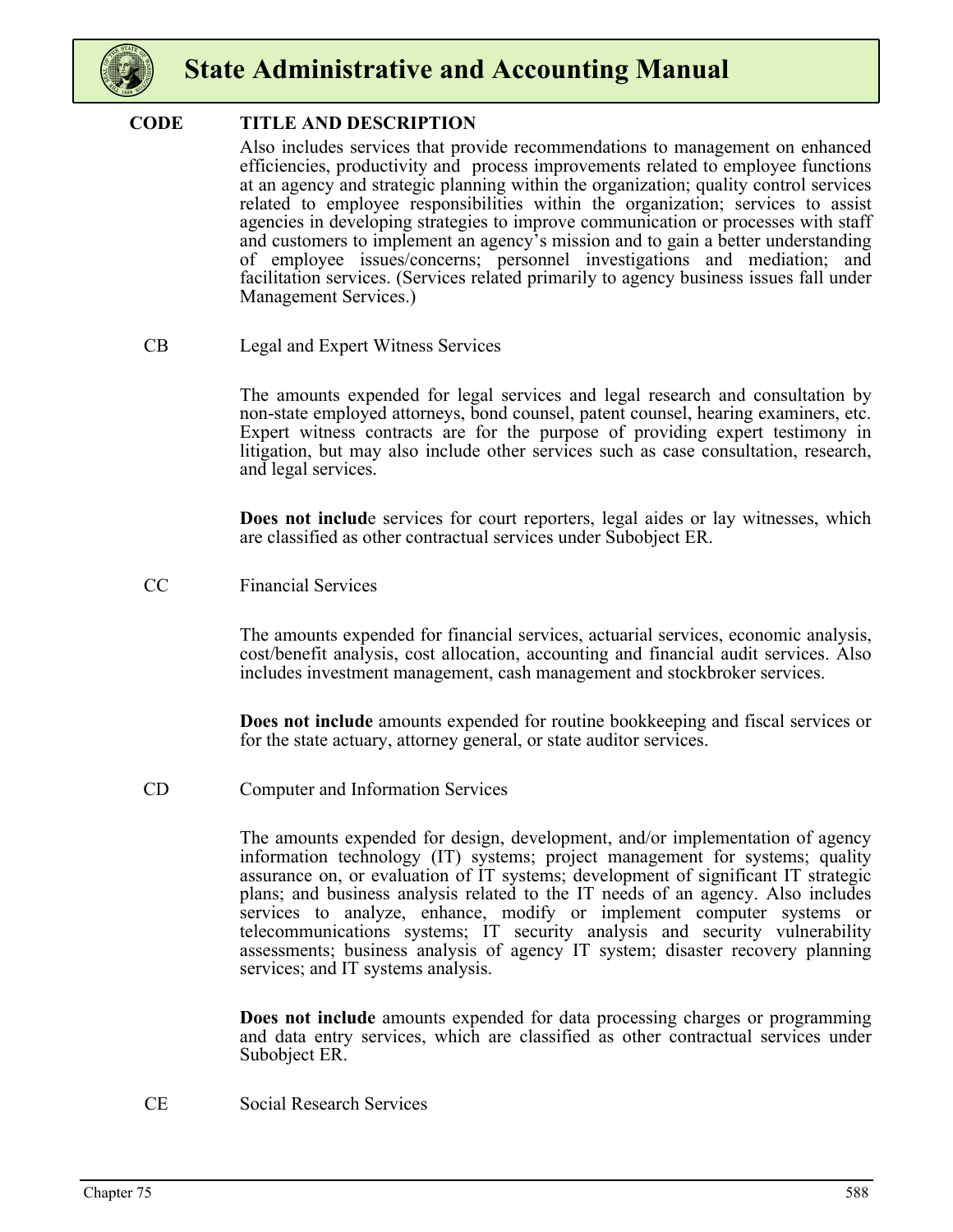| CODE | TITLE AND DESCRIPTION |
|---|---|
| | Also includes services that provide recommendations to management on enhanced efficiencies, productivity and process improvements related to employee functions at an agency and strategic planning within the organization; quality control services related to employee responsibilities within the organization; services to assist agencies in developing strategies to improve communication or processes with staff and customers to implement an agency's mission and to gain a better understanding of employee issues/concerns; personnel investigations and mediation; and facilitation services. (Services related primarily to agency business issues fall under Management Services.) |
| CB | Legal and Expert Witness Services |
| | The amounts expended for legal services and legal research and consultation by non-state employed attorneys, bond counsel, patent counsel, hearing examiners, etc. Expert witness contracts are for the purpose of providing expert testimony in litigation, but may also include other services such as case consultation, research, and legal services. |
| | **Does not includ**e services for court reporters, legal aides or lay witnesses, which are classified as other contractual services under Subobject ER. |
| CC | Financial Services |
| | The amounts expended for financial services, actuarial services, economic analysis, cost/benefit analysis, cost allocation, accounting and financial audit services. Also includes investment management, cash management and stockbroker services. |
| | **Does not include** amounts expended for routine bookkeeping and fiscal services or for the state actuary, attorney general, or state auditor services. |
| CD | Computer and Information Services |
| | The amounts expended for design, development, and/or implementation of agency information technology (IT) systems; project management for systems; quality assurance on, or evaluation of IT systems; development of significant IT strategic plans; and business analysis related to the IT needs of an agency. Also includes services to analyze, enhance, modify or implement computer systems or telecommunications systems; IT security analysis and security vulnerability assessments; business analysis of agency IT system; disaster recovery planning services; and IT systems analysis. |
| | **Does not include** amounts expended for data processing charges or programming and data entry services, which are classified as other contractual services under Subobject ER. |
| CE | Social Research Services |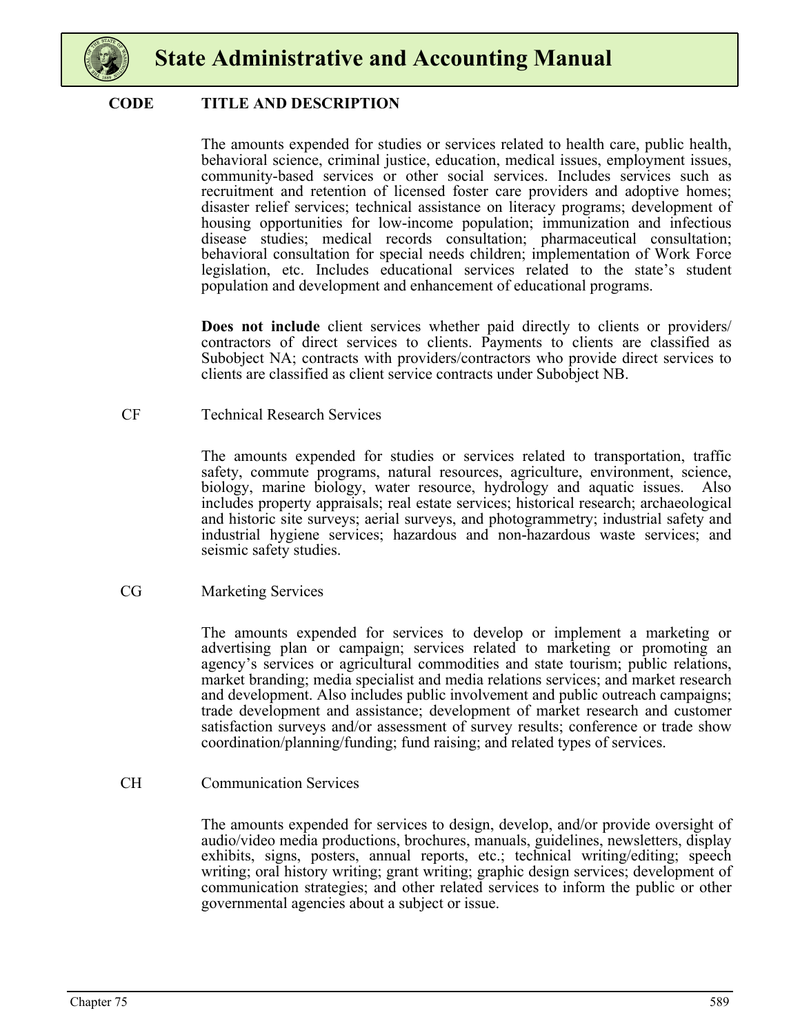| CODE | TITLE AND DESCRIPTION |
|---|---|
| | The amounts expended for studies or services related to health care, public health, behavioral science, criminal justice, education, medical issues, employment issues, community-based services or other social services. Includes services such as recruitment and retention of licensed foster care providers and adoptive homes; disaster relief services; technical assistance on literacy programs; development of housing opportunities for low-income population; immunization and infectious disease studies; medical records consultation; pharmaceutical consultation; behavioral consultation for special needs children; implementation of Work Force legislation, etc. Includes educational services related to the state's student population and development and enhancement of educational programs. |
| | **Does not include** client services whether paid directly to clients or providers/ contractors of direct services to clients. Payments to clients are classified as Subobject NA; contracts with providers/contractors who provide direct services to clients are classified as client service contracts under Subobject NB. |
| CF | Technical Research Services |
| | The amounts expended for studies or services related to transportation, traffic safety, commute programs, natural resources, agriculture, environment, science, biology, marine biology, water resource, hydrology and aquatic issues. Also includes property appraisals; real estate services; historical research; archaeological and historic site surveys; aerial surveys, and photogrammetry; industrial safety and industrial hygiene services; hazardous and non-hazardous waste services; and seismic safety studies. |
| CG | Marketing Services |
| | The amounts expended for services to develop or implement a marketing or advertising plan or campaign; services related to marketing or promoting an agency's services or agricultural commodities and state tourism; public relations, market branding; media specialist and media relations services; and market research and development. Also includes public involvement and public outreach campaigns; trade development and assistance; development of market research and customer satisfaction surveys and/or assessment of survey results; conference or trade show coordination/planning/funding; fund raising; and related types of services. |
| CH | Communication Services |
| | The amounts expended for services to design, develop, and/or provide oversight of audio/video media productions, brochures, manuals, guidelines, newsletters, display exhibits, signs, posters, annual reports, etc.; technical writing/editing; speech writing; oral history writing; grant writing; graphic design services; development of communication strategies; and other related services to inform the public or other governmental agencies about a subject or issue. |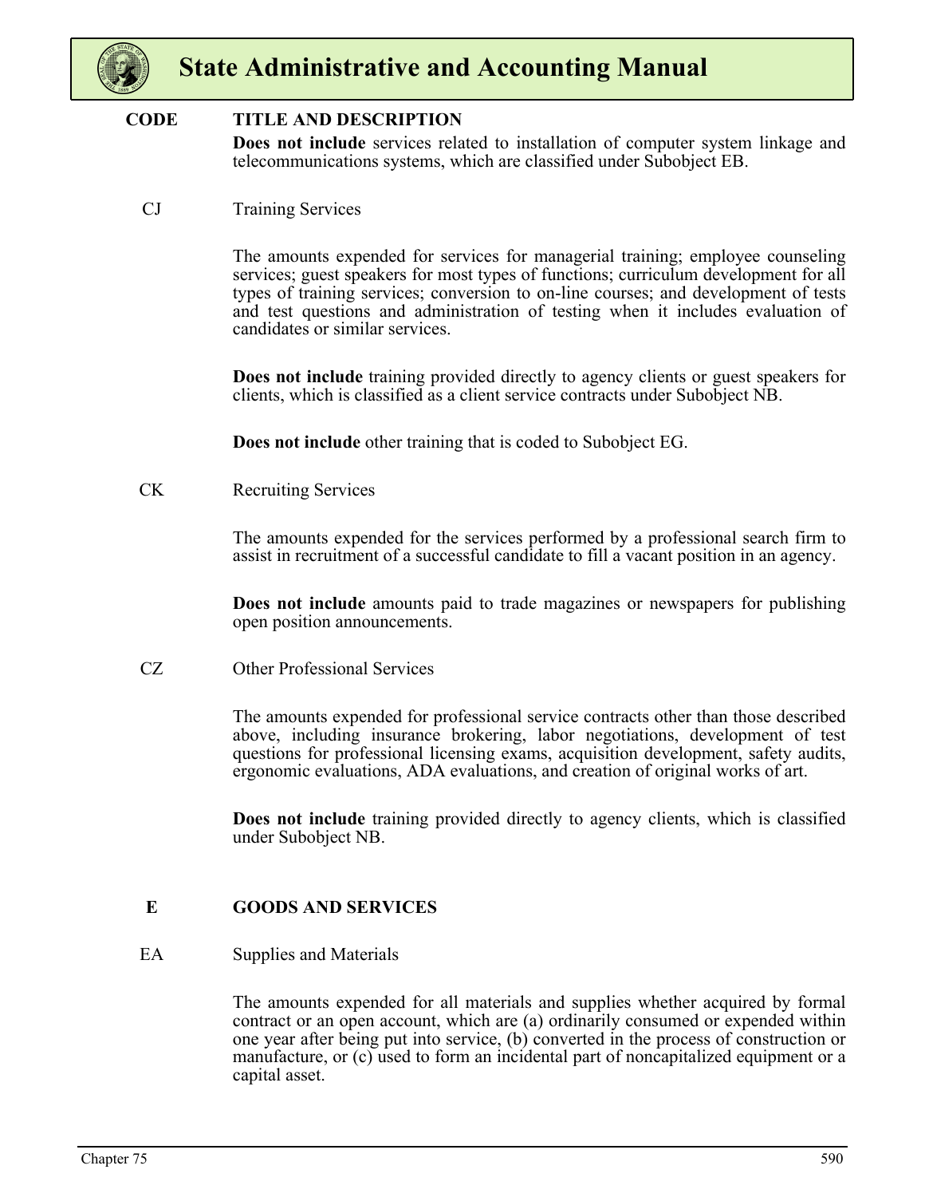| CODE | TITLE AND DESCRIPTION |
| --- | --- |
| | **Does not include** services related to installation of computer system linkage and telecommunications systems, which are classified under Subobject EB. |
| CJ | Training Services |
| | The amounts expended for services for managerial training; employee counseling services; guest speakers for most types of functions; curriculum development for all types of training services; conversion to on-line courses; and development of tests and test questions and administration of testing when it includes evaluation of candidates or similar services. |
| | **Does not include** training provided directly to agency clients or guest speakers for clients, which is classified as a client service contracts under Subobject NB. |
| | **Does not include** other training that is coded to Subobject EG. |
| CK | Recruiting Services |
| | The amounts expended for the services performed by a professional search firm to assist in recruitment of a successful candidate to fill a vacant position in an agency. |
| | **Does not include** amounts paid to trade magazines or newspapers for publishing open position announcements. |
| CZ | Other Professional Services |
| | The amounts expended for professional service contracts other than those described above, including insurance brokering, labor negotiations, development of test questions for professional licensing exams, acquisition development, safety audits, ergonomic evaluations, ADA evaluations, and creation of original works of art. |
| | **Does not include** training provided directly to agency clients, which is classified under Subobject NB. |
| **E** | **GOODS AND SERVICES** |
| EA | Supplies and Materials |
| | The amounts expended for all materials and supplies whether acquired by formal contract or an open account, which are (a) ordinarily consumed or expended within one year after being put into service, (b) converted in the process of construction or manufacture, or (c) used to form an incidental part of noncapitalized equipment or a capital asset. |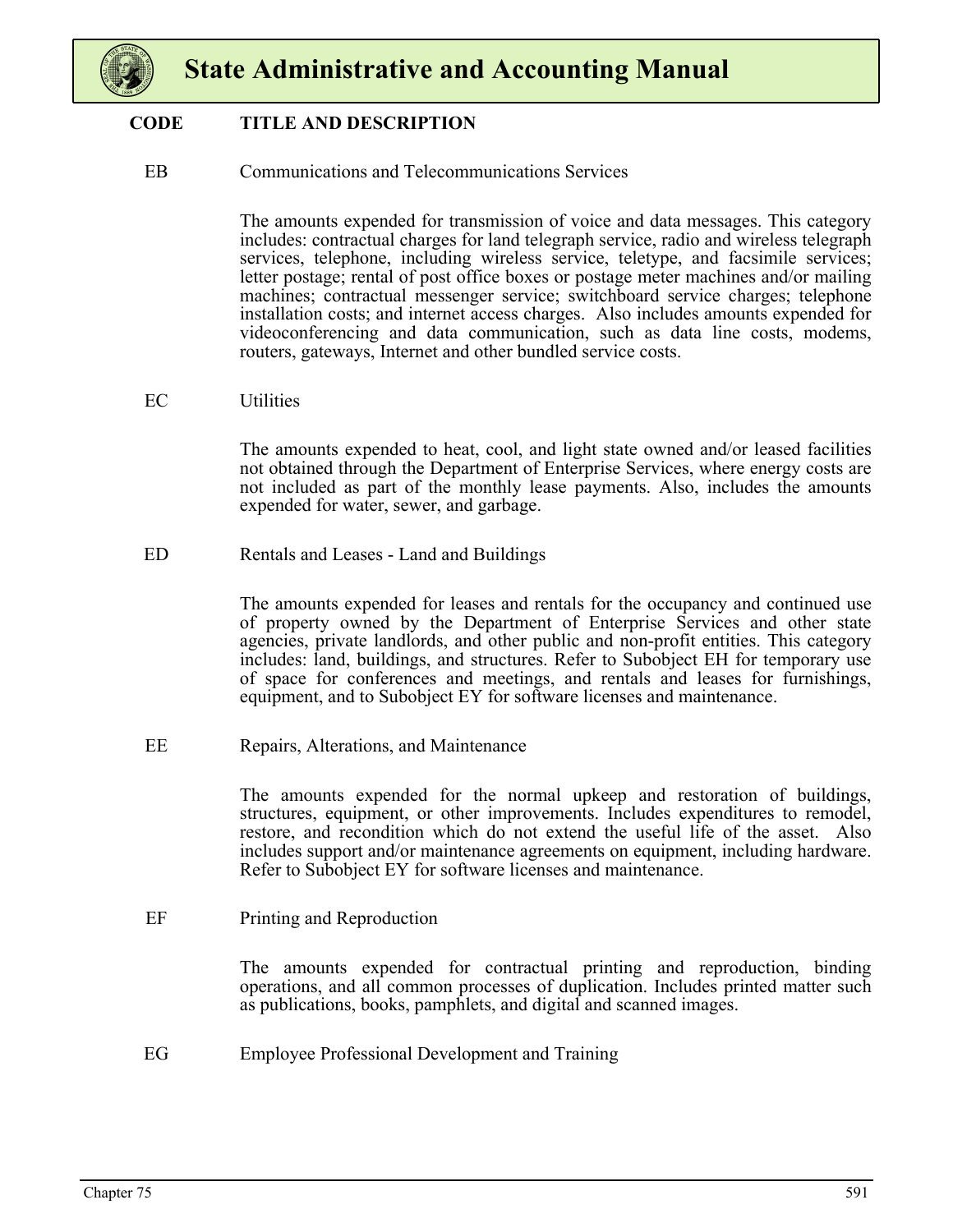| CODE | TITLE AND DESCRIPTION |
|---|---|
| EB | Communications and Telecommunications Services |
| | The amounts expended for transmission of voice and data messages. This category includes: contractual charges for land telegraph service, radio and wireless telegraph services, telephone, including wireless service, teletype, and facsimile services; letter postage; rental of post office boxes or postage meter machines and/or mailing machines; contractual messenger service; switchboard service charges; telephone installation costs; and internet access charges. Also includes amounts expended for videoconferencing and data communication, such as data line costs, modems, routers, gateways, Internet and other bundled service costs. |
| EC | Utilities |
| | The amounts expended to heat, cool, and light state owned and/or leased facilities not obtained through the Department of Enterprise Services, where energy costs are not included as part of the monthly lease payments. Also, includes the amounts expended for water, sewer, and garbage. |
| ED | Rentals and Leases - Land and Buildings |
| | The amounts expended for leases and rentals for the occupancy and continued use of property owned by the Department of Enterprise Services and other state agencies, private landlords, and other public and non-profit entities. This category includes: land, buildings, and structures. Refer to Subobject EH for temporary use of space for conferences and meetings, and rentals and leases for furnishings, equipment, and to Subobject EY for software licenses and maintenance. |
| EE | Repairs, Alterations, and Maintenance |
| | The amounts expended for the normal upkeep and restoration of buildings, structures, equipment, or other improvements. Includes expenditures to remodel, restore, and recondition which do not extend the useful life of the asset. Also includes support and/or maintenance agreements on equipment, including hardware. Refer to Subobject EY for software licenses and maintenance. |
| EF | Printing and Reproduction |
| | The amounts expended for contractual printing and reproduction, binding operations, and all common processes of duplication. Includes printed matter such as publications, books, pamphlets, and digital and scanned images. |
| EG | Employee Professional Development and Training |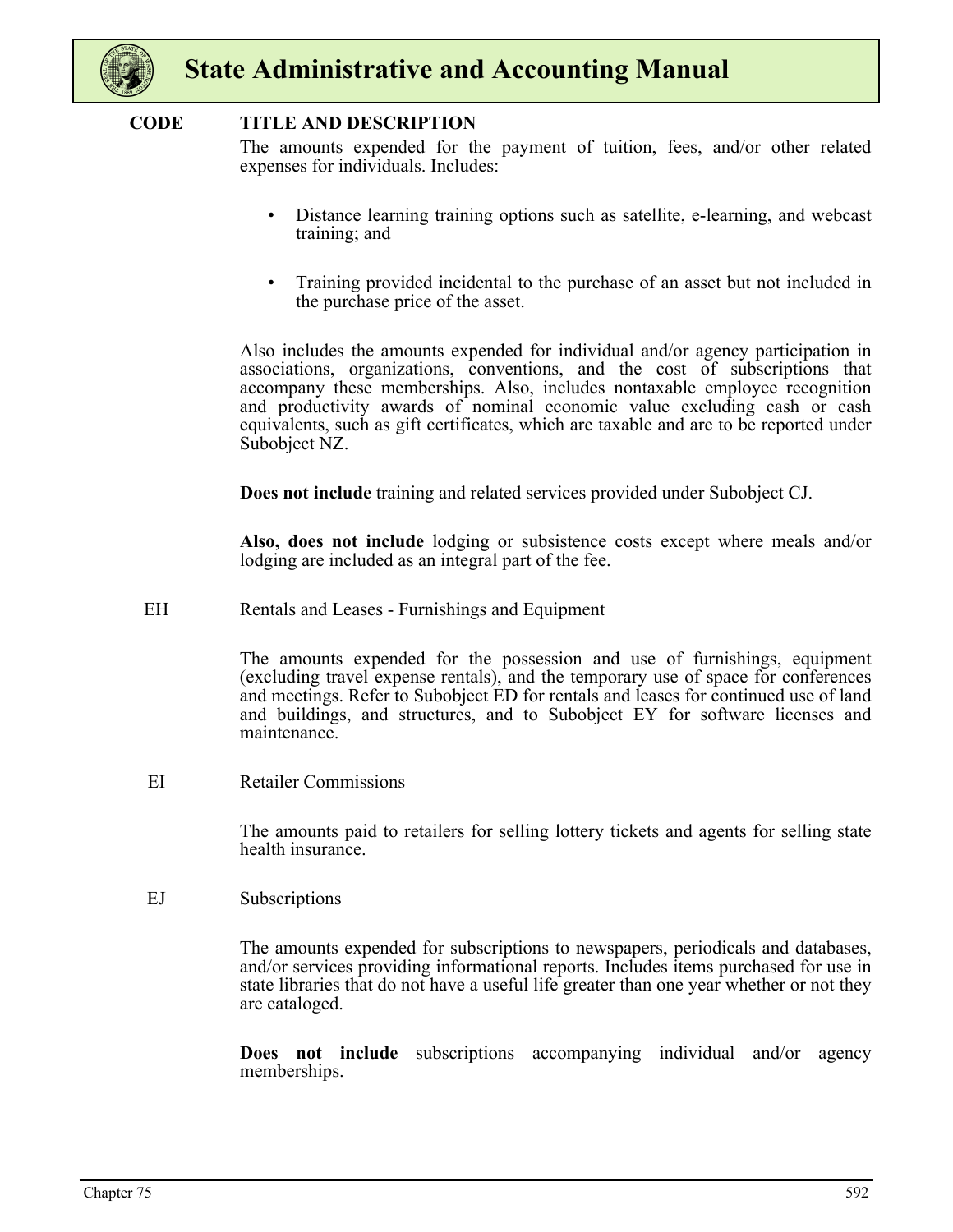| CODE | TITLE AND DESCRIPTION |
|---|---|

The amounts expended for the payment of tuition, fees, and/or other related expenses for individuals. Includes:

- Distance learning training options such as satellite, e-learning, and webcast training; and
- Training provided incidental to the purchase of an asset but not included in the purchase price of the asset.

Also includes the amounts expended for individual and/or agency participation in associations, organizations, conventions, and the cost of subscriptions that accompany these memberships. Also, includes nontaxable employee recognition and productivity awards of nominal economic value excluding cash or cash equivalents, such as gift certificates, which are taxable and are to be reported under Subobject NZ.

**Does not include** training and related services provided under Subobject CJ.

**Also, does not include** lodging or subsistence costs except where meals and/or lodging are included as an integral part of the fee.

**EH** Rentals and Leases - Furnishings and Equipment

The amounts expended for the possession and use of furnishings, equipment (excluding travel expense rentals), and the temporary use of space for conferences and meetings. Refer to Subobject ED for rentals and leases for continued use of land and buildings, and structures, and to Subobject EY for software licenses and maintenance.

**EI** Retailer Commissions

The amounts paid to retailers for selling lottery tickets and agents for selling state health insurance.

**EJ** Subscriptions

The amounts expended for subscriptions to newspapers, periodicals and databases, and/or services providing informational reports. Includes items purchased for use in state libraries that do not have a useful life greater than one year whether or not they are cataloged.

**Does not include** subscriptions accompanying individual and/or agency memberships.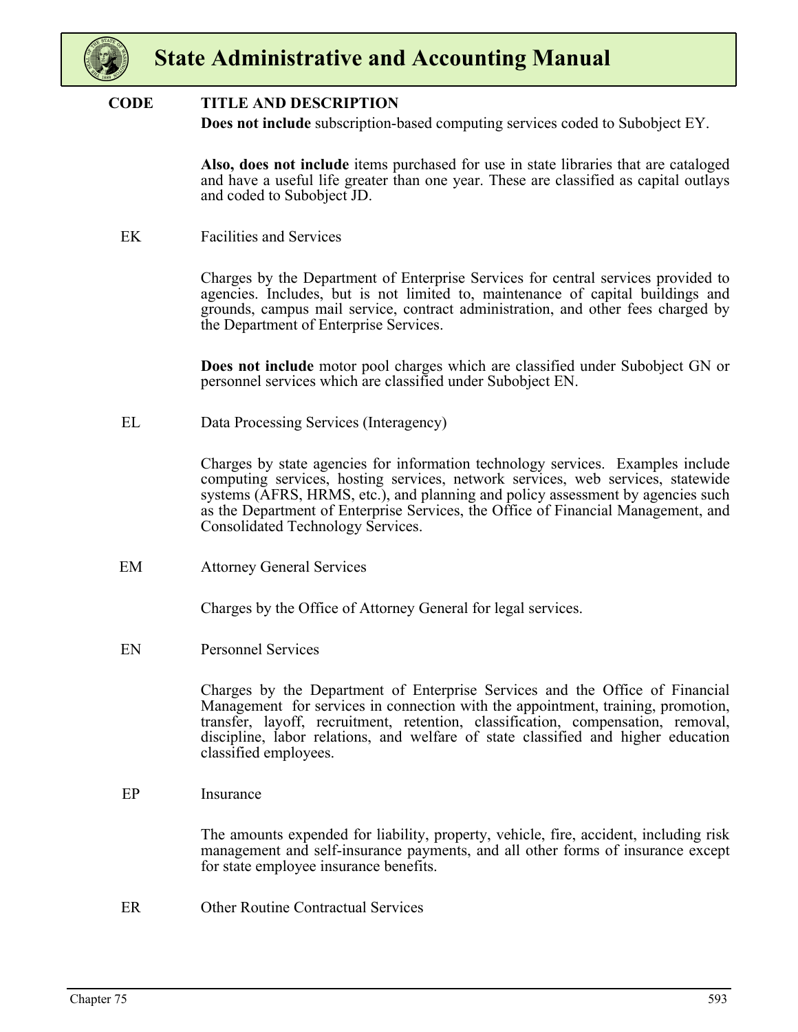| CODE | TITLE AND DESCRIPTION |
|---|---|
| | **Does not include** subscription-based computing services coded to Subobject EY. |
| | **Also, does not include** items purchased for use in state libraries that are cataloged and have a useful life greater than one year. These are classified as capital outlays and coded to Subobject JD. |
| EK | Facilities and Services |
| | Charges by the Department of Enterprise Services for central services provided to agencies. Includes, but is not limited to, maintenance of capital buildings and grounds, campus mail service, contract administration, and other fees charged by the Department of Enterprise Services. |
| | **Does not include** motor pool charges which are classified under Subobject GN or personnel services which are classified under Subobject EN. |
| EL | Data Processing Services (Interagency) |
| | Charges by state agencies for information technology services. Examples include computing services, hosting services, network services, web services, statewide systems (AFRS, HRMS, etc.), and planning and policy assessment by agencies such as the Department of Enterprise Services, the Office of Financial Management, and Consolidated Technology Services. |
| EM | Attorney General Services |
| | Charges by the Office of Attorney General for legal services. |
| EN | Personnel Services |
| | Charges by the Department of Enterprise Services and the Office of Financial Management for services in connection with the appointment, training, promotion, transfer, layoff, recruitment, retention, classification, compensation, removal, discipline, labor relations, and welfare of state classified and higher education classified employees. |
| EP | Insurance |
| | The amounts expended for liability, property, vehicle, fire, accident, including risk management and self-insurance payments, and all other forms of insurance except for state employee insurance benefits. |
| ER | Other Routine Contractual Services |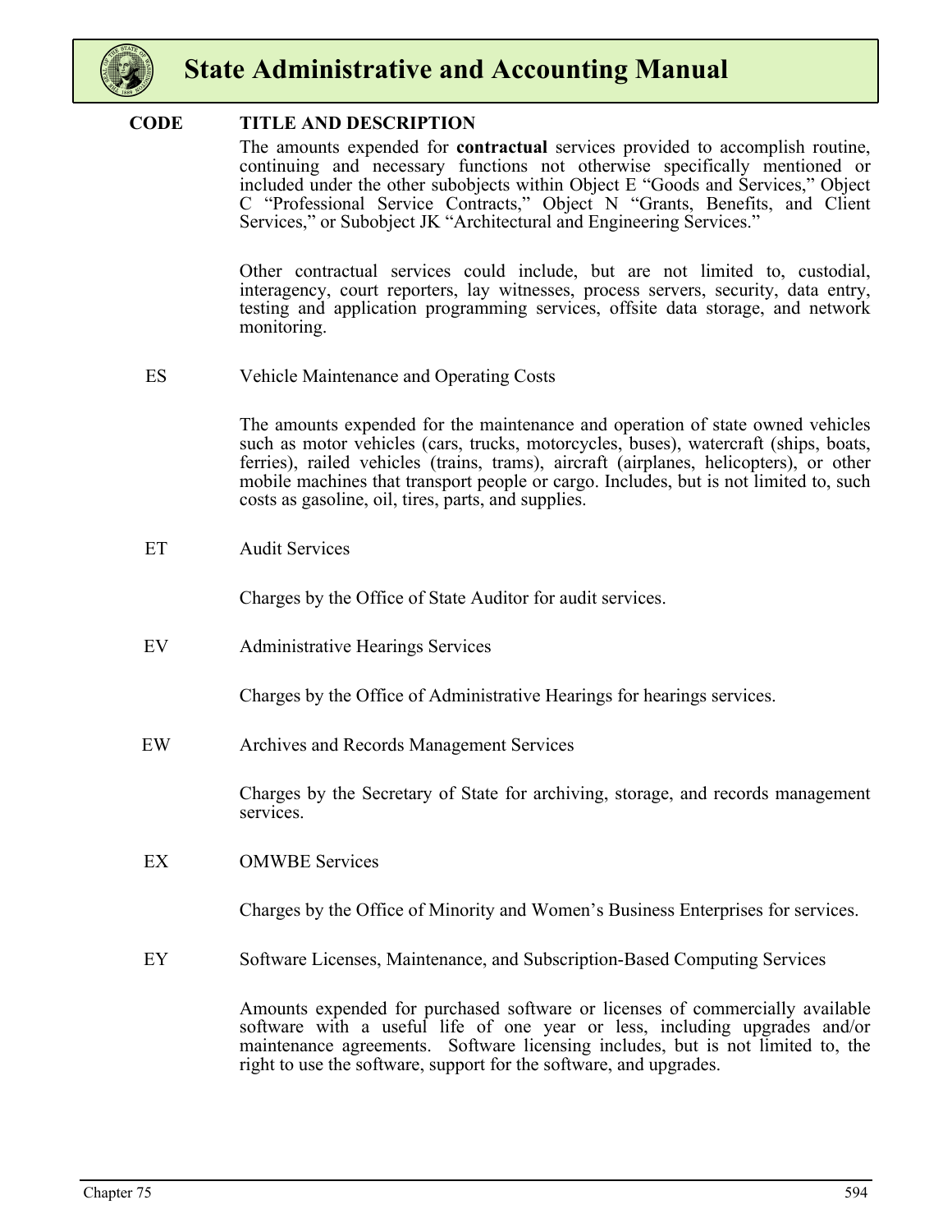| CODE | TITLE AND DESCRIPTION |
|---|---|
| | The amounts expended for **contractual** services provided to accomplish routine, continuing and necessary functions not otherwise specifically mentioned or included under the other subobjects within Object E "Goods and Services," Object C "Professional Service Contracts," Object N "Grants, Benefits, and Client Services," or Subobject JK "Architectural and Engineering Services." |
| | Other contractual services could include, but are not limited to, custodial, interagency, court reporters, lay witnesses, process servers, security, data entry, testing and application programming services, offsite data storage, and network monitoring. |
| ES | Vehicle Maintenance and Operating Costs |
| | The amounts expended for the maintenance and operation of state owned vehicles such as motor vehicles (cars, trucks, motorcycles, buses), watercraft (ships, boats, ferries), railed vehicles (trains, trams), aircraft (airplanes, helicopters), or other mobile machines that transport people or cargo. Includes, but is not limited to, such costs as gasoline, oil, tires, parts, and supplies. |
| ET | Audit Services |
| | Charges by the Office of State Auditor for audit services. |
| EV | Administrative Hearings Services |
| | Charges by the Office of Administrative Hearings for hearings services. |
| EW | Archives and Records Management Services |
| | Charges by the Secretary of State for archiving, storage, and records management services. |
| EX | OMWBE Services |
| | Charges by the Office of Minority and Women's Business Enterprises for services. |
| EY | Software Licenses, Maintenance, and Subscription-Based Computing Services |
| | Amounts expended for purchased software or licenses of commercially available software with a useful life of one year or less, including upgrades and/or maintenance agreements. Software licensing includes, but is not limited to, the right to use the software, support for the software, and upgrades. |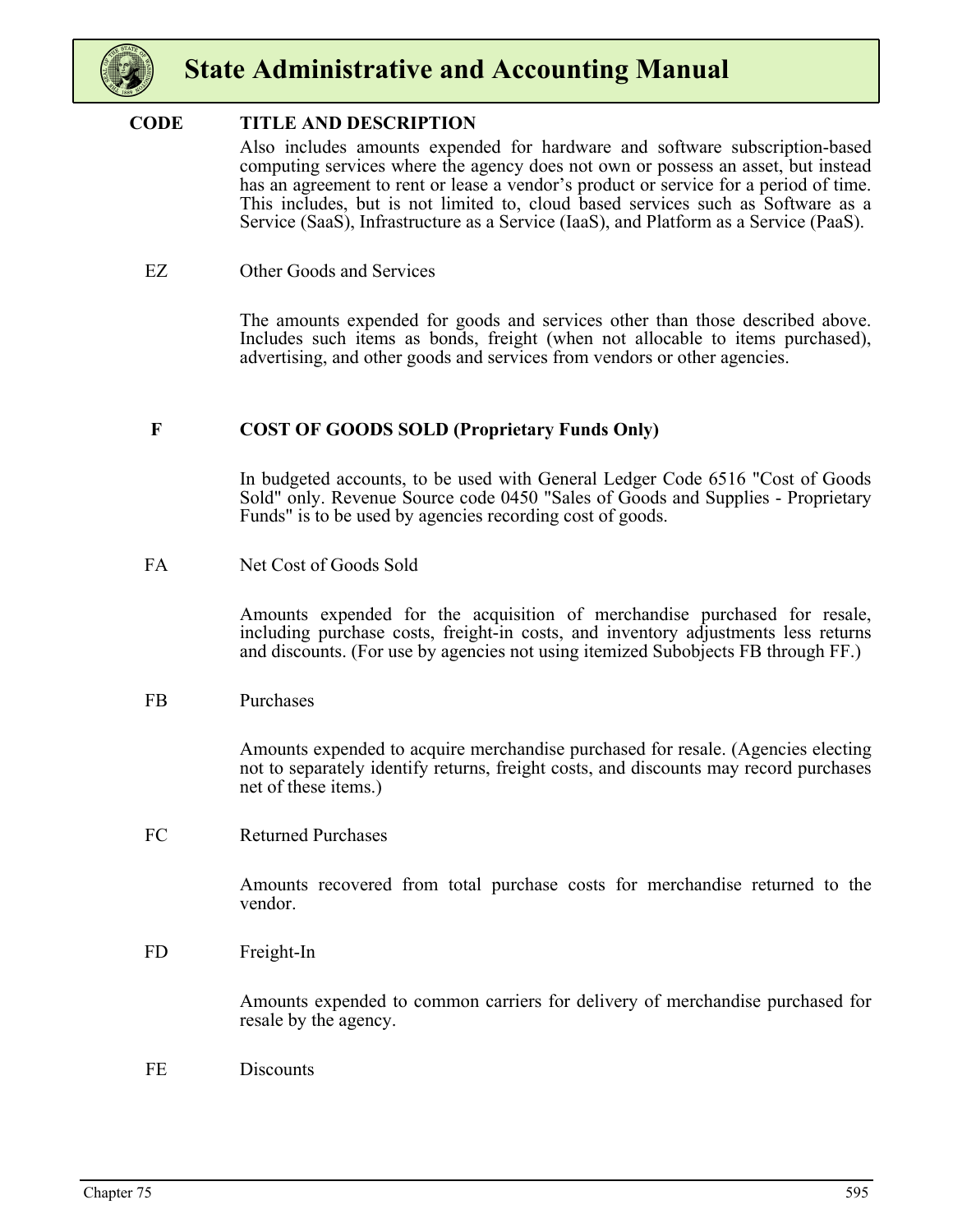| CODE | TITLE AND DESCRIPTION |
|---|---|
| | Also includes amounts expended for hardware and software subscription-based computing services where the agency does not own or possess an asset, but instead has an agreement to rent or lease a vendor's product or service for a period of time. This includes, but is not limited to, cloud based services such as Software as a Service (SaaS), Infrastructure as a Service (IaaS), and Platform as a Service (PaaS). |

EZ Other Goods and Services

The amounts expended for goods and services other than those described above. Includes such items as bonds, freight (when not allocable to items purchased), advertising, and other goods and services from vendors or other agencies.

**F COST OF GOODS SOLD (Proprietary Funds Only)**

In budgeted accounts, to be used with General Ledger Code 6516 "Cost of Goods Sold" only. Revenue Source code 0450 "Sales of Goods and Supplies - Proprietary Funds" is to be used by agencies recording cost of goods.

FA Net Cost of Goods Sold

Amounts expended for the acquisition of merchandise purchased for resale, including purchase costs, freight-in costs, and inventory adjustments less returns and discounts. (For use by agencies not using itemized Subobjects FB through FF.)

FB Purchases

Amounts expended to acquire merchandise purchased for resale. (Agencies electing not to separately identify returns, freight costs, and discounts may record purchases net of these items.)

FC Returned Purchases

Amounts recovered from total purchase costs for merchandise returned to the vendor.

FD Freight-In

Amounts expended to common carriers for delivery of merchandise purchased for resale by the agency.

FE Discounts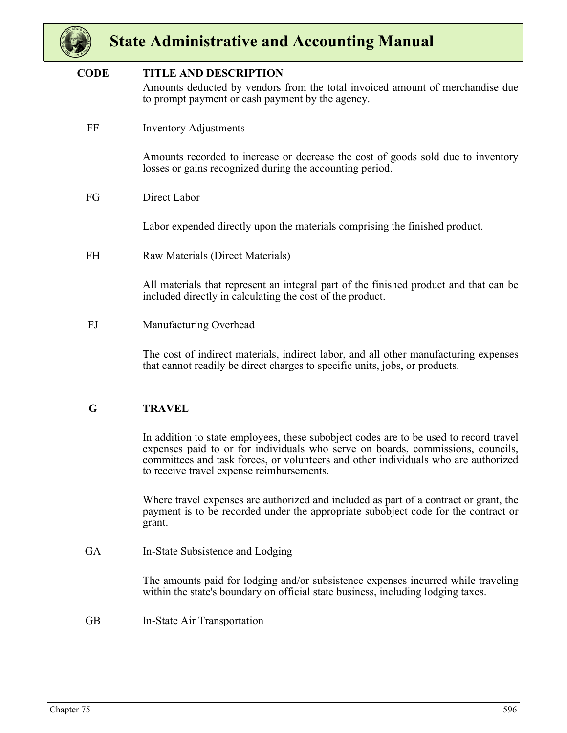| CODE | TITLE AND DESCRIPTION |
| --- | --- |
| | Amounts deducted by vendors from the total invoiced amount of merchandise due to prompt payment or cash payment by the agency. |
| FF | Inventory Adjustments |
| | Amounts recorded to increase or decrease the cost of goods sold due to inventory losses or gains recognized during the accounting period. |
| FG | Direct Labor |
| | Labor expended directly upon the materials comprising the finished product. |
| FH | Raw Materials (Direct Materials) |
| | All materials that represent an integral part of the finished product and that can be included directly in calculating the cost of the product. |
| FJ | Manufacturing Overhead |
| | The cost of indirect materials, indirect labor, and all other manufacturing expenses that cannot readily be direct charges to specific units, jobs, or products. |
| **G** | **TRAVEL** |
| | In addition to state employees, these subobject codes are to be used to record travel expenses paid to or for individuals who serve on boards, commissions, councils, committees and task forces, or volunteers and other individuals who are authorized to receive travel expense reimbursements. |
| | Where travel expenses are authorized and included as part of a contract or grant, the payment is to be recorded under the appropriate subobject code for the contract or grant. |
| GA | In-State Subsistence and Lodging |
| | The amounts paid for lodging and/or subsistence expenses incurred while traveling within the state's boundary on official state business, including lodging taxes. |
| GB | In-State Air Transportation |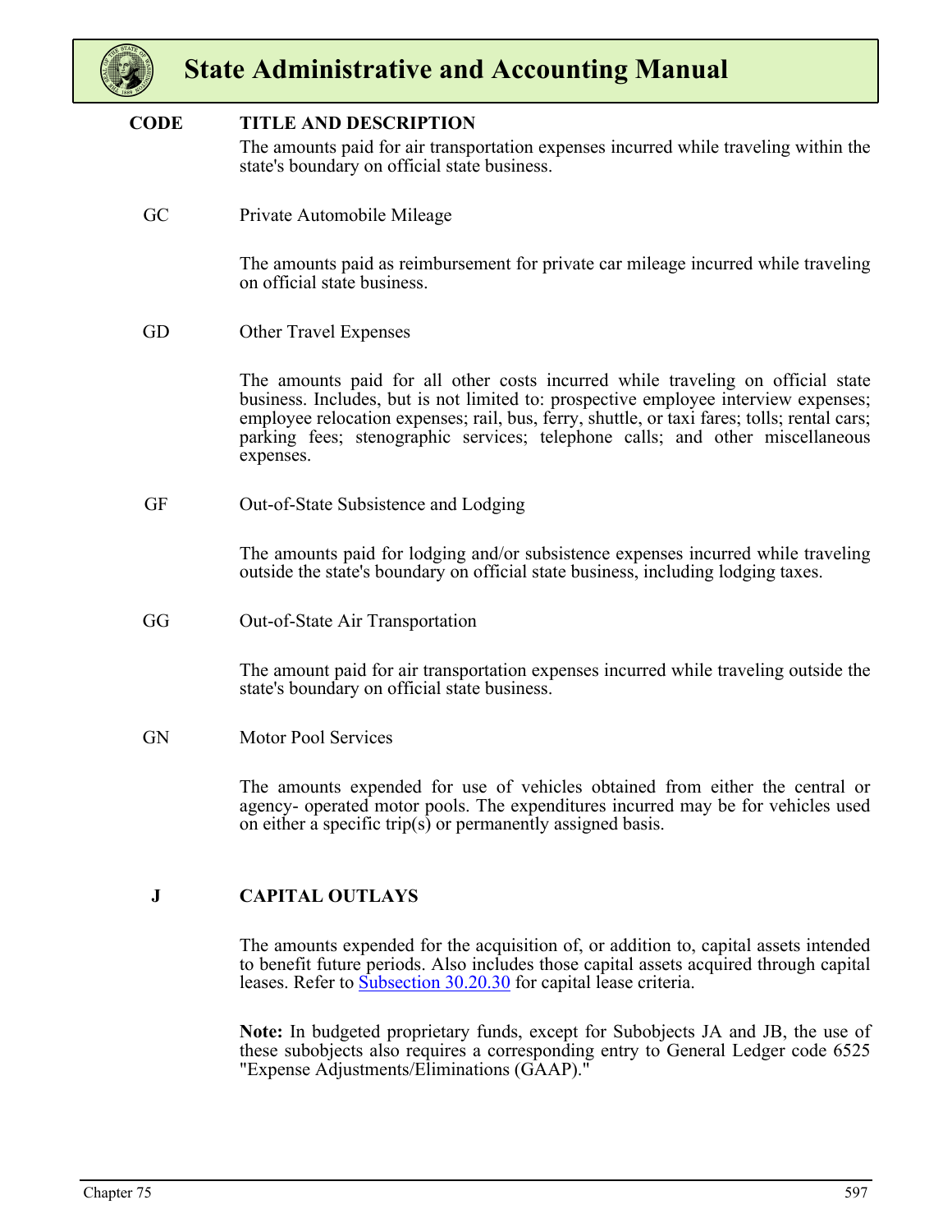| CODE | TITLE AND DESCRIPTION |
| --- | --- |
| | The amounts paid for air transportation expenses incurred while traveling within the state's boundary on official state business. |
| GC | Private Automobile Mileage |
| | The amounts paid as reimbursement for private car mileage incurred while traveling on official state business. |
| GD | Other Travel Expenses |
| | The amounts paid for all other costs incurred while traveling on official state business. Includes, but is not limited to: prospective employee interview expenses; employee relocation expenses; rail, bus, ferry, shuttle, or taxi fares; tolls; rental cars; parking fees; stenographic services; telephone calls; and other miscellaneous expenses. |
| GF | Out-of-State Subsistence and Lodging |
| | The amounts paid for lodging and/or subsistence expenses incurred while traveling outside the state's boundary on official state business, including lodging taxes. |
| GG | Out-of-State Air Transportation |
| | The amount paid for air transportation expenses incurred while traveling outside the state's boundary on official state business. |
| GN | Motor Pool Services |
| | The amounts expended for use of vehicles obtained from either the central or agency- operated motor pools. The expenditures incurred may be for vehicles used on either a specific trip(s) or permanently assigned basis. |
| **J** | **CAPITAL OUTLAYS** |
| | The amounts expended for the acquisition of, or addition to, capital assets intended to benefit future periods. Also includes those capital assets acquired through capital leases. Refer to Subsection 30.20.30 for capital lease criteria. |
| | **Note:** In budgeted proprietary funds, except for Subobjects JA and JB, the use of these subobjects also requires a corresponding entry to General Ledger code 6525 "Expense Adjustments/Eliminations (GAAP)." |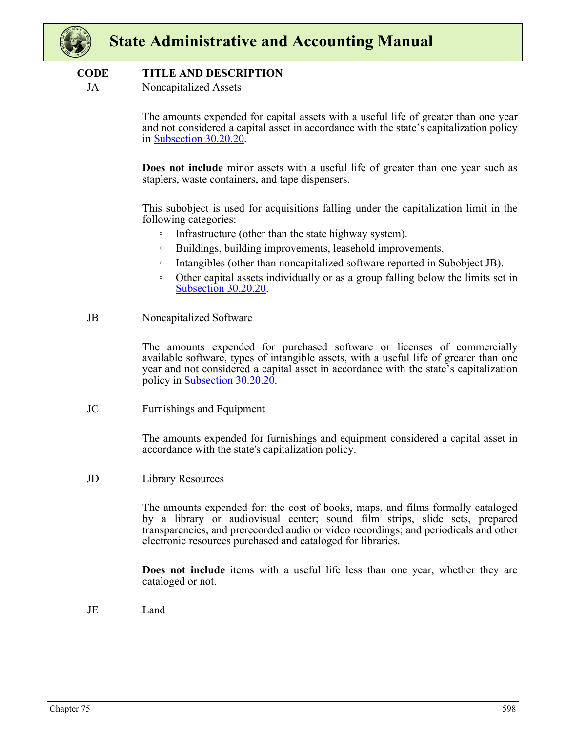| CODE | TITLE AND DESCRIPTION |
|---|---|
| JA | Noncapitalized Assets |

The amounts expended for capital assets with a useful life of greater than one year and not considered a capital asset in accordance with the state's capitalization policy in Subsection 30.20.20.

**Does not include** minor assets with a useful life of greater than one year such as staplers, waste containers, and tape dispensers.

This subobject is used for acquisitions falling under the capitalization limit in the following categories:

- Infrastructure (other than the state highway system).
- Buildings, building improvements, leasehold improvements.
- Intangibles (other than noncapitalized software reported in Subobject JB).
- Other capital assets individually or as a group falling below the limits set in Subsection 30.20.20.

**JB** Noncapitalized Software

The amounts expended for purchased software or licenses of commercially available software, types of intangible assets, with a useful life of greater than one year and not considered a capital asset in accordance with the state's capitalization policy in Subsection 30.20.20.

**JC** Furnishings and Equipment

The amounts expended for furnishings and equipment considered a capital asset in accordance with the state's capitalization policy.

**JD** Library Resources

The amounts expended for: the cost of books, maps, and films formally cataloged by a library or audiovisual center; sound film strips, slide sets, prepared transparencies, and prerecorded audio or video recordings; and periodicals and other electronic resources purchased and cataloged for libraries.

**Does not include** items with a useful life less than one year, whether they are cataloged or not.

**JE** Land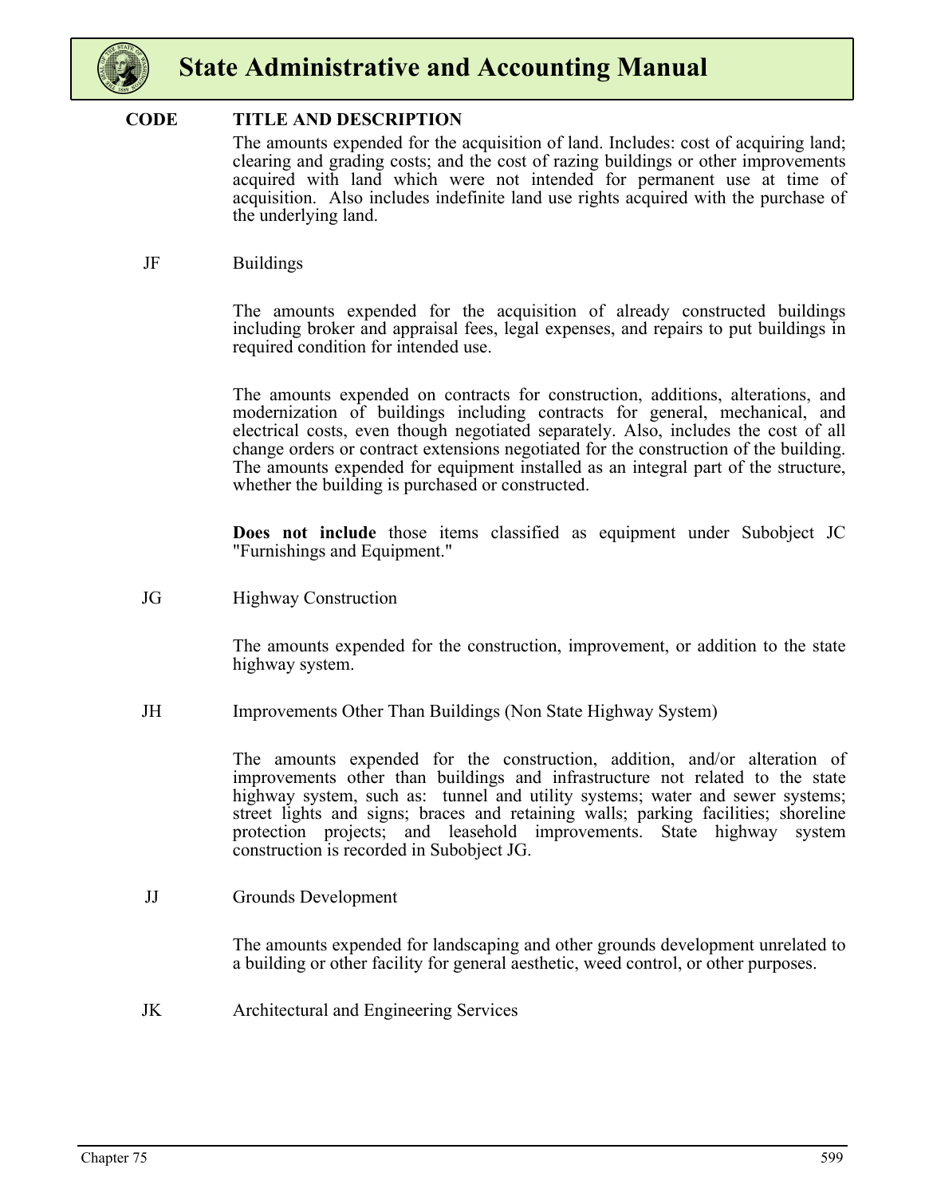| CODE | TITLE AND DESCRIPTION |
|---|---|
| | The amounts expended for the acquisition of land. Includes: cost of acquiring land; clearing and grading costs; and the cost of razing buildings or other improvements acquired with land which were not intended for permanent use at time of acquisition. Also includes indefinite land use rights acquired with the purchase of the underlying land. |
| JF | Buildings |
| | The amounts expended for the acquisition of already constructed buildings including broker and appraisal fees, legal expenses, and repairs to put buildings in required condition for intended use. |
| | The amounts expended on contracts for construction, additions, alterations, and modernization of buildings including contracts for general, mechanical, and electrical costs, even though negotiated separately. Also, includes the cost of all change orders or contract extensions negotiated for the construction of the building. The amounts expended for equipment installed as an integral part of the structure, whether the building is purchased or constructed. |
| | **Does not include** those items classified as equipment under Subobject JC "Furnishings and Equipment." |
| JG | Highway Construction |
| | The amounts expended for the construction, improvement, or addition to the state highway system. |
| JH | Improvements Other Than Buildings (Non State Highway System) |
| | The amounts expended for the construction, addition, and/or alteration of improvements other than buildings and infrastructure not related to the state highway system, such as: tunnel and utility systems; water and sewer systems; street lights and signs; braces and retaining walls; parking facilities; shoreline protection projects; and leasehold improvements. State highway system construction is recorded in Subobject JG. |
| JJ | Grounds Development |
| | The amounts expended for landscaping and other grounds development unrelated to a building or other facility for general aesthetic, weed control, or other purposes. |
| JK | Architectural and Engineering Services |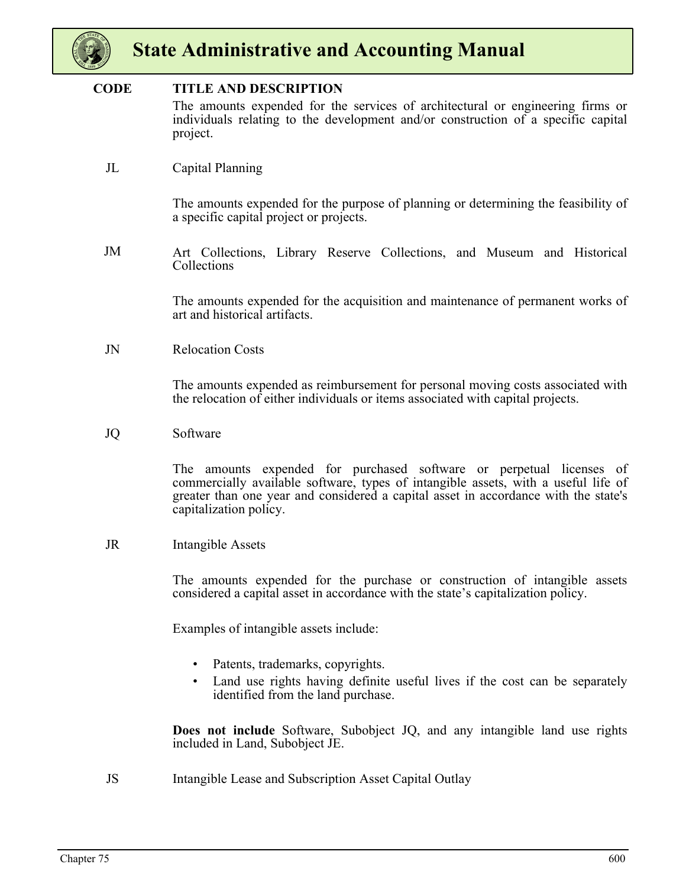| CODE | TITLE AND DESCRIPTION |
|---|---|
| | The amounts expended for the services of architectural or engineering firms or individuals relating to the development and/or construction of a specific capital project. |
| JL | Capital Planning |
| | The amounts expended for the purpose of planning or determining the feasibility of a specific capital project or projects. |
| JM | Art Collections, Library Reserve Collections, and Museum and Historical Collections |
| | The amounts expended for the acquisition and maintenance of permanent works of art and historical artifacts. |
| JN | Relocation Costs |
| | The amounts expended as reimbursement for personal moving costs associated with the relocation of either individuals or items associated with capital projects. |
| JQ | Software |
| | The amounts expended for purchased software or perpetual licenses of commercially available software, types of intangible assets, with a useful life of greater than one year and considered a capital asset in accordance with the state's capitalization policy. |
| JR | Intangible Assets |
| | The amounts expended for the purchase or construction of intangible assets considered a capital asset in accordance with the state's capitalization policy.<br><br>Examples of intangible assets include:<br><br>• Patents, trademarks, copyrights.<br>• Land use rights having definite useful lives if the cost can be separately identified from the land purchase.<br><br>**Does not include** Software, Subobject JQ, and any intangible land use rights included in Land, Subobject JE. |
| JS | Intangible Lease and Subscription Asset Capital Outlay |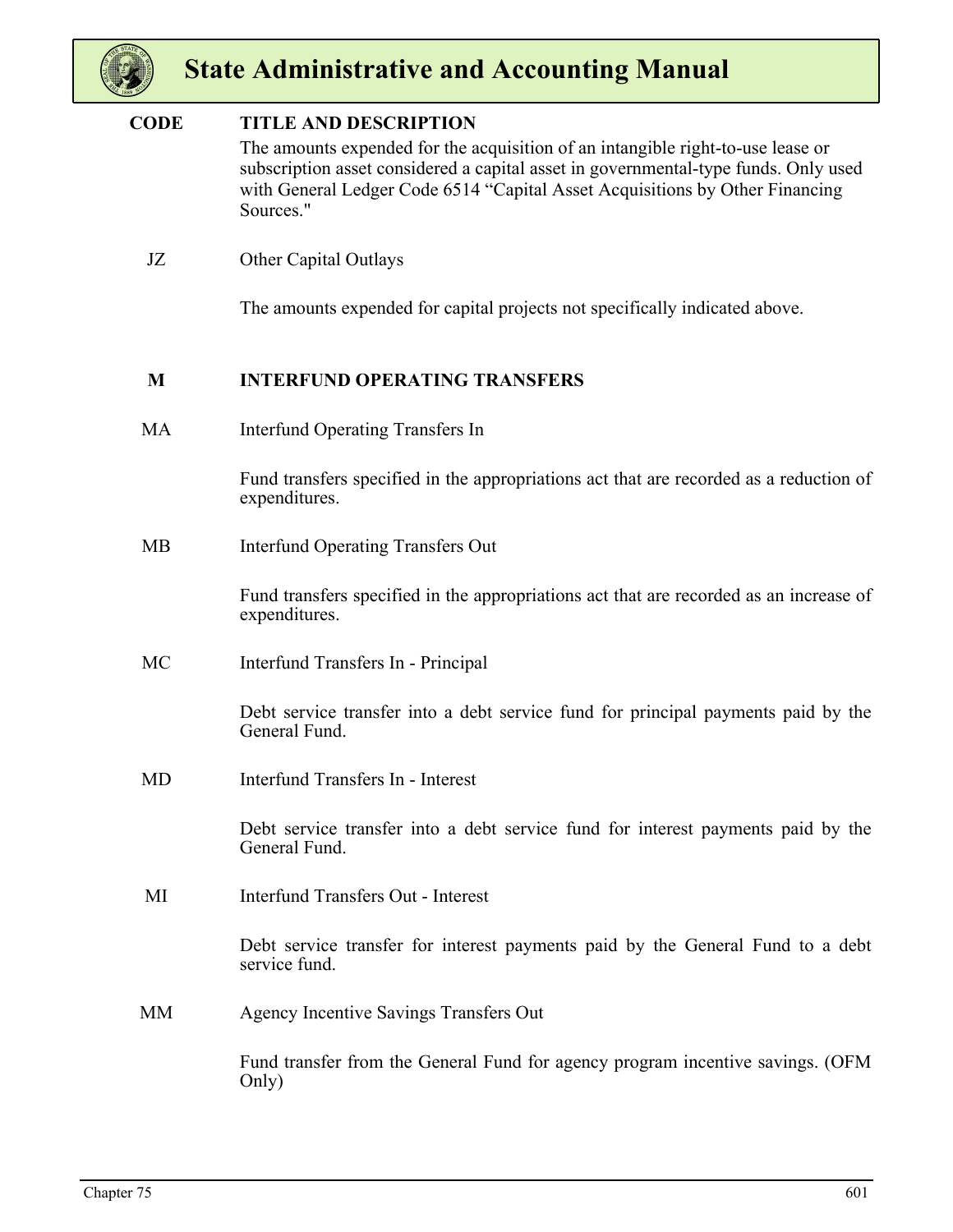| CODE | TITLE AND DESCRIPTION |
|---|---|
| | The amounts expended for the acquisition of an intangible right-to-use lease or subscription asset considered a capital asset in governmental-type funds. Only used with General Ledger Code 6514 "Capital Asset Acquisitions by Other Financing Sources." |
| JZ | Other Capital Outlays |
| | The amounts expended for capital projects not specifically indicated above. |
| **M** | **INTERFUND OPERATING TRANSFERS** |
| MA | Interfund Operating Transfers In |
| | Fund transfers specified in the appropriations act that are recorded as a reduction of expenditures. |
| MB | Interfund Operating Transfers Out |
| | Fund transfers specified in the appropriations act that are recorded as an increase of expenditures. |
| MC | Interfund Transfers In - Principal |
| | Debt service transfer into a debt service fund for principal payments paid by the General Fund. |
| MD | Interfund Transfers In - Interest |
| | Debt service transfer into a debt service fund for interest payments paid by the General Fund. |
| MI | Interfund Transfers Out - Interest |
| | Debt service transfer for interest payments paid by the General Fund to a debt service fund. |
| MM | Agency Incentive Savings Transfers Out |
| | Fund transfer from the General Fund for agency program incentive savings. (OFM Only) |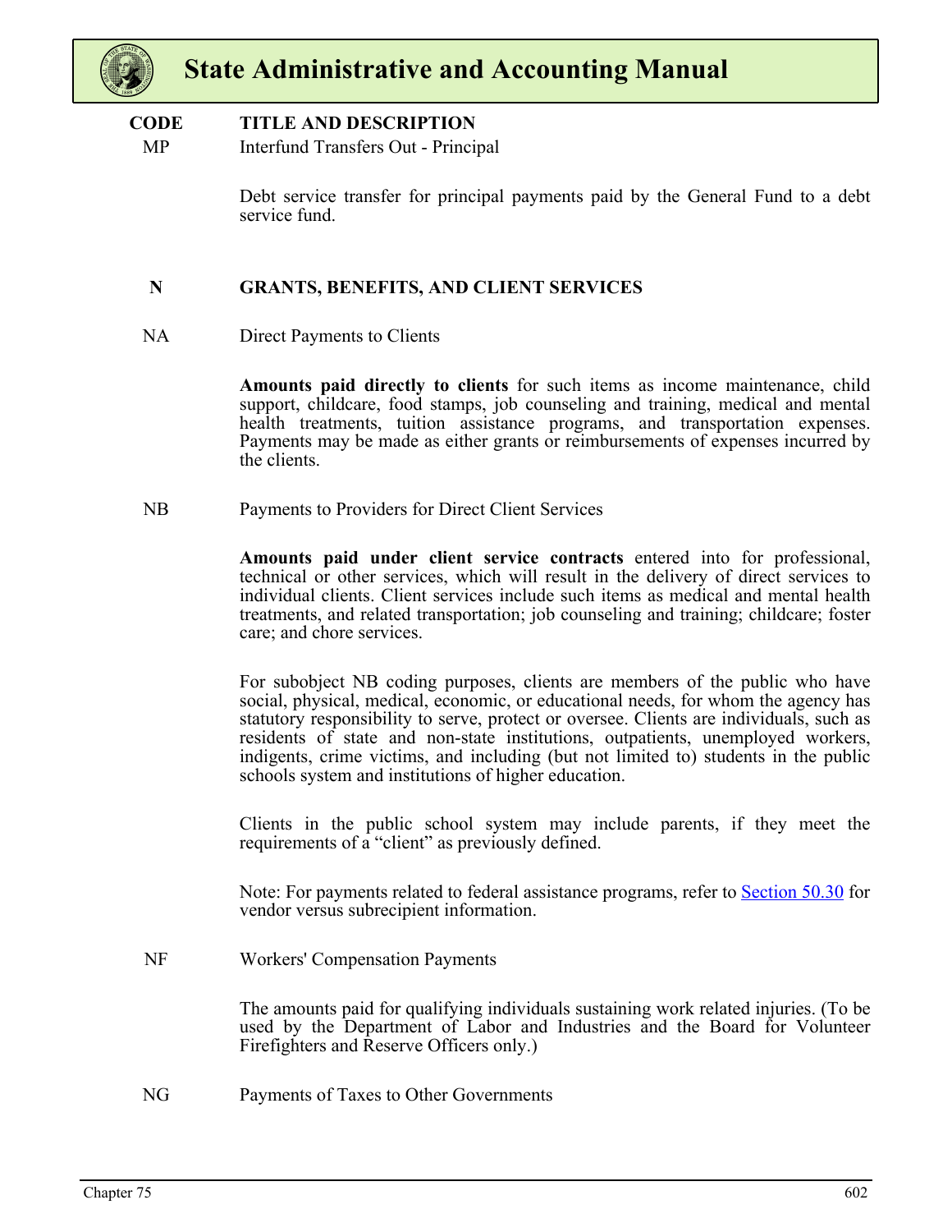| CODE | TITLE AND DESCRIPTION |
|---|---|
| MP | Interfund Transfers Out - Principal |

Debt service transfer for principal payments paid by the General Fund to a debt service fund.

**N GRANTS, BENEFITS, AND CLIENT SERVICES**

NA Direct Payments to Clients

**Amounts paid directly to clients** for such items as income maintenance, child support, childcare, food stamps, job counseling and training, medical and mental health treatments, tuition assistance programs, and transportation expenses. Payments may be made as either grants or reimbursements of expenses incurred by the clients.

NB Payments to Providers for Direct Client Services

**Amounts paid under client service contracts** entered into for professional, technical or other services, which will result in the delivery of direct services to individual clients. Client services include such items as medical and mental health treatments, and related transportation; job counseling and training; childcare; foster care; and chore services.

For subobject NB coding purposes, clients are members of the public who have social, physical, medical, economic, or educational needs, for whom the agency has statutory responsibility to serve, protect or oversee. Clients are individuals, such as residents of state and non-state institutions, outpatients, unemployed workers, indigents, crime victims, and including (but not limited to) students in the public schools system and institutions of higher education.

Clients in the public school system may include parents, if they meet the requirements of a "client" as previously defined.

Note: For payments related to federal assistance programs, refer to Section 50.30 for vendor versus subrecipient information.

NF Workers' Compensation Payments

The amounts paid for qualifying individuals sustaining work related injuries. (To be used by the Department of Labor and Industries and the Board for Volunteer Firefighters and Reserve Officers only.)

NG Payments of Taxes to Other Governments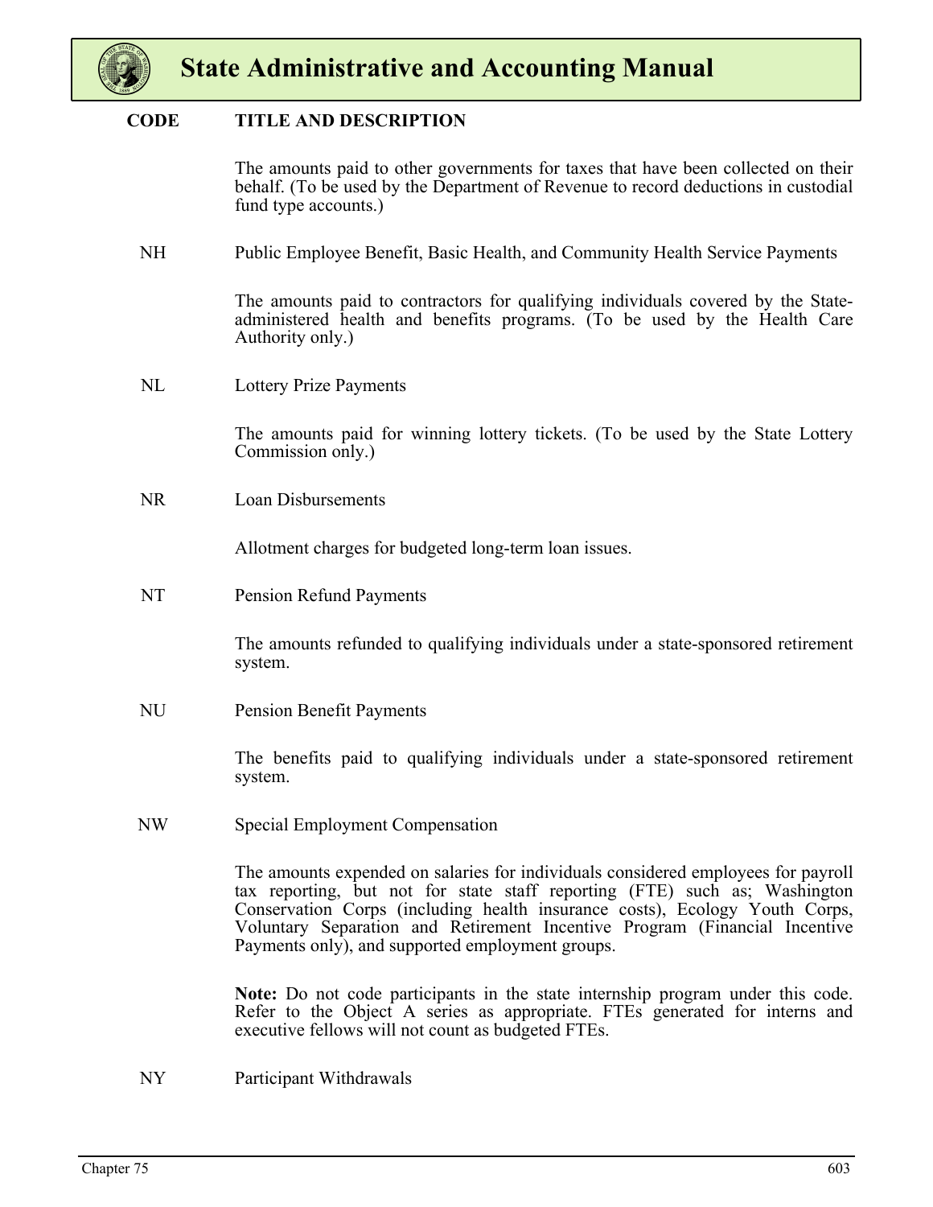| CODE | TITLE AND DESCRIPTION |
|---|---|
| | The amounts paid to other governments for taxes that have been collected on their behalf. (To be used by the Department of Revenue to record deductions in custodial fund type accounts.) |
| NH | Public Employee Benefit, Basic Health, and Community Health Service Payments |
| | The amounts paid to contractors for qualifying individuals covered by the State-administered health and benefits programs. (To be used by the Health Care Authority only.) |
| NL | Lottery Prize Payments |
| | The amounts paid for winning lottery tickets. (To be used by the State Lottery Commission only.) |
| NR | Loan Disbursements |
| | Allotment charges for budgeted long-term loan issues. |
| NT | Pension Refund Payments |
| | The amounts refunded to qualifying individuals under a state-sponsored retirement system. |
| NU | Pension Benefit Payments |
| | The benefits paid to qualifying individuals under a state-sponsored retirement system. |
| NW | Special Employment Compensation |
| | The amounts expended on salaries for individuals considered employees for payroll tax reporting, but not for state staff reporting (FTE) such as; Washington Conservation Corps (including health insurance costs), Ecology Youth Corps, Voluntary Separation and Retirement Incentive Program (Financial Incentive Payments only), and supported employment groups. |
| | **Note:** Do not code participants in the state internship program under this code. Refer to the Object A series as appropriate. FTEs generated for interns and executive fellows will not count as budgeted FTEs. |
| NY | Participant Withdrawals |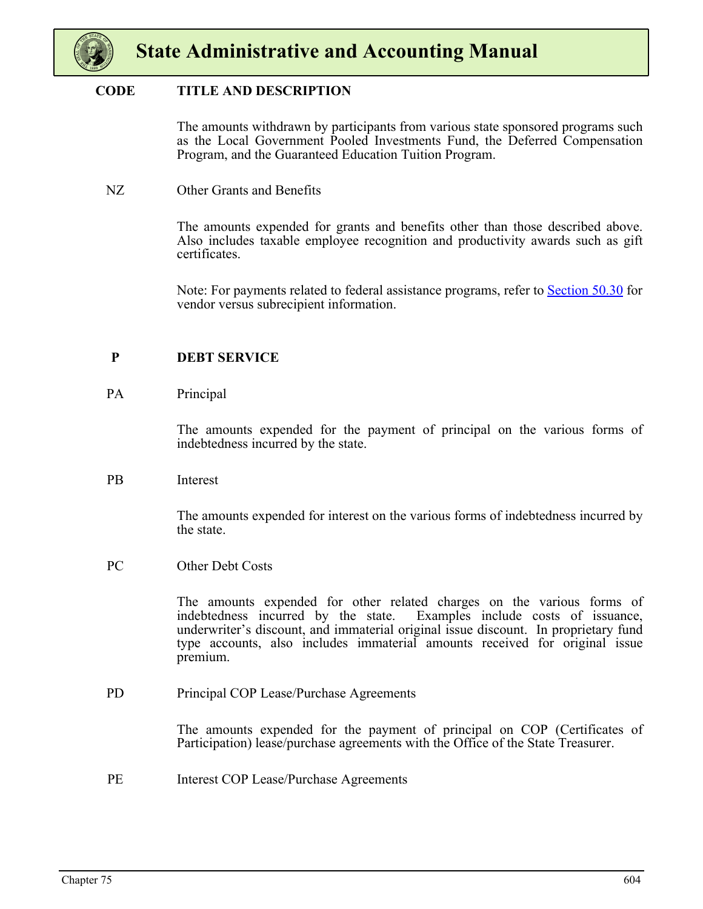| CODE | TITLE AND DESCRIPTION |
|---|---|
| | The amounts withdrawn by participants from various state sponsored programs such as the Local Government Pooled Investments Fund, the Deferred Compensation Program, and the Guaranteed Education Tuition Program. |
| NZ | Other Grants and Benefits |
| | The amounts expended for grants and benefits other than those described above. Also includes taxable employee recognition and productivity awards such as gift certificates. |
| | Note: For payments related to federal assistance programs, refer to [Section 50.30](#) for vendor versus subrecipient information. |
| **P** | **DEBT SERVICE** |
| PA | Principal |
| | The amounts expended for the payment of principal on the various forms of indebtedness incurred by the state. |
| PB | Interest |
| | The amounts expended for interest on the various forms of indebtedness incurred by the state. |
| PC | Other Debt Costs |
| | The amounts expended for other related charges on the various forms of indebtedness incurred by the state. Examples include costs of issuance, underwriter's discount, and immaterial original issue discount. In proprietary fund type accounts, also includes immaterial amounts received for original issue premium. |
| PD | Principal COP Lease/Purchase Agreements |
| | The amounts expended for the payment of principal on COP (Certificates of Participation) lease/purchase agreements with the Office of the State Treasurer. |
| PE | Interest COP Lease/Purchase Agreements |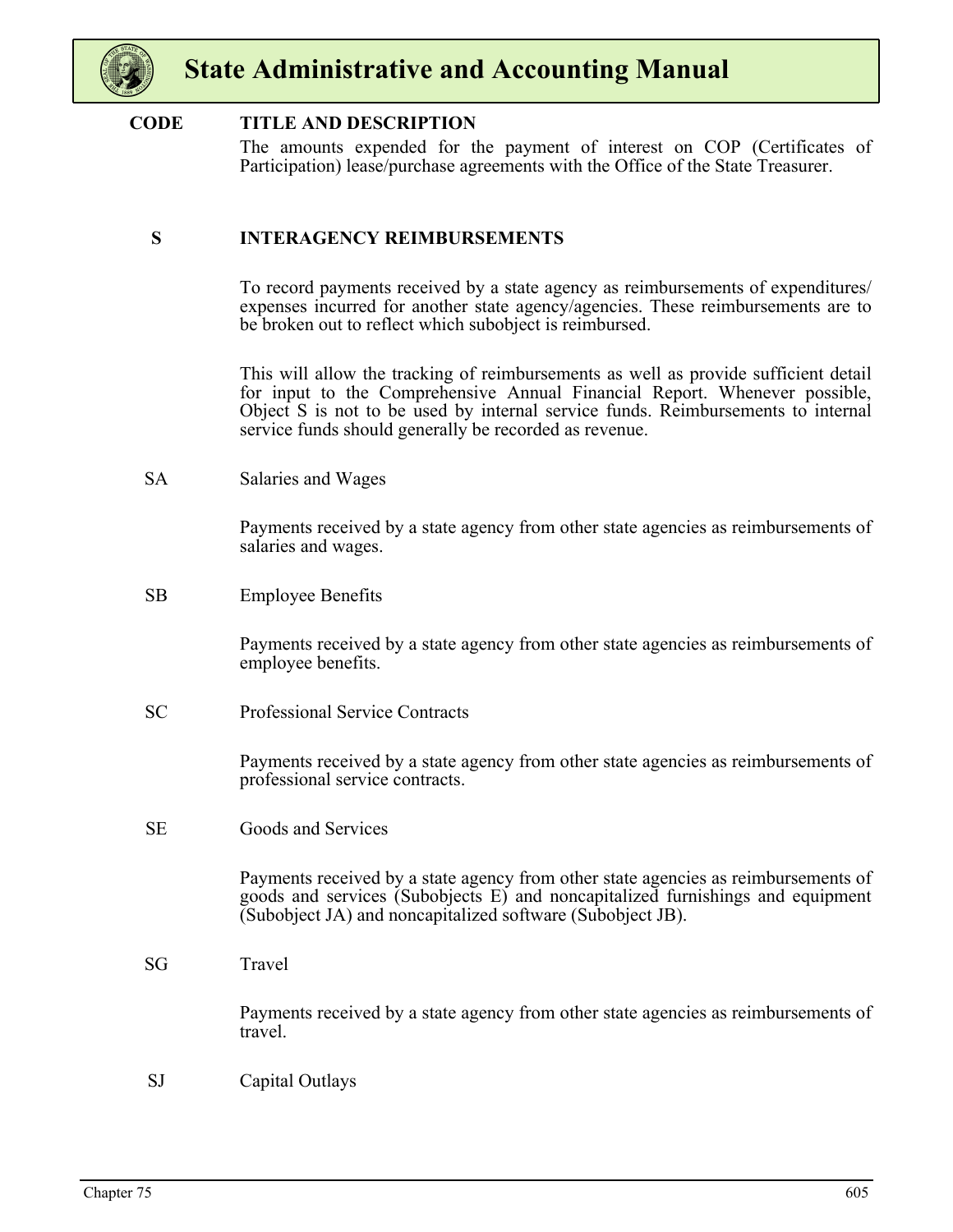| CODE | TITLE AND DESCRIPTION |
|---|---|
| | The amounts expended for the payment of interest on COP (Certificates of Participation) lease/purchase agreements with the Office of the State Treasurer. |
| **S** | **INTERAGENCY REIMBURSEMENTS** |
| | To record payments received by a state agency as reimbursements of expenditures/expenses incurred for another state agency/agencies. These reimbursements are to be broken out to reflect which subobject is reimbursed. |
| | This will allow the tracking of reimbursements as well as provide sufficient detail for input to the Comprehensive Annual Financial Report. Whenever possible, Object S is not to be used by internal service funds. Reimbursements to internal service funds should generally be recorded as revenue. |
| SA | Salaries and Wages |
| | Payments received by a state agency from other state agencies as reimbursements of salaries and wages. |
| SB | Employee Benefits |
| | Payments received by a state agency from other state agencies as reimbursements of employee benefits. |
| SC | Professional Service Contracts |
| | Payments received by a state agency from other state agencies as reimbursements of professional service contracts. |
| SE | Goods and Services |
| | Payments received by a state agency from other state agencies as reimbursements of goods and services (Subobjects E) and noncapitalized furnishings and equipment (Subobject JA) and noncapitalized software (Subobject JB). |
| SG | Travel |
| | Payments received by a state agency from other state agencies as reimbursements of travel. |
| SJ | Capital Outlays |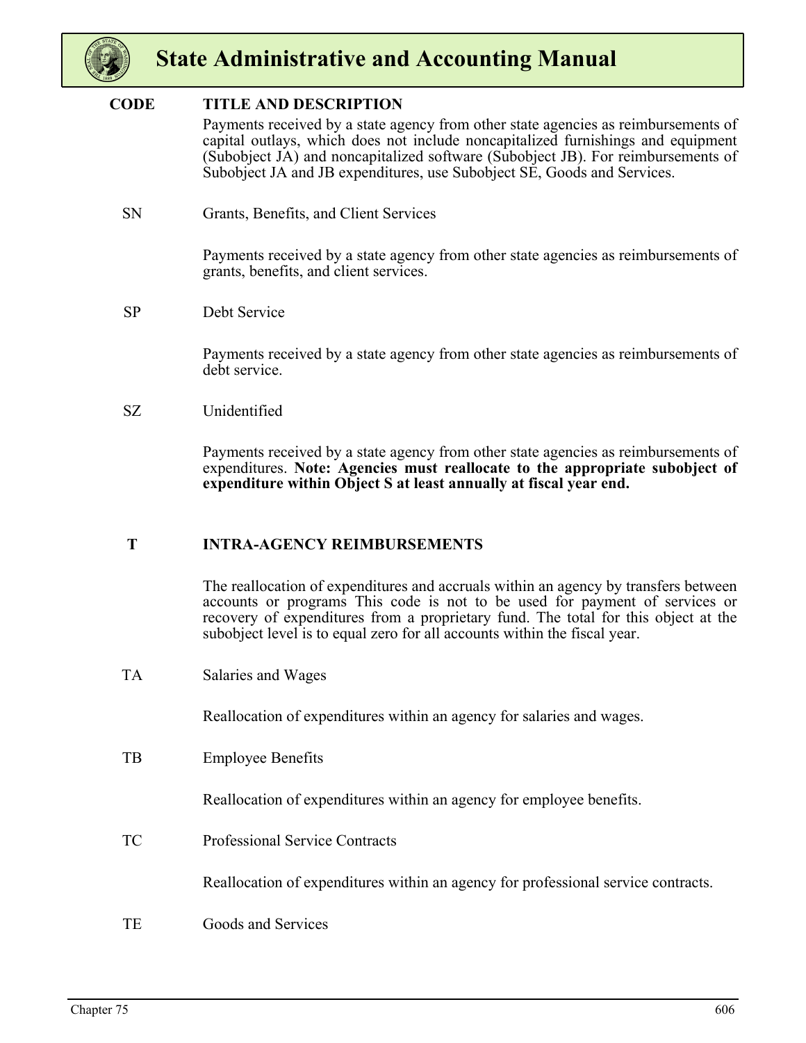| CODE | TITLE AND DESCRIPTION |
|---|---|
| | Payments received by a state agency from other state agencies as reimbursements of capital outlays, which does not include noncapitalized furnishings and equipment (Subobject JA) and noncapitalized software (Subobject JB). For reimbursements of Subobject JA and JB expenditures, use Subobject SE, Goods and Services. |
| SN | Grants, Benefits, and Client Services |
| | Payments received by a state agency from other state agencies as reimbursements of grants, benefits, and client services. |
| SP | Debt Service |
| | Payments received by a state agency from other state agencies as reimbursements of debt service. |
| SZ | Unidentified |
| | Payments received by a state agency from other state agencies as reimbursements of expenditures. **Note: Agencies must reallocate to the appropriate subobject of expenditure within Object S at least annually at fiscal year end.** |
| **T** | **INTRA-AGENCY REIMBURSEMENTS** |
| | The reallocation of expenditures and accruals within an agency by transfers between accounts or programs This code is not to be used for payment of services or recovery of expenditures from a proprietary fund. The total for this object at the subobject level is to equal zero for all accounts within the fiscal year. |
| TA | Salaries and Wages |
| | Reallocation of expenditures within an agency for salaries and wages. |
| TB | Employee Benefits |
| | Reallocation of expenditures within an agency for employee benefits. |
| TC | Professional Service Contracts |
| | Reallocation of expenditures within an agency for professional service contracts. |
| TE | Goods and Services |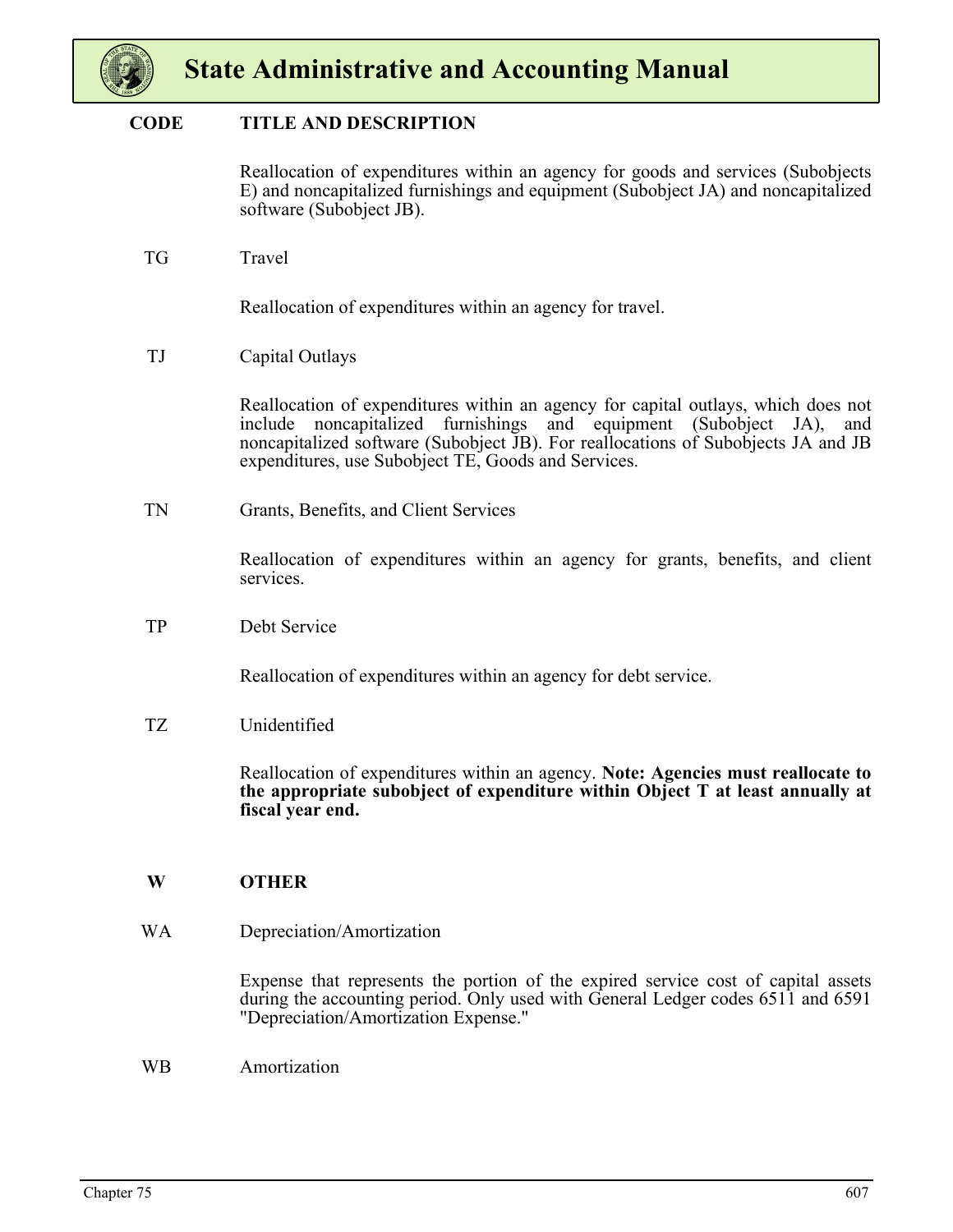| CODE | TITLE AND DESCRIPTION |
|---|---|
| | Reallocation of expenditures within an agency for goods and services (Subobjects E) and noncapitalized furnishings and equipment (Subobject JA) and noncapitalized software (Subobject JB). |
| TG | Travel |
| | Reallocation of expenditures within an agency for travel. |
| TJ | Capital Outlays |
| | Reallocation of expenditures within an agency for capital outlays, which does not include noncapitalized furnishings and equipment (Subobject JA), and noncapitalized software (Subobject JB). For reallocations of Subobjects JA and JB expenditures, use Subobject TE, Goods and Services. |
| TN | Grants, Benefits, and Client Services |
| | Reallocation of expenditures within an agency for grants, benefits, and client services. |
| TP | Debt Service |
| | Reallocation of expenditures within an agency for debt service. |
| TZ | Unidentified |
| | Reallocation of expenditures within an agency. **Note: Agencies must reallocate to the appropriate subobject of expenditure within Object T at least annually at fiscal year end.** |
| **W** | **OTHER** |
| WA | Depreciation/Amortization |
| | Expense that represents the portion of the expired service cost of capital assets during the accounting period. Only used with General Ledger codes 6511 and 6591 "Depreciation/Amortization Expense." |
| WB | Amortization |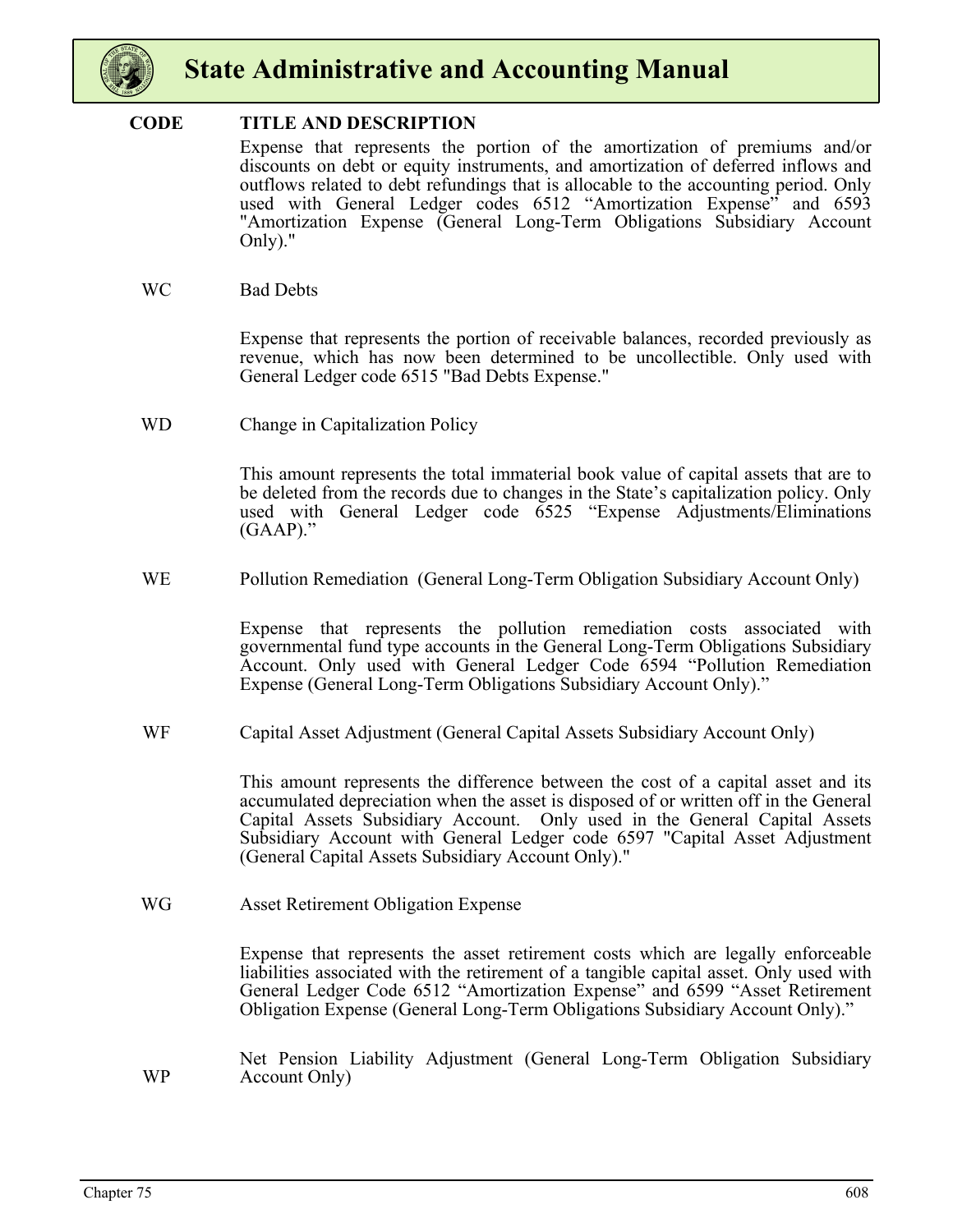**CODE** **TITLE AND DESCRIPTION**

Expense that represents the portion of the amortization of premiums and/or discounts on debt or equity instruments, and amortization of deferred inflows and outflows related to debt refundings that is allocable to the accounting period. Only used with General Ledger codes 6512 "Amortization Expense" and 6593 "Amortization Expense (General Long-Term Obligations Subsidiary Account Only)."

WC Bad Debts

Expense that represents the portion of receivable balances, recorded previously as revenue, which has now been determined to be uncollectible. Only used with General Ledger code 6515 "Bad Debts Expense."

WD Change in Capitalization Policy

This amount represents the total immaterial book value of capital assets that are to be deleted from the records due to changes in the State's capitalization policy. Only used with General Ledger code 6525 "Expense Adjustments/Eliminations (GAAP)."

WE Pollution Remediation (General Long-Term Obligation Subsidiary Account Only)

Expense that represents the pollution remediation costs associated with governmental fund type accounts in the General Long-Term Obligations Subsidiary Account. Only used with General Ledger Code 6594 "Pollution Remediation Expense (General Long-Term Obligations Subsidiary Account Only)."

WF Capital Asset Adjustment (General Capital Assets Subsidiary Account Only)

This amount represents the difference between the cost of a capital asset and its accumulated depreciation when the asset is disposed of or written off in the General Capital Assets Subsidiary Account. Only used in the General Capital Assets Subsidiary Account with General Ledger code 6597 "Capital Asset Adjustment (General Capital Assets Subsidiary Account Only)."

WG Asset Retirement Obligation Expense

Expense that represents the asset retirement costs which are legally enforceable liabilities associated with the retirement of a tangible capital asset. Only used with General Ledger Code 6512 "Amortization Expense" and 6599 "Asset Retirement Obligation Expense (General Long-Term Obligations Subsidiary Account Only)."

WP Net Pension Liability Adjustment (General Long-Term Obligation Subsidiary Account Only)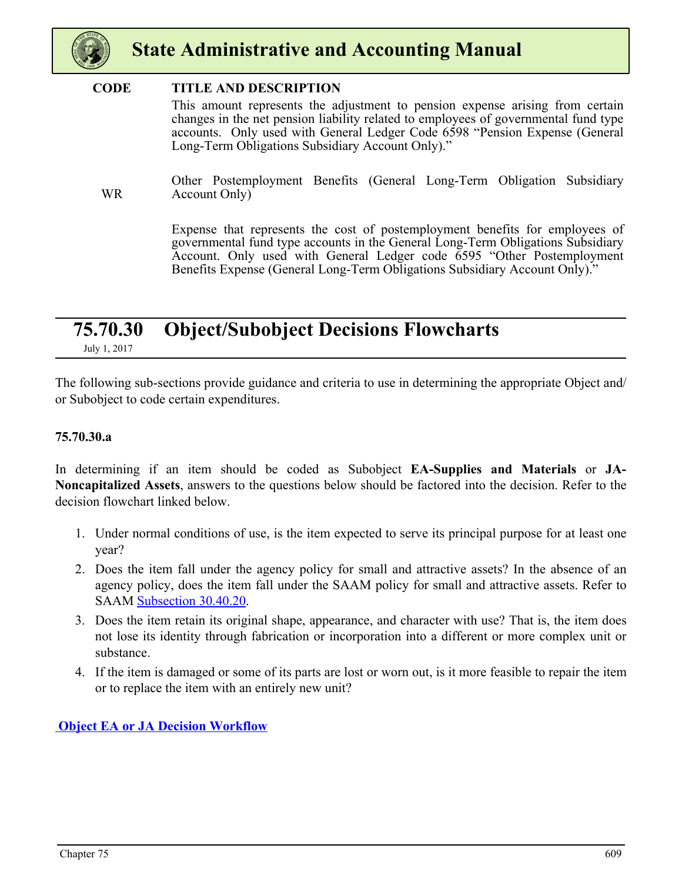| CODE | TITLE AND DESCRIPTION |
| --- | --- |
| | This amount represents the adjustment to pension expense arising from certain changes in the net pension liability related to employees of governmental fund type accounts. Only used with General Ledger Code 6598 "Pension Expense (General Long-Term Obligations Subsidiary Account Only)." |
| WR | Other Postemployment Benefits (General Long-Term Obligation Subsidiary Account Only) |
| | Expense that represents the cost of postemployment benefits for employees of governmental fund type accounts in the General Long-Term Obligations Subsidiary Account. Only used with General Ledger code 6595 "Other Postemployment Benefits Expense (General Long-Term Obligations Subsidiary Account Only)." |

## 75.70.30 Object/Subobject Decisions Flowcharts

July 1, 2017

The following sub-sections provide guidance and criteria to use in determining the appropriate Object and/or Subobject to code certain expenditures.

### 75.70.30.a

In determining if an item should be coded as Subobject **EA-Supplies and Materials** or **JA-Noncapitalized Assets**, answers to the questions below should be factored into the decision. Refer to the decision flowchart linked below.

1. Under normal conditions of use, is the item expected to serve its principal purpose for at least one year?
2. Does the item fall under the agency policy for small and attractive assets? In the absence of an agency policy, does the item fall under the SAAM policy for small and attractive assets. Refer to SAAM Subsection 30.40.20.
3. Does the item retain its original shape, appearance, and character with use? That is, the item does not lose its identity through fabrication or incorporation into a different or more complex unit or substance.
4. If the item is damaged or some of its parts are lost or worn out, is it more feasible to repair the item or to replace the item with an entirely new unit?

**Object EA or JA Decision Workflow**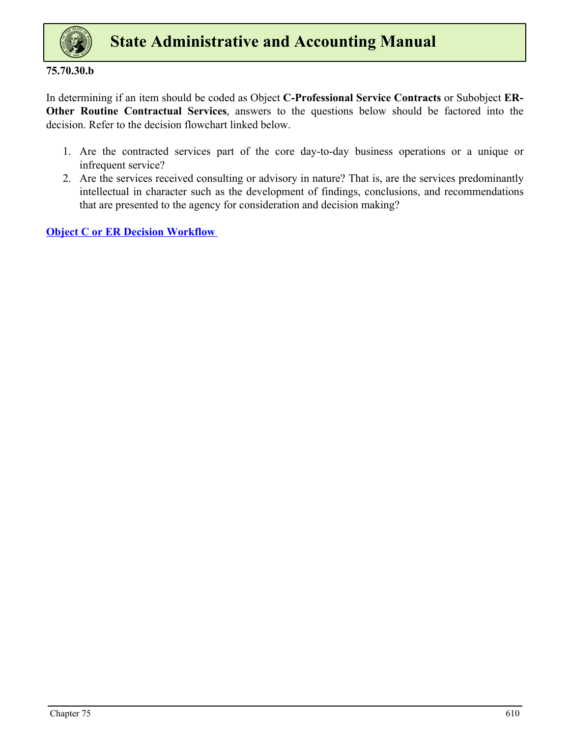**75.70.30.b**

In determining if an item should be coded as Object **C-Professional Service Contracts** or Subobject **ER-Other Routine Contractual Services**, answers to the questions below should be factored into the decision. Refer to the decision flowchart linked below.

1. Are the contracted services part of the core day-to-day business operations or a unique or infrequent service?
2. Are the services received consulting or advisory in nature? That is, are the services predominantly intellectual in character such as the development of findings, conclusions, and recommendations that are presented to the agency for consideration and decision making?

**Object C or ER Decision Workflow**